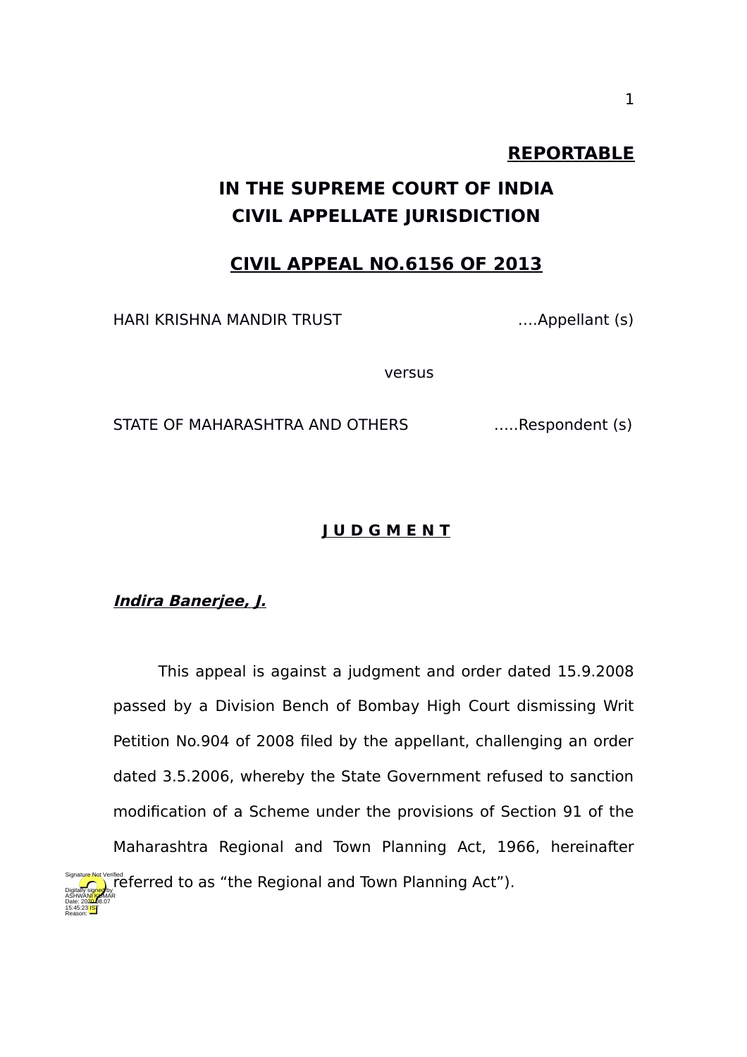**REPORTABLE**

# IN THE SUPREME COURT OF INDIA
# CIVIL APPELLATE JURISDICTION

## CIVIL APPEAL NO.6156 OF 2013

HARI KRISHNA MANDIR TRUST ….Appellant (s)

versus

STATE OF MAHARASHTRA AND OTHERS …..Respondent (s)

## J U D G M E N T

***Indira Banerjee, J.***

This appeal is against a judgment and order dated 15.9.2008 passed by a Division Bench of Bombay High Court dismissing Writ Petition No.904 of 2008 filed by the appellant, challenging an order dated 3.5.2006, whereby the State Government refused to sanction modification of a Scheme under the provisions of Section 91 of the Maharashtra Regional and Town Planning Act, 1966, hereinafter referred to as "the Regional and Town Planning Act").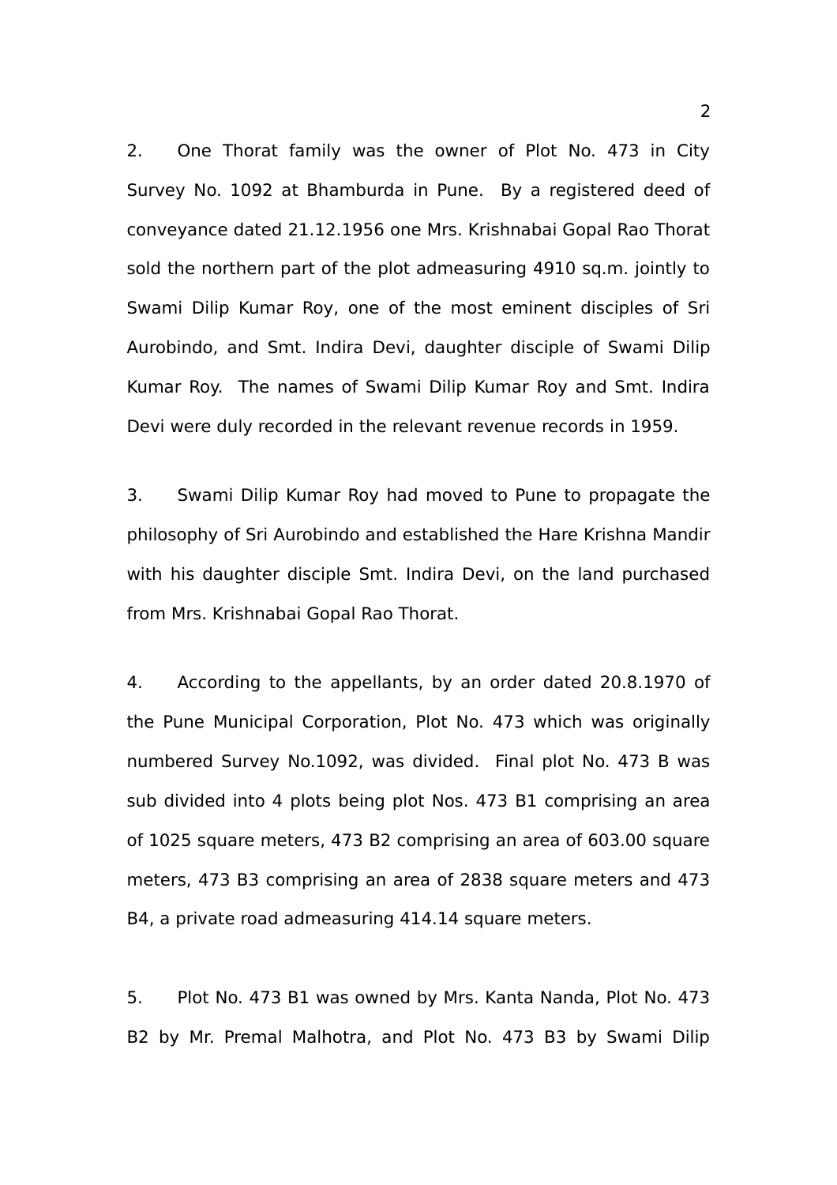2. One Thorat family was the owner of Plot No. 473 in City Survey No. 1092 at Bhamburda in Pune. By a registered deed of conveyance dated 21.12.1956 one Mrs. Krishnabai Gopal Rao Thorat sold the northern part of the plot admeasuring 4910 sq.m. jointly to Swami Dilip Kumar Roy, one of the most eminent disciples of Sri Aurobindo, and Smt. Indira Devi, daughter disciple of Swami Dilip Kumar Roy. The names of Swami Dilip Kumar Roy and Smt. Indira Devi were duly recorded in the relevant revenue records in 1959.

3. Swami Dilip Kumar Roy had moved to Pune to propagate the philosophy of Sri Aurobindo and established the Hare Krishna Mandir with his daughter disciple Smt. Indira Devi, on the land purchased from Mrs. Krishnabai Gopal Rao Thorat.

4. According to the appellants, by an order dated 20.8.1970 of the Pune Municipal Corporation, Plot No. 473 which was originally numbered Survey No.1092, was divided. Final plot No. 473 B was sub divided into 4 plots being plot Nos. 473 B1 comprising an area of 1025 square meters, 473 B2 comprising an area of 603.00 square meters, 473 B3 comprising an area of 2838 square meters and 473 B4, a private road admeasuring 414.14 square meters.

5. Plot No. 473 B1 was owned by Mrs. Kanta Nanda, Plot No. 473 B2 by Mr. Premal Malhotra, and Plot No. 473 B3 by Swami Dilip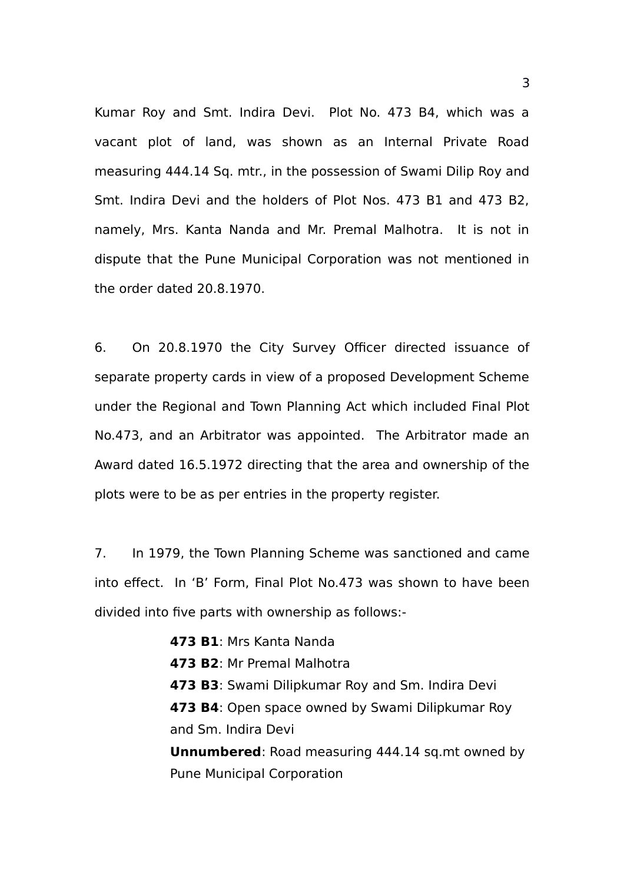Kumar Roy and Smt. Indira Devi. Plot No. 473 B4, which was a vacant plot of land, was shown as an Internal Private Road measuring 444.14 Sq. mtr., in the possession of Swami Dilip Roy and Smt. Indira Devi and the holders of Plot Nos. 473 B1 and 473 B2, namely, Mrs. Kanta Nanda and Mr. Premal Malhotra. It is not in dispute that the Pune Municipal Corporation was not mentioned in the order dated 20.8.1970.

6. On 20.8.1970 the City Survey Officer directed issuance of separate property cards in view of a proposed Development Scheme under the Regional and Town Planning Act which included Final Plot No.473, and an Arbitrator was appointed. The Arbitrator made an Award dated 16.5.1972 directing that the area and ownership of the plots were to be as per entries in the property register.

7. In 1979, the Town Planning Scheme was sanctioned and came into effect. In 'B' Form, Final Plot No.473 was shown to have been divided into five parts with ownership as follows:-

**473 B1**: Mrs Kanta Nanda
**473 B2**: Mr Premal Malhotra
**473 B3**: Swami Dilipkumar Roy and Sm. Indira Devi
**473 B4**: Open space owned by Swami Dilipkumar Roy and Sm. Indira Devi
**Unnumbered**: Road measuring 444.14 sq.mt owned by Pune Municipal Corporation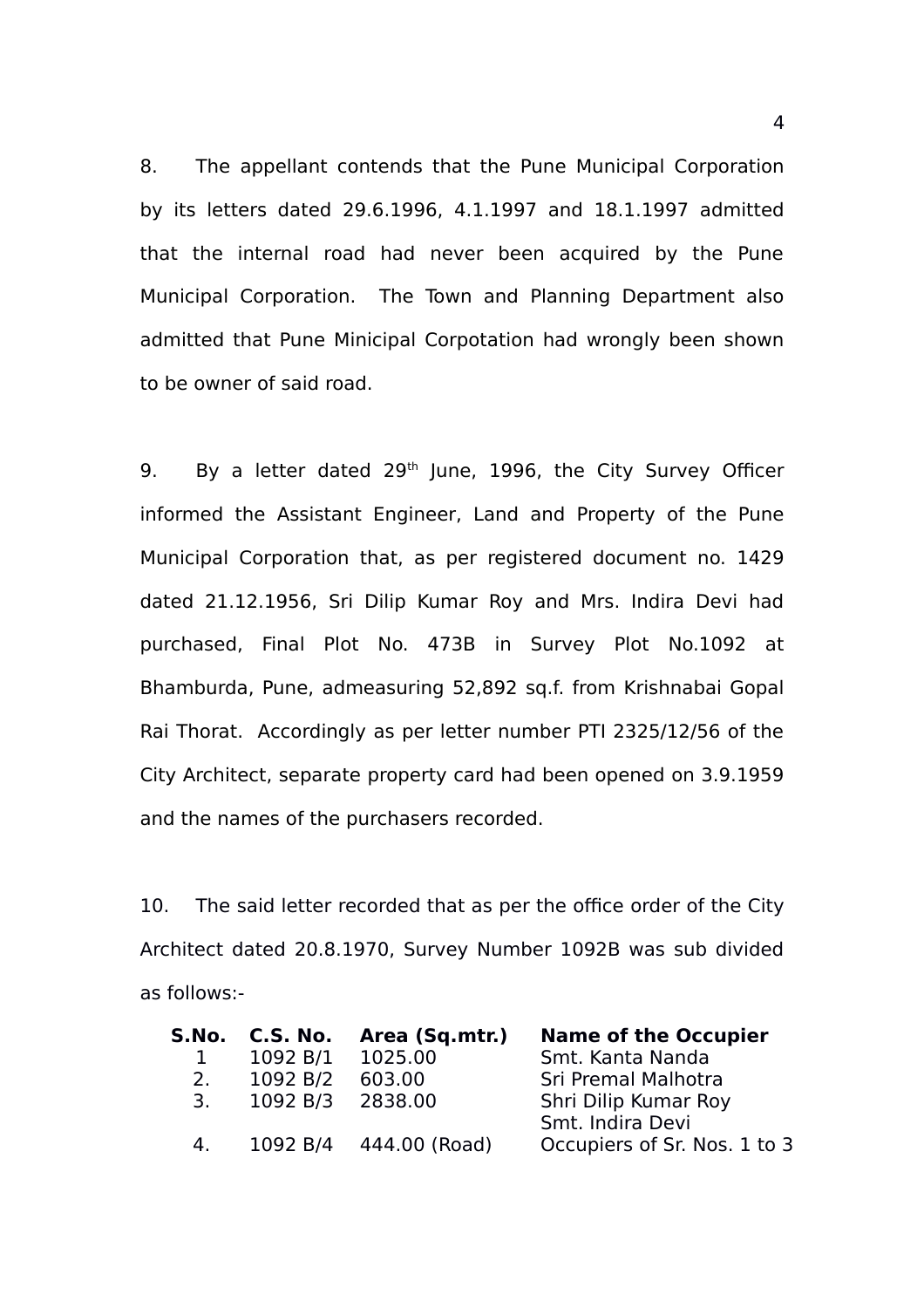8. The appellant contends that the Pune Municipal Corporation by its letters dated 29.6.1996, 4.1.1997 and 18.1.1997 admitted that the internal road had never been acquired by the Pune Municipal Corporation. The Town and Planning Department also admitted that Pune Minicipal Corpotation had wrongly been shown to be owner of said road.

9. By a letter dated 29th June, 1996, the City Survey Officer informed the Assistant Engineer, Land and Property of the Pune Municipal Corporation that, as per registered document no. 1429 dated 21.12.1956, Sri Dilip Kumar Roy and Mrs. Indira Devi had purchased, Final Plot No. 473B in Survey Plot No.1092 at Bhamburda, Pune, admeasuring 52,892 sq.f. from Krishnabai Gopal Rai Thorat. Accordingly as per letter number PTI 2325/12/56 of the City Architect, separate property card had been opened on 3.9.1959 and the names of the purchasers recorded.

10. The said letter recorded that as per the office order of the City Architect dated 20.8.1970, Survey Number 1092B was sub divided as follows:-

| S.No. | C.S. No. | Area (Sq.mtr.) | Name of the Occupier |
|---|---|---|---|
| 1 | 1092 B/1 | 1025.00 | Smt. Kanta Nanda |
| 2. | 1092 B/2 | 603.00 | Sri Premal Malhotra |
| 3. | 1092 B/3 | 2838.00 | Shri Dilip Kumar Roy<br>Smt. Indira Devi |
| 4. | 1092 B/4 | 444.00 (Road) | Occupiers of Sr. Nos. 1 to 3 |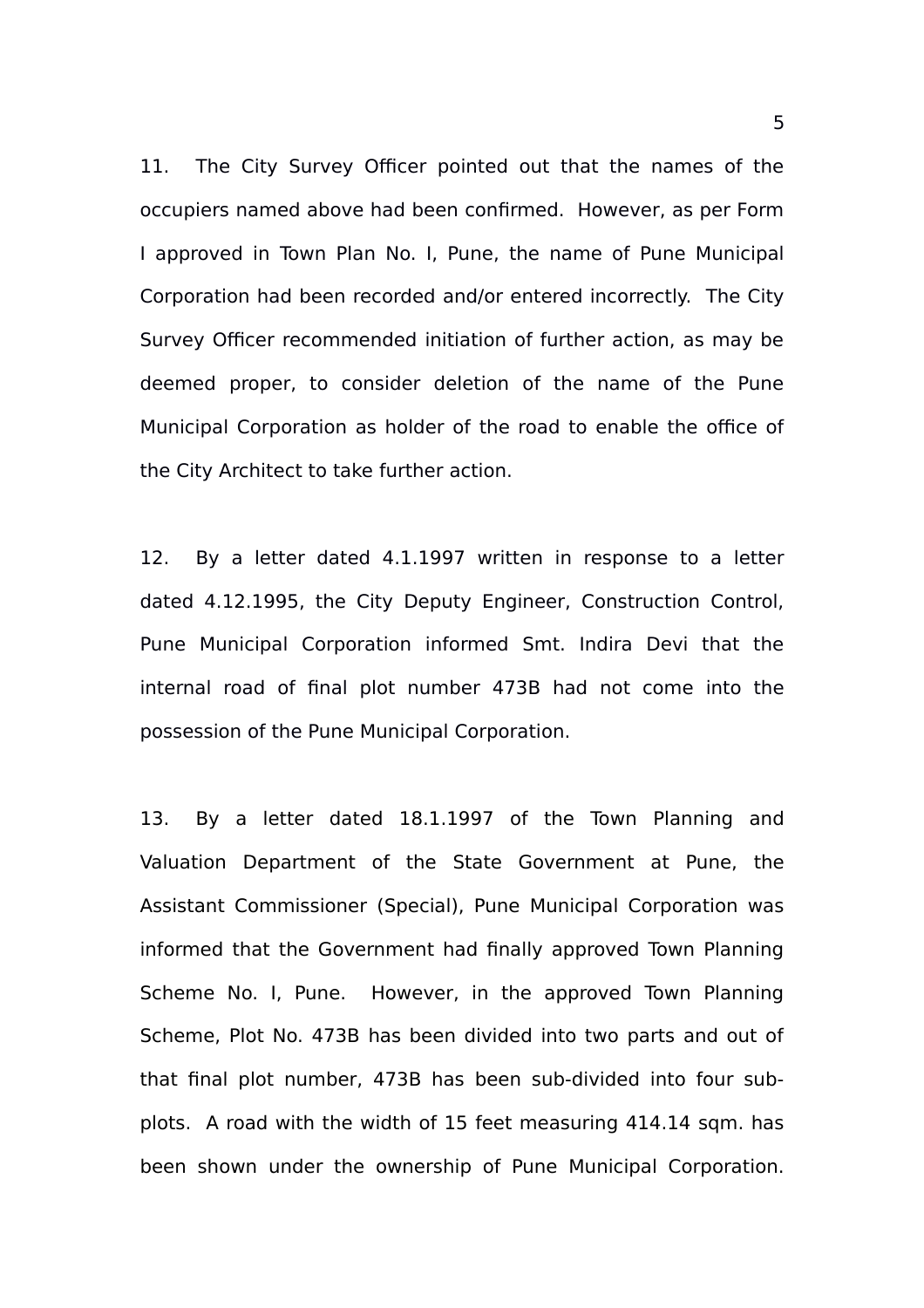11. The City Survey Officer pointed out that the names of the occupiers named above had been confirmed. However, as per Form I approved in Town Plan No. I, Pune, the name of Pune Municipal Corporation had been recorded and/or entered incorrectly. The City Survey Officer recommended initiation of further action, as may be deemed proper, to consider deletion of the name of the Pune Municipal Corporation as holder of the road to enable the office of the City Architect to take further action.

12. By a letter dated 4.1.1997 written in response to a letter dated 4.12.1995, the City Deputy Engineer, Construction Control, Pune Municipal Corporation informed Smt. Indira Devi that the internal road of final plot number 473B had not come into the possession of the Pune Municipal Corporation.

13. By a letter dated 18.1.1997 of the Town Planning and Valuation Department of the State Government at Pune, the Assistant Commissioner (Special), Pune Municipal Corporation was informed that the Government had finally approved Town Planning Scheme No. I, Pune. However, in the approved Town Planning Scheme, Plot No. 473B has been divided into two parts and out of that final plot number, 473B has been sub-divided into four sub-plots. A road with the width of 15 feet measuring 414.14 sqm. has been shown under the ownership of Pune Municipal Corporation.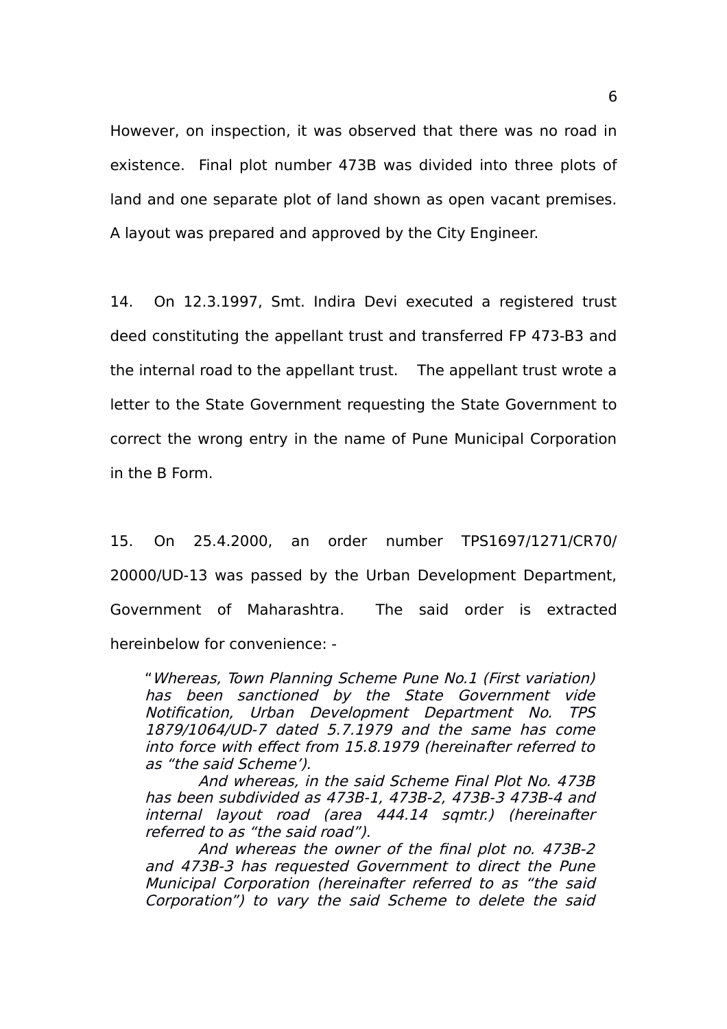However, on inspection, it was observed that there was no road in existence. Final plot number 473B was divided into three plots of land and one separate plot of land shown as open vacant premises. A layout was prepared and approved by the City Engineer.

14. On 12.3.1997, Smt. Indira Devi executed a registered trust deed constituting the appellant trust and transferred FP 473-B3 and the internal road to the appellant trust. The appellant trust wrote a letter to the State Government requesting the State Government to correct the wrong entry in the name of Pune Municipal Corporation in the B Form.

15. On 25.4.2000, an order number TPS1697/1271/CR70/20000/UD-13 was passed by the Urban Development Department, Government of Maharashtra. The said order is extracted hereinbelow for convenience: -

> "*Whereas, Town Planning Scheme Pune No.1 (First variation) has been sanctioned by the State Government vide Notification, Urban Development Department No. TPS 1879/1064/UD-7 dated 5.7.1979 and the same has come into force with effect from 15.8.1979 (hereinafter referred to as "the said Scheme').*
>
> *And whereas, in the said Scheme Final Plot No. 473B has been subdivided as 473B-1, 473B-2, 473B-3 473B-4 and internal layout road (area 444.14 sqmtr.) (hereinafter referred to as "the said road").*
>
> *And whereas the owner of the final plot no. 473B-2 and 473B-3 has requested Government to direct the Pune Municipal Corporation (hereinafter referred to as "the said Corporation") to vary the said Scheme to delete the said*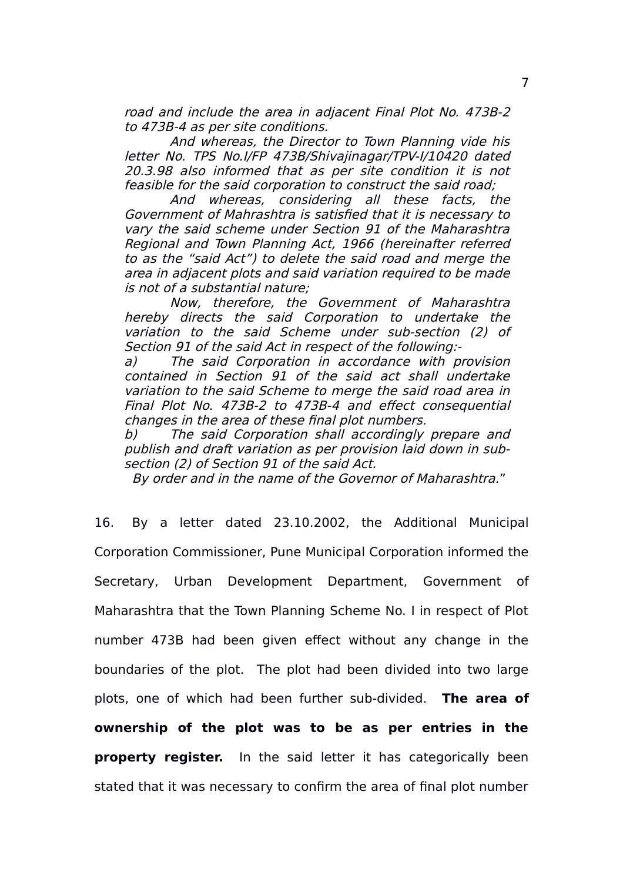*road and include the area in adjacent Final Plot No. 473B-2 to 473B-4 as per site conditions.*

*And whereas, the Director to Town Planning vide his letter No. TPS No.I/FP 473B/Shivajinagar/TPV-I/10420 dated 20.3.98 also informed that as per site condition it is not feasible for the said corporation to construct the said road;*

*And whereas, considering all these facts, the Government of Mahrashtra is satisfied that it is necessary to vary the said scheme under Section 91 of the Maharashtra Regional and Town Planning Act, 1966 (hereinafter referred to as the "said Act") to delete the said road and merge the area in adjacent plots and said variation required to be made is not of a substantial nature;*

*Now, therefore, the Government of Maharashtra hereby directs the said Corporation to undertake the variation to the said Scheme under sub-section (2) of Section 91 of the said Act in respect of the following:-*

*a) The said Corporation in accordance with provision contained in Section 91 of the said act shall undertake variation to the said Scheme to merge the said road area in Final Plot No. 473B-2 to 473B-4 and effect consequential changes in the area of these final plot numbers.*

*b) The said Corporation shall accordingly prepare and publish and draft variation as per provision laid down in sub-section (2) of Section 91 of the said Act.*

*By order and in the name of the Governor of Maharashtra.*"

16. By a letter dated 23.10.2002, the Additional Municipal Corporation Commissioner, Pune Municipal Corporation informed the Secretary, Urban Development Department, Government of Maharashtra that the Town Planning Scheme No. I in respect of Plot number 473B had been given effect without any change in the boundaries of the plot. The plot had been divided into two large plots, one of which had been further sub-divided. **The area of ownership of the plot was to be as per entries in the property register.** In the said letter it has categorically been stated that it was necessary to confirm the area of final plot number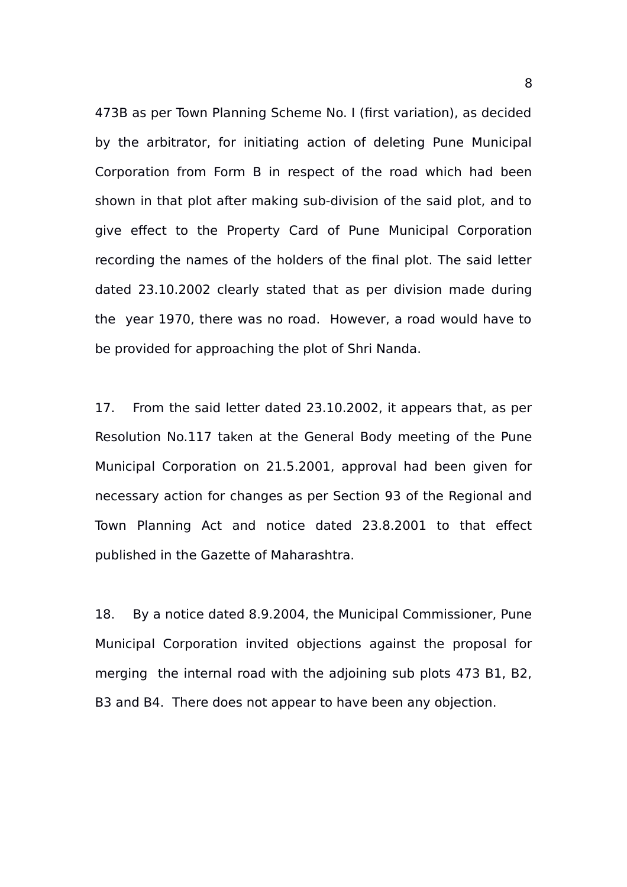473B as per Town Planning Scheme No. I (first variation), as decided by the arbitrator, for initiating action of deleting Pune Municipal Corporation from Form B in respect of the road which had been shown in that plot after making sub-division of the said plot, and to give effect to the Property Card of Pune Municipal Corporation recording the names of the holders of the final plot. The said letter dated 23.10.2002 clearly stated that as per division made during the year 1970, there was no road. However, a road would have to be provided for approaching the plot of Shri Nanda.

17. From the said letter dated 23.10.2002, it appears that, as per Resolution No.117 taken at the General Body meeting of the Pune Municipal Corporation on 21.5.2001, approval had been given for necessary action for changes as per Section 93 of the Regional and Town Planning Act and notice dated 23.8.2001 to that effect published in the Gazette of Maharashtra.

18. By a notice dated 8.9.2004, the Municipal Commissioner, Pune Municipal Corporation invited objections against the proposal for merging the internal road with the adjoining sub plots 473 B1, B2, B3 and B4. There does not appear to have been any objection.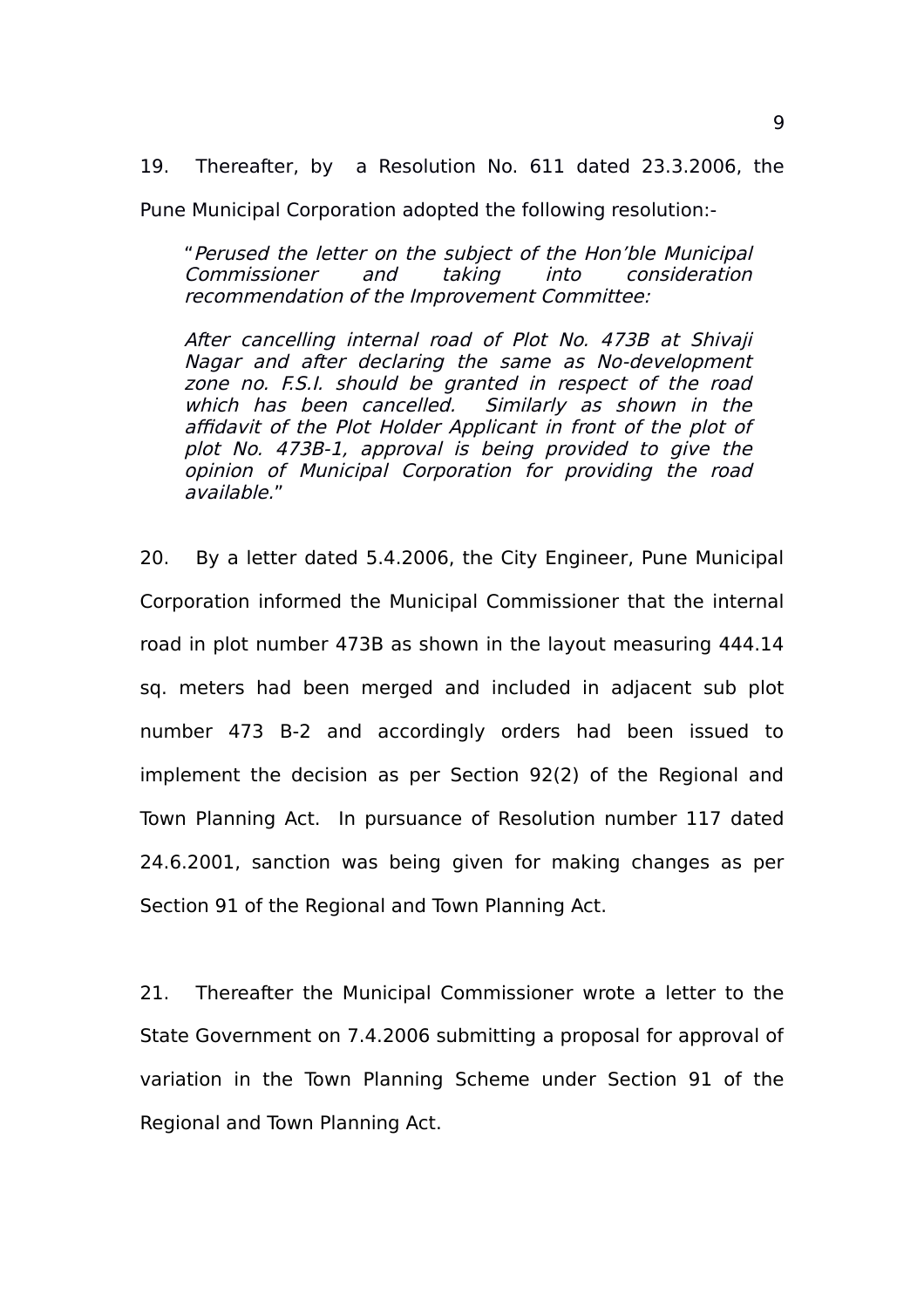19. Thereafter, by a Resolution No. 611 dated 23.3.2006, the Pune Municipal Corporation adopted the following resolution:-

> "*Perused the letter on the subject of the Hon'ble Municipal Commissioner and taking into consideration recommendation of the Improvement Committee:*
>
> *After cancelling internal road of Plot No. 473B at Shivaji Nagar and after declaring the same as No-development zone no. F.S.I. should be granted in respect of the road which has been cancelled. Similarly as shown in the affidavit of the Plot Holder Applicant in front of the plot of plot No. 473B-1, approval is being provided to give the opinion of Municipal Corporation for providing the road available.*"

20. By a letter dated 5.4.2006, the City Engineer, Pune Municipal Corporation informed the Municipal Commissioner that the internal road in plot number 473B as shown in the layout measuring 444.14 sq. meters had been merged and included in adjacent sub plot number 473 B-2 and accordingly orders had been issued to implement the decision as per Section 92(2) of the Regional and Town Planning Act. In pursuance of Resolution number 117 dated 24.6.2001, sanction was being given for making changes as per Section 91 of the Regional and Town Planning Act.

21. Thereafter the Municipal Commissioner wrote a letter to the State Government on 7.4.2006 submitting a proposal for approval of variation in the Town Planning Scheme under Section 91 of the Regional and Town Planning Act.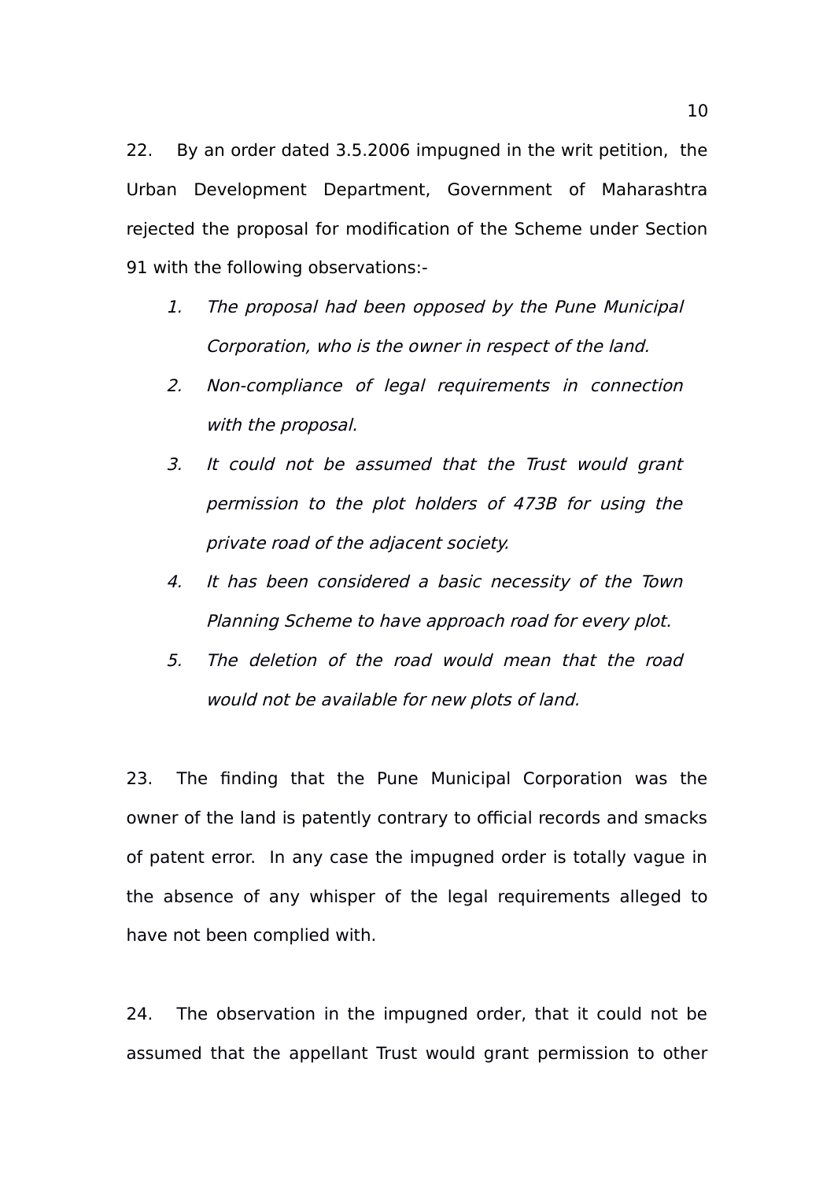22. By an order dated 3.5.2006 impugned in the writ petition, the Urban Development Department, Government of Maharashtra rejected the proposal for modification of the Scheme under Section 91 with the following observations:-

1. *The proposal had been opposed by the Pune Municipal Corporation, who is the owner in respect of the land.*
2. *Non-compliance of legal requirements in connection with the proposal.*
3. *It could not be assumed that the Trust would grant permission to the plot holders of 473B for using the private road of the adjacent society.*
4. *It has been considered a basic necessity of the Town Planning Scheme to have approach road for every plot.*
5. *The deletion of the road would mean that the road would not be available for new plots of land.*

23. The finding that the Pune Municipal Corporation was the owner of the land is patently contrary to official records and smacks of patent error. In any case the impugned order is totally vague in the absence of any whisper of the legal requirements alleged to have not been complied with.

24. The observation in the impugned order, that it could not be assumed that the appellant Trust would grant permission to other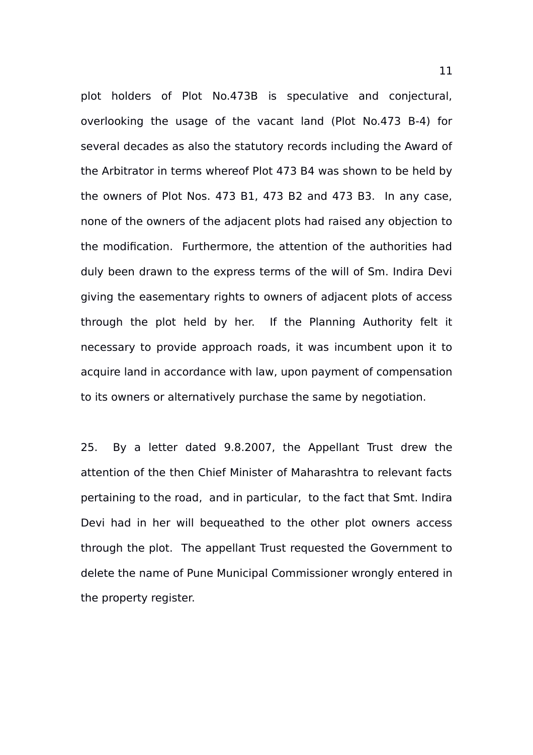plot holders of Plot No.473B is speculative and conjectural, overlooking the usage of the vacant land (Plot No.473 B-4) for several decades as also the statutory records including the Award of the Arbitrator in terms whereof Plot 473 B4 was shown to be held by the owners of Plot Nos. 473 B1, 473 B2 and 473 B3. In any case, none of the owners of the adjacent plots had raised any objection to the modification. Furthermore, the attention of the authorities had duly been drawn to the express terms of the will of Sm. Indira Devi giving the easementary rights to owners of adjacent plots of access through the plot held by her. If the Planning Authority felt it necessary to provide approach roads, it was incumbent upon it to acquire land in accordance with law, upon payment of compensation to its owners or alternatively purchase the same by negotiation.

25. By a letter dated 9.8.2007, the Appellant Trust drew the attention of the then Chief Minister of Maharashtra to relevant facts pertaining to the road, and in particular, to the fact that Smt. Indira Devi had in her will bequeathed to the other plot owners access through the plot. The appellant Trust requested the Government to delete the name of Pune Municipal Commissioner wrongly entered in the property register.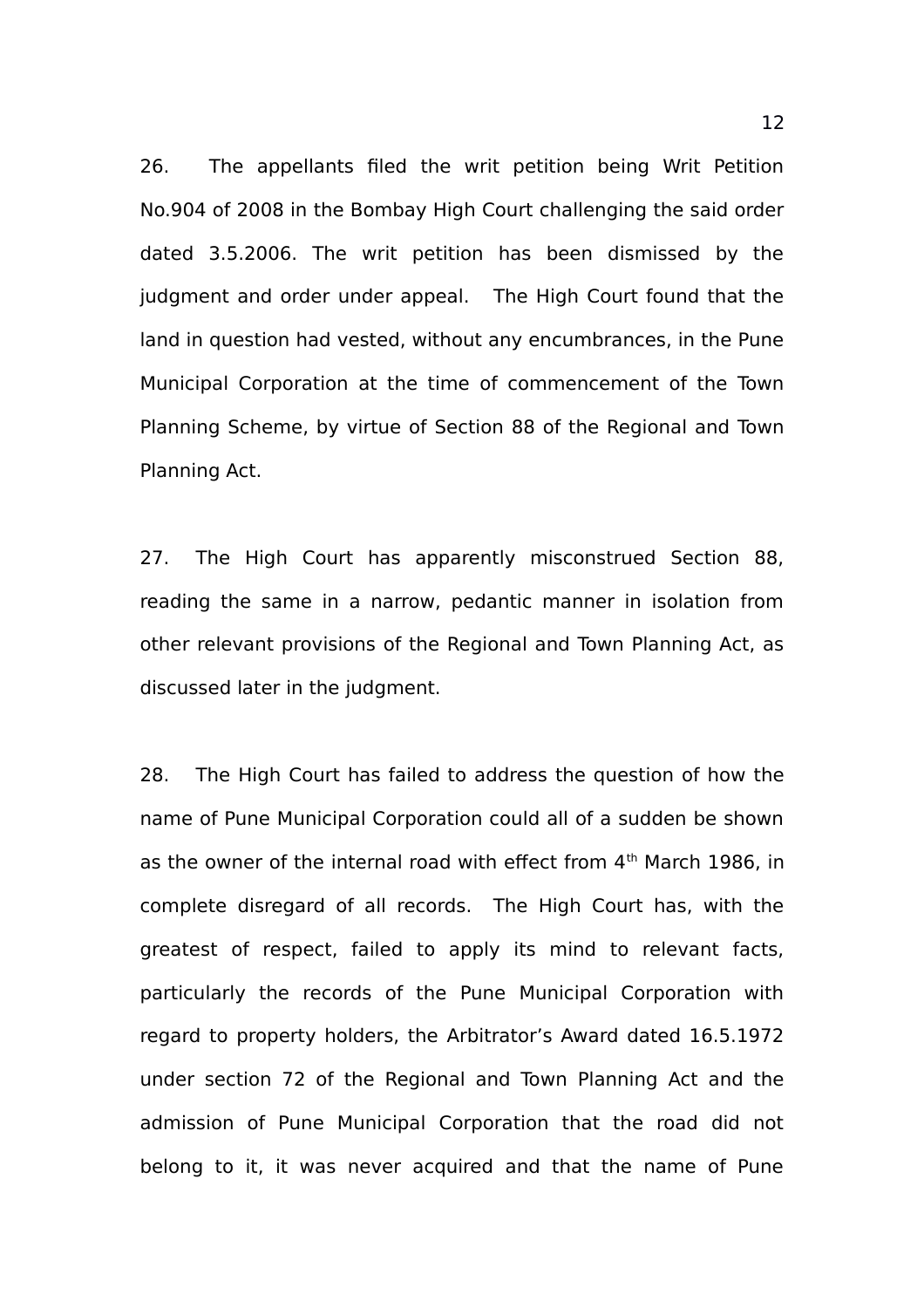26. The appellants filed the writ petition being Writ Petition No.904 of 2008 in the Bombay High Court challenging the said order dated 3.5.2006. The writ petition has been dismissed by the judgment and order under appeal. The High Court found that the land in question had vested, without any encumbrances, in the Pune Municipal Corporation at the time of commencement of the Town Planning Scheme, by virtue of Section 88 of the Regional and Town Planning Act.

27. The High Court has apparently misconstrued Section 88, reading the same in a narrow, pedantic manner in isolation from other relevant provisions of the Regional and Town Planning Act, as discussed later in the judgment.

28. The High Court has failed to address the question of how the name of Pune Municipal Corporation could all of a sudden be shown as the owner of the internal road with effect from 4th March 1986, in complete disregard of all records. The High Court has, with the greatest of respect, failed to apply its mind to relevant facts, particularly the records of the Pune Municipal Corporation with regard to property holders, the Arbitrator's Award dated 16.5.1972 under section 72 of the Regional and Town Planning Act and the admission of Pune Municipal Corporation that the road did not belong to it, it was never acquired and that the name of Pune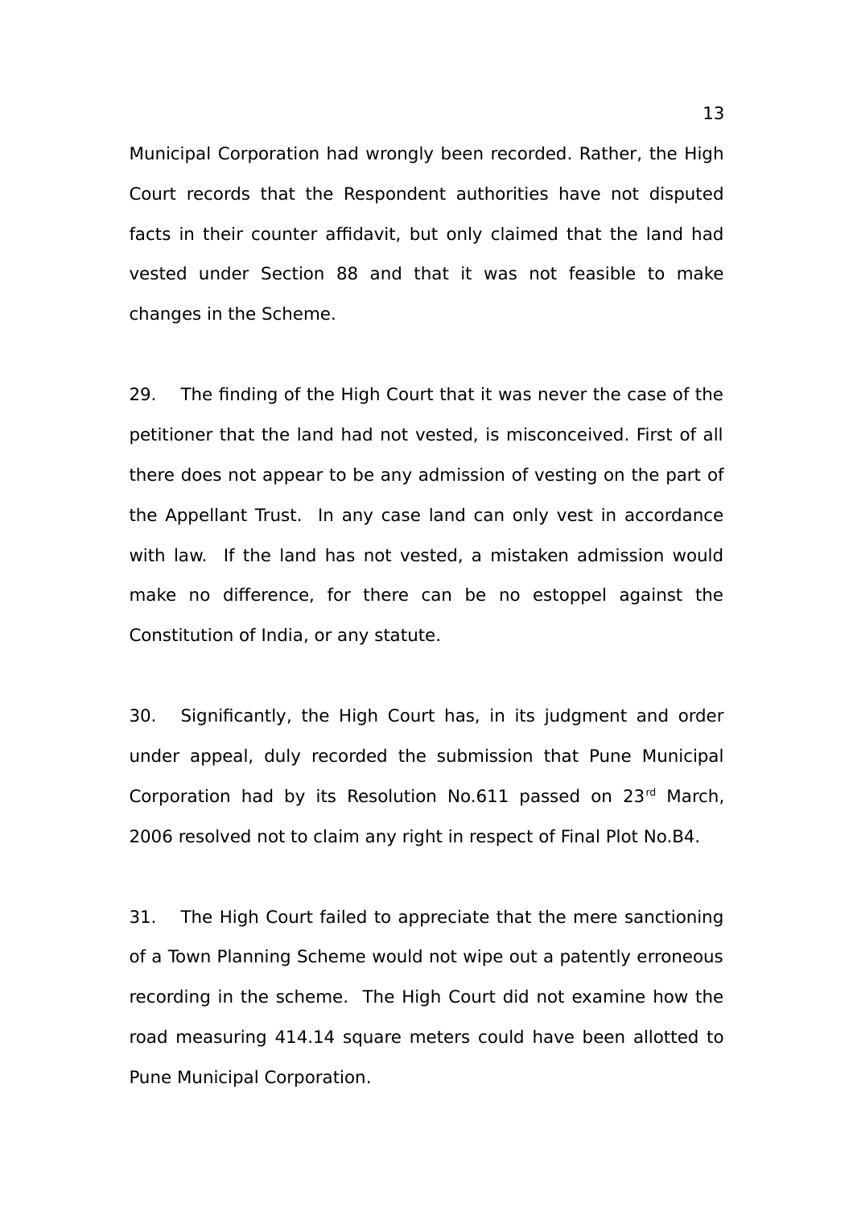Municipal Corporation had wrongly been recorded. Rather, the High Court records that the Respondent authorities have not disputed facts in their counter affidavit, but only claimed that the land had vested under Section 88 and that it was not feasible to make changes in the Scheme.

29. The finding of the High Court that it was never the case of the petitioner that the land had not vested, is misconceived. First of all there does not appear to be any admission of vesting on the part of the Appellant Trust. In any case land can only vest in accordance with law. If the land has not vested, a mistaken admission would make no difference, for there can be no estoppel against the Constitution of India, or any statute.

30. Significantly, the High Court has, in its judgment and order under appeal, duly recorded the submission that Pune Municipal Corporation had by its Resolution No.611 passed on 23rd March, 2006 resolved not to claim any right in respect of Final Plot No.B4.

31. The High Court failed to appreciate that the mere sanctioning of a Town Planning Scheme would not wipe out a patently erroneous recording in the scheme. The High Court did not examine how the road measuring 414.14 square meters could have been allotted to Pune Municipal Corporation.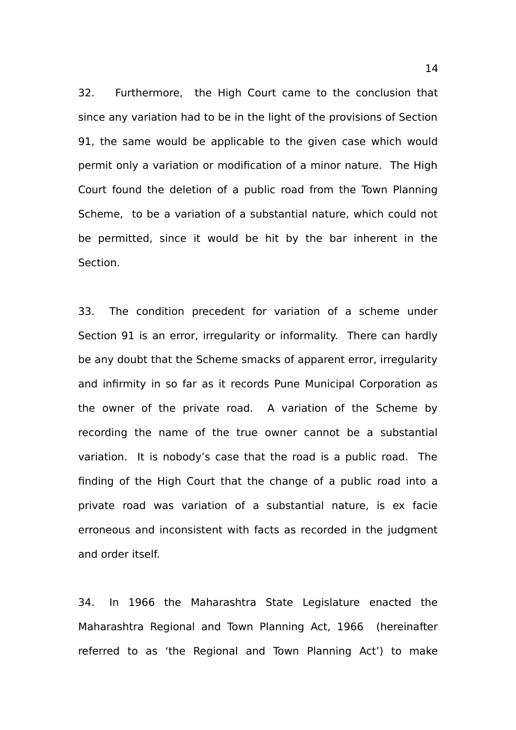32. Furthermore, the High Court came to the conclusion that since any variation had to be in the light of the provisions of Section 91, the same would be applicable to the given case which would permit only a variation or modification of a minor nature. The High Court found the deletion of a public road from the Town Planning Scheme, to be a variation of a substantial nature, which could not be permitted, since it would be hit by the bar inherent in the Section.

33. The condition precedent for variation of a scheme under Section 91 is an error, irregularity or informality. There can hardly be any doubt that the Scheme smacks of apparent error, irregularity and infirmity in so far as it records Pune Municipal Corporation as the owner of the private road. A variation of the Scheme by recording the name of the true owner cannot be a substantial variation. It is nobody's case that the road is a public road. The finding of the High Court that the change of a public road into a private road was variation of a substantial nature, is ex facie erroneous and inconsistent with facts as recorded in the judgment and order itself.

34. In 1966 the Maharashtra State Legislature enacted the Maharashtra Regional and Town Planning Act, 1966 (hereinafter referred to as 'the Regional and Town Planning Act') to make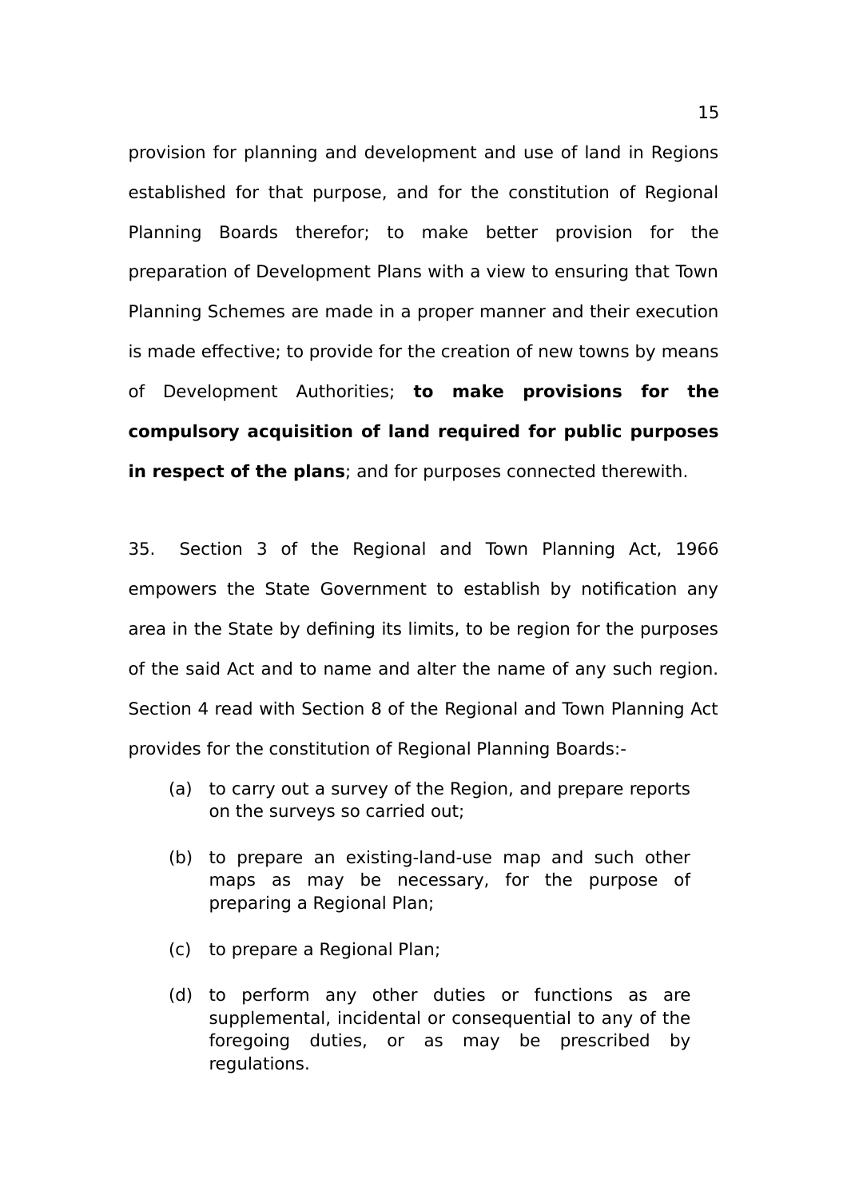provision for planning and development and use of land in Regions established for that purpose, and for the constitution of Regional Planning Boards therefor; to make better provision for the preparation of Development Plans with a view to ensuring that Town Planning Schemes are made in a proper manner and their execution is made effective; to provide for the creation of new towns by means of Development Authorities; **to make provisions for the compulsory acquisition of land required for public purposes in respect of the plans**; and for purposes connected therewith.

35. Section 3 of the Regional and Town Planning Act, 1966 empowers the State Government to establish by notification any area in the State by defining its limits, to be region for the purposes of the said Act and to name and alter the name of any such region. Section 4 read with Section 8 of the Regional and Town Planning Act provides for the constitution of Regional Planning Boards:-

(a) to carry out a survey of the Region, and prepare reports on the surveys so carried out;

(b) to prepare an existing-land-use map and such other maps as may be necessary, for the purpose of preparing a Regional Plan;

(c) to prepare a Regional Plan;

(d) to perform any other duties or functions as are supplemental, incidental or consequential to any of the foregoing duties, or as may be prescribed by regulations.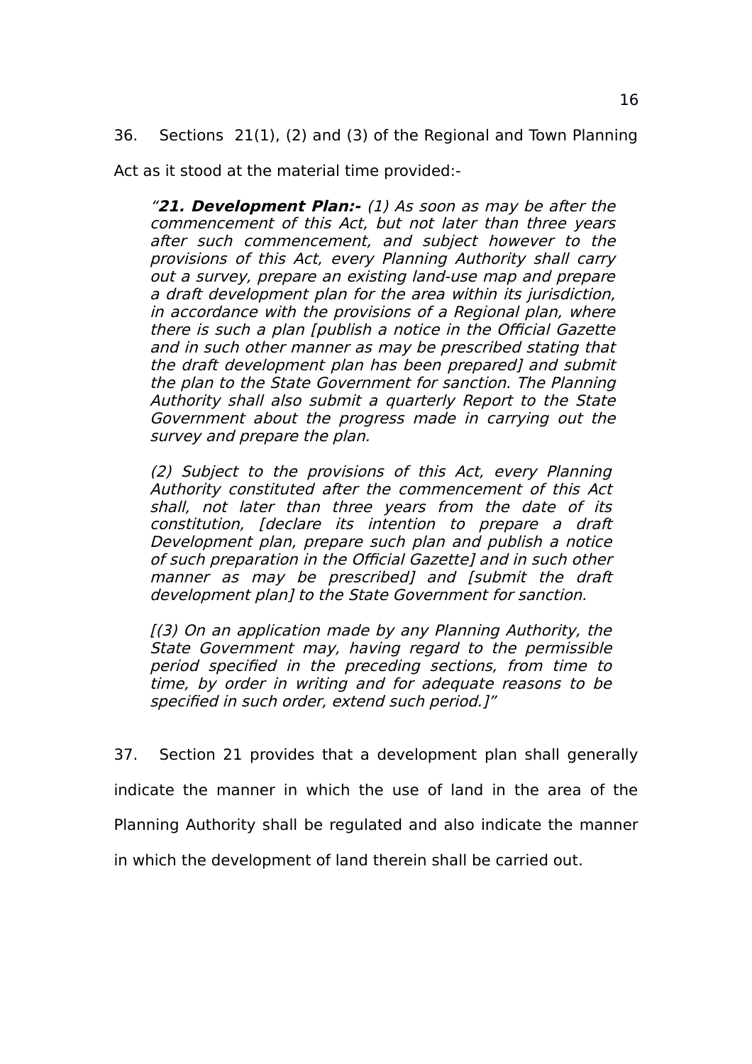36. Sections 21(1), (2) and (3) of the Regional and Town Planning Act as it stood at the material time provided:-

> *"**21. Development Plan:-** (1) As soon as may be after the commencement of this Act, but not later than three years after such commencement, and subject however to the provisions of this Act, every Planning Authority shall carry out a survey, prepare an existing land-use map and prepare a draft development plan for the area within its jurisdiction, in accordance with the provisions of a Regional plan, where there is such a plan [publish a notice in the Official Gazette and in such other manner as may be prescribed stating that the draft development plan has been prepared] and submit the plan to the State Government for sanction. The Planning Authority shall also submit a quarterly Report to the State Government about the progress made in carrying out the survey and prepare the plan.*
>
> *(2) Subject to the provisions of this Act, every Planning Authority constituted after the commencement of this Act shall, not later than three years from the date of its constitution, [declare its intention to prepare a draft Development plan, prepare such plan and publish a notice of such preparation in the Official Gazette] and in such other manner as may be prescribed] and [submit the draft development plan] to the State Government for sanction.*
>
> *[(3) On an application made by any Planning Authority, the State Government may, having regard to the permissible period specified in the preceding sections, from time to time, by order in writing and for adequate reasons to be specified in such order, extend such period.]"*

37. Section 21 provides that a development plan shall generally indicate the manner in which the use of land in the area of the Planning Authority shall be regulated and also indicate the manner in which the development of land therein shall be carried out.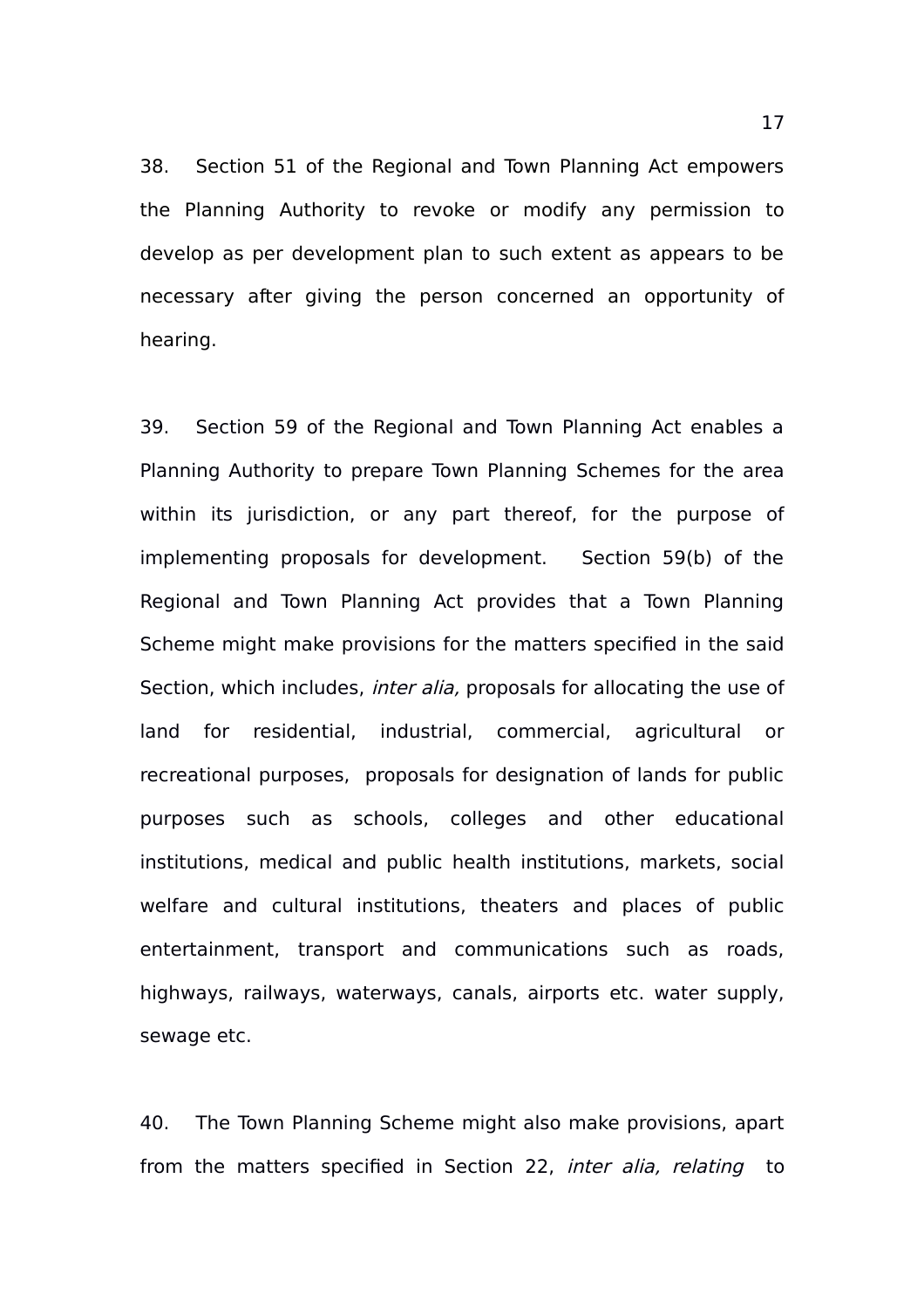38. Section 51 of the Regional and Town Planning Act empowers the Planning Authority to revoke or modify any permission to develop as per development plan to such extent as appears to be necessary after giving the person concerned an opportunity of hearing.

39. Section 59 of the Regional and Town Planning Act enables a Planning Authority to prepare Town Planning Schemes for the area within its jurisdiction, or any part thereof, for the purpose of implementing proposals for development. Section 59(b) of the Regional and Town Planning Act provides that a Town Planning Scheme might make provisions for the matters specified in the said Section, which includes, *inter alia,* proposals for allocating the use of land for residential, industrial, commercial, agricultural or recreational purposes, proposals for designation of lands for public purposes such as schools, colleges and other educational institutions, medical and public health institutions, markets, social welfare and cultural institutions, theaters and places of public entertainment, transport and communications such as roads, highways, railways, waterways, canals, airports etc. water supply, sewage etc.

40. The Town Planning Scheme might also make provisions, apart from the matters specified in Section 22, *inter alia, relating* to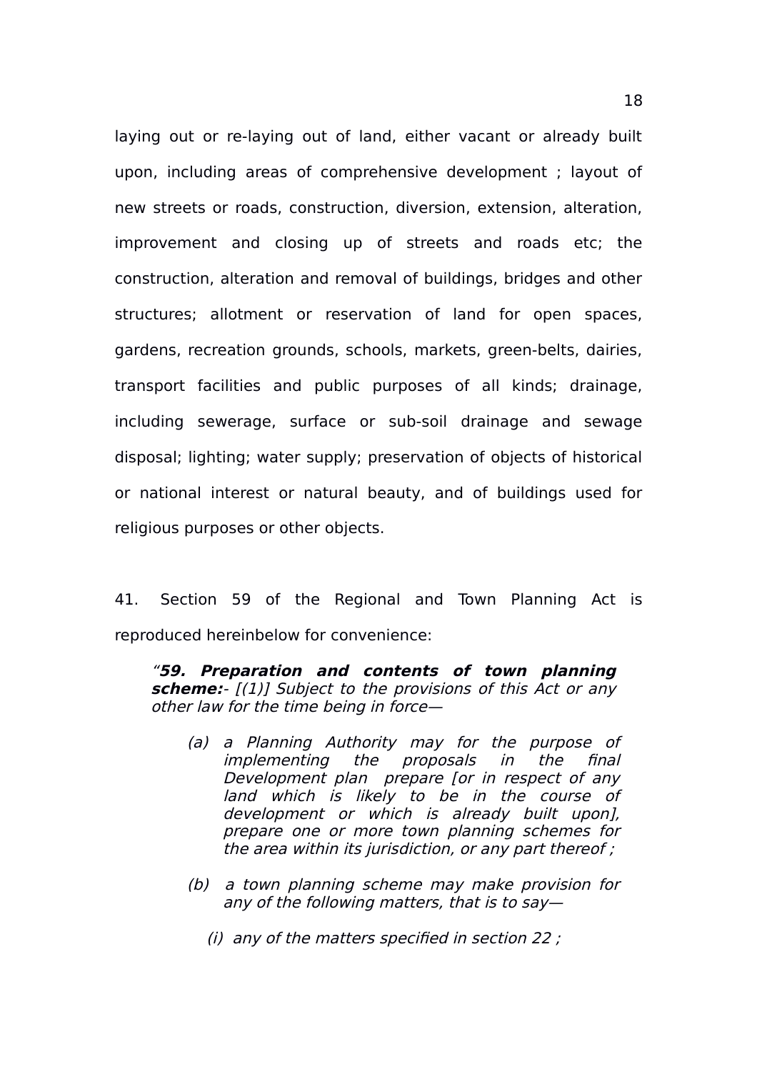laying out or re-laying out of land, either vacant or already built upon, including areas of comprehensive development ; layout of new streets or roads, construction, diversion, extension, alteration, improvement and closing up of streets and roads etc; the construction, alteration and removal of buildings, bridges and other structures; allotment or reservation of land for open spaces, gardens, recreation grounds, schools, markets, green-belts, dairies, transport facilities and public purposes of all kinds; drainage, including sewerage, surface or sub-soil drainage and sewage disposal; lighting; water supply; preservation of objects of historical or national interest or natural beauty, and of buildings used for religious purposes or other objects.

41. Section 59 of the Regional and Town Planning Act is reproduced hereinbelow for convenience:

> *"**59. Preparation and contents of town planning scheme:**- [(1)] Subject to the provisions of this Act or any other law for the time being in force—*
>
> *(a) a Planning Authority may for the purpose of implementing the proposals in the final Development plan prepare [or in respect of any land which is likely to be in the course of development or which is already built upon], prepare one or more town planning schemes for the area within its jurisdiction, or any part thereof ;*
>
> *(b) a town planning scheme may make provision for any of the following matters, that is to say—*
>
> *(i) any of the matters specified in section 22 ;*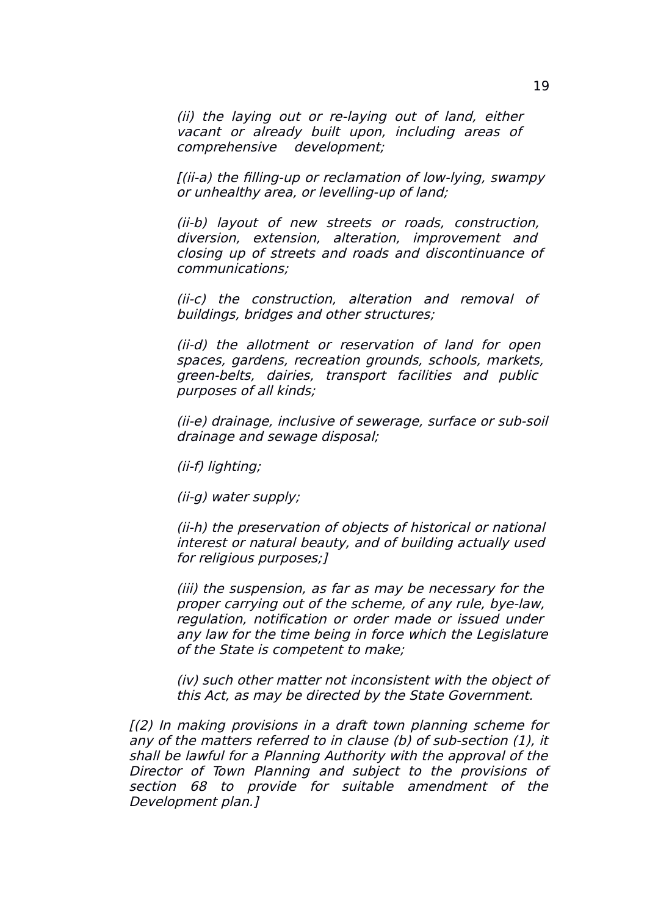*(ii) the laying out or re-laying out of land, either vacant or already built upon, including areas of comprehensive development;*

*[(ii-a) the filling-up or reclamation of low-lying, swampy or unhealthy area, or levelling-up of land;*

*(ii-b) layout of new streets or roads, construction, diversion, extension, alteration, improvement and closing up of streets and roads and discontinuance of communications;*

*(ii-c) the construction, alteration and removal of buildings, bridges and other structures;*

*(ii-d) the allotment or reservation of land for open spaces, gardens, recreation grounds, schools, markets, green-belts, dairies, transport facilities and public purposes of all kinds;*

*(ii-e) drainage, inclusive of sewerage, surface or sub-soil drainage and sewage disposal;*

*(ii-f) lighting;*

*(ii-g) water supply;*

*(ii-h) the preservation of objects of historical or national interest or natural beauty, and of building actually used for religious purposes;]*

*(iii) the suspension, as far as may be necessary for the proper carrying out of the scheme, of any rule, bye-law, regulation, notification or order made or issued under any law for the time being in force which the Legislature of the State is competent to make;*

*(iv) such other matter not inconsistent with the object of this Act, as may be directed by the State Government.*

*[(2) In making provisions in a draft town planning scheme for any of the matters referred to in clause (b) of sub-section (1), it shall be lawful for a Planning Authority with the approval of the Director of Town Planning and subject to the provisions of section 68 to provide for suitable amendment of the Development plan.]*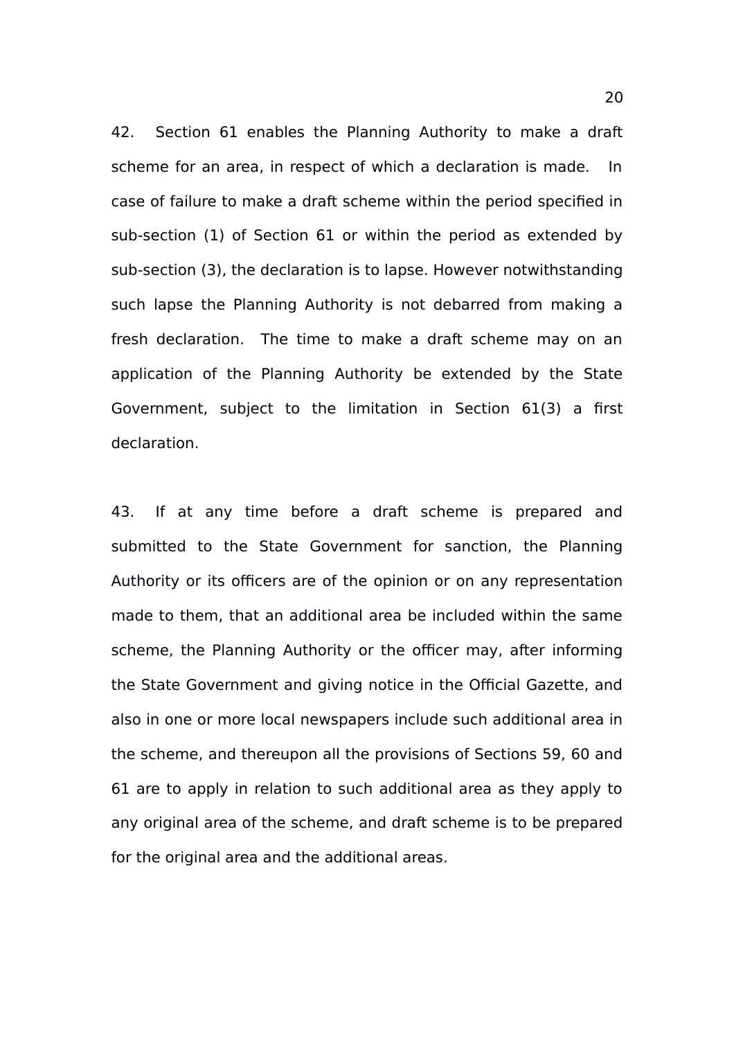42. Section 61 enables the Planning Authority to make a draft scheme for an area, in respect of which a declaration is made. In case of failure to make a draft scheme within the period specified in sub-section (1) of Section 61 or within the period as extended by sub-section (3), the declaration is to lapse. However notwithstanding such lapse the Planning Authority is not debarred from making a fresh declaration. The time to make a draft scheme may on an application of the Planning Authority be extended by the State Government, subject to the limitation in Section 61(3) a first declaration.

43. If at any time before a draft scheme is prepared and submitted to the State Government for sanction, the Planning Authority or its officers are of the opinion or on any representation made to them, that an additional area be included within the same scheme, the Planning Authority or the officer may, after informing the State Government and giving notice in the Official Gazette, and also in one or more local newspapers include such additional area in the scheme, and thereupon all the provisions of Sections 59, 60 and 61 are to apply in relation to such additional area as they apply to any original area of the scheme, and draft scheme is to be prepared for the original area and the additional areas.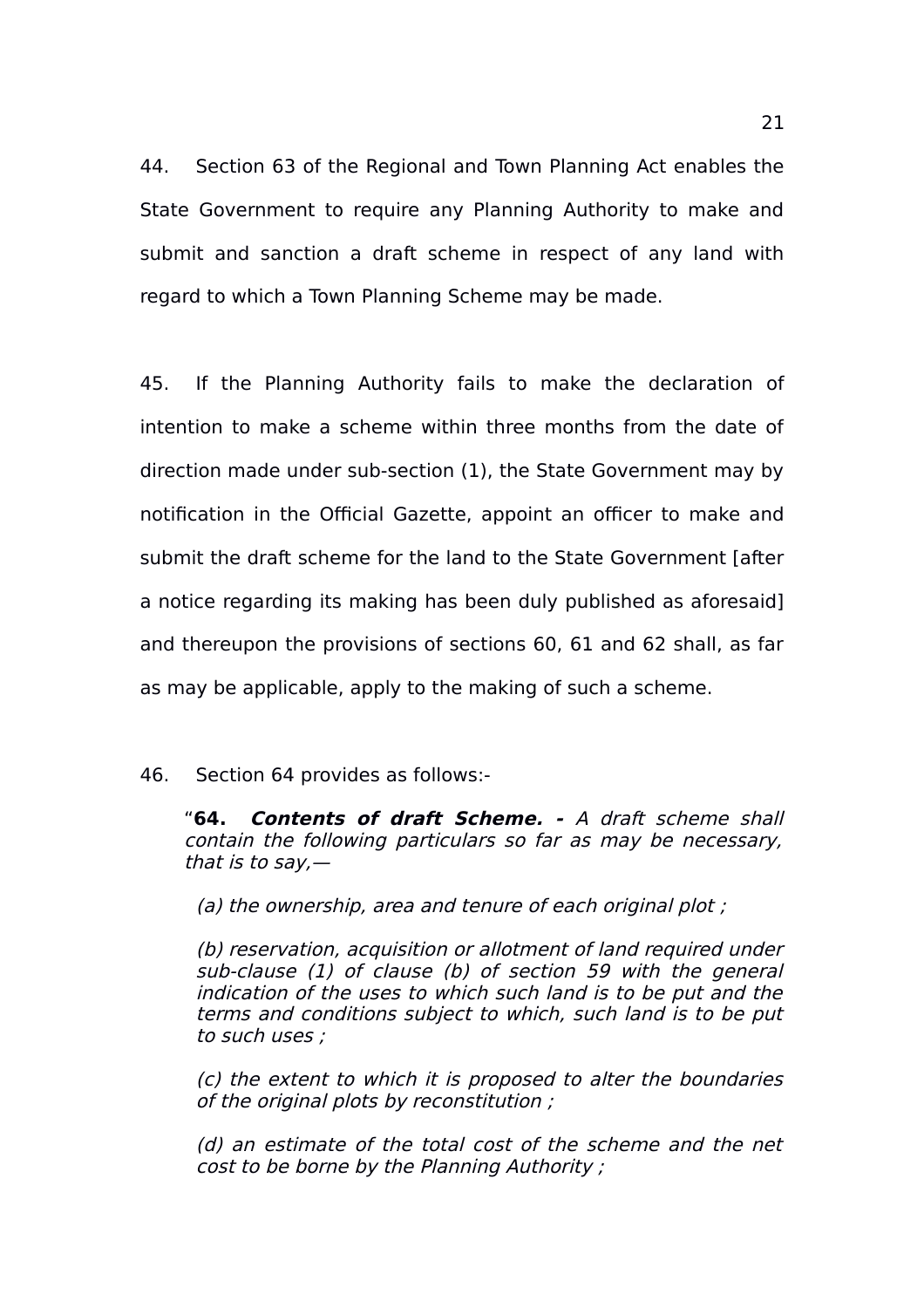44. Section 63 of the Regional and Town Planning Act enables the State Government to require any Planning Authority to make and submit and sanction a draft scheme in respect of any land with regard to which a Town Planning Scheme may be made.

45. If the Planning Authority fails to make the declaration of intention to make a scheme within three months from the date of direction made under sub-section (1), the State Government may by notification in the Official Gazette, appoint an officer to make and submit the draft scheme for the land to the State Government [after a notice regarding its making has been duly published as aforesaid] and thereupon the provisions of sections 60, 61 and 62 shall, as far as may be applicable, apply to the making of such a scheme.

46. Section 64 provides as follows:-

> "**64. *Contents of draft Scheme. -*** *A draft scheme shall contain the following particulars so far as may be necessary, that is to say,—*
>
> *(a) the ownership, area and tenure of each original plot ;*
>
> *(b) reservation, acquisition or allotment of land required under sub-clause (1) of clause (b) of section 59 with the general indication of the uses to which such land is to be put and the terms and conditions subject to which, such land is to be put to such uses ;*
>
> *(c) the extent to which it is proposed to alter the boundaries of the original plots by reconstitution ;*
>
> *(d) an estimate of the total cost of the scheme and the net cost to be borne by the Planning Authority ;*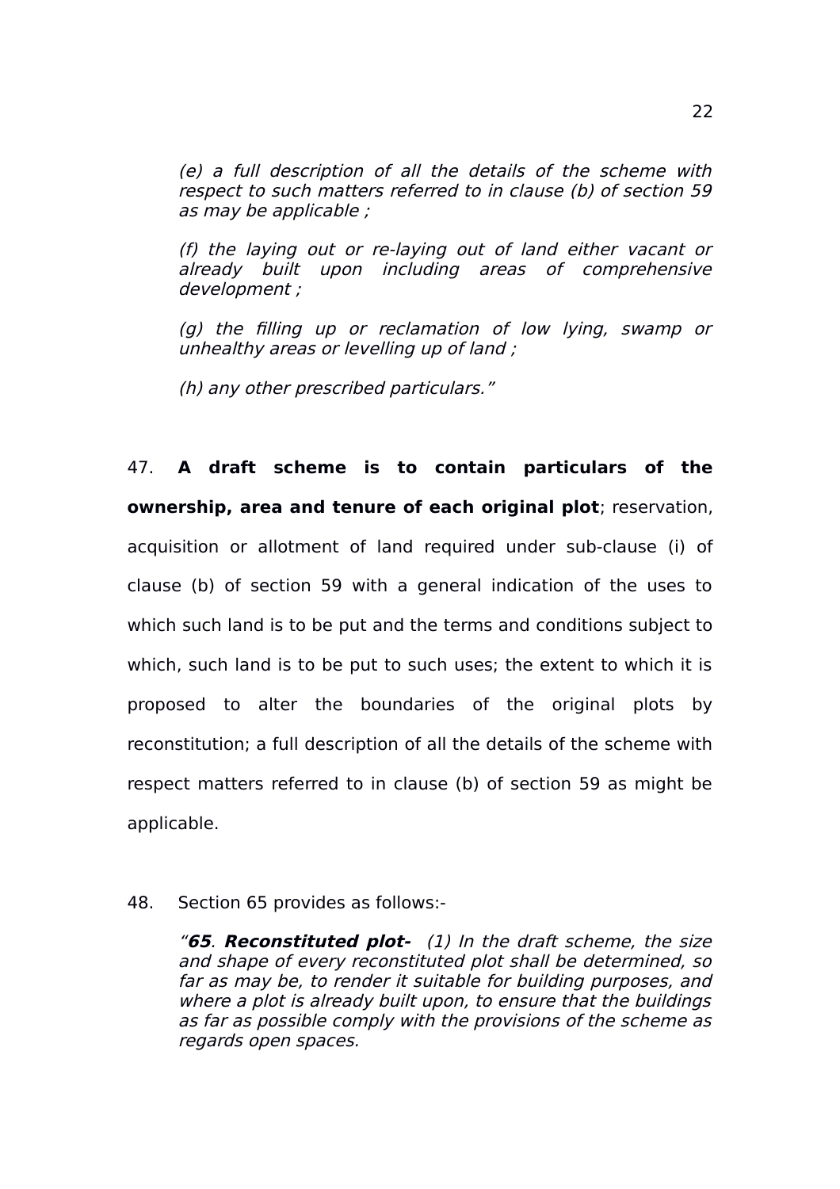*(e) a full description of all the details of the scheme with respect to such matters referred to in clause (b) of section 59 as may be applicable ;*

*(f) the laying out or re-laying out of land either vacant or already built upon including areas of comprehensive development ;*

*(g) the filling up or reclamation of low lying, swamp or unhealthy areas or levelling up of land ;*

*(h) any other prescribed particulars."*

47. **A draft scheme is to contain particulars of the ownership, area and tenure of each original plot**; reservation, acquisition or allotment of land required under sub-clause (i) of clause (b) of section 59 with a general indication of the uses to which such land is to be put and the terms and conditions subject to which, such land is to be put to such uses; the extent to which it is proposed to alter the boundaries of the original plots by reconstitution; a full description of all the details of the scheme with respect matters referred to in clause (b) of section 59 as might be applicable.

48. Section 65 provides as follows:-

*"**65**. **Reconstituted plot-** (1) In the draft scheme, the size and shape of every reconstituted plot shall be determined, so far as may be, to render it suitable for building purposes, and where a plot is already built upon, to ensure that the buildings as far as possible comply with the provisions of the scheme as regards open spaces.*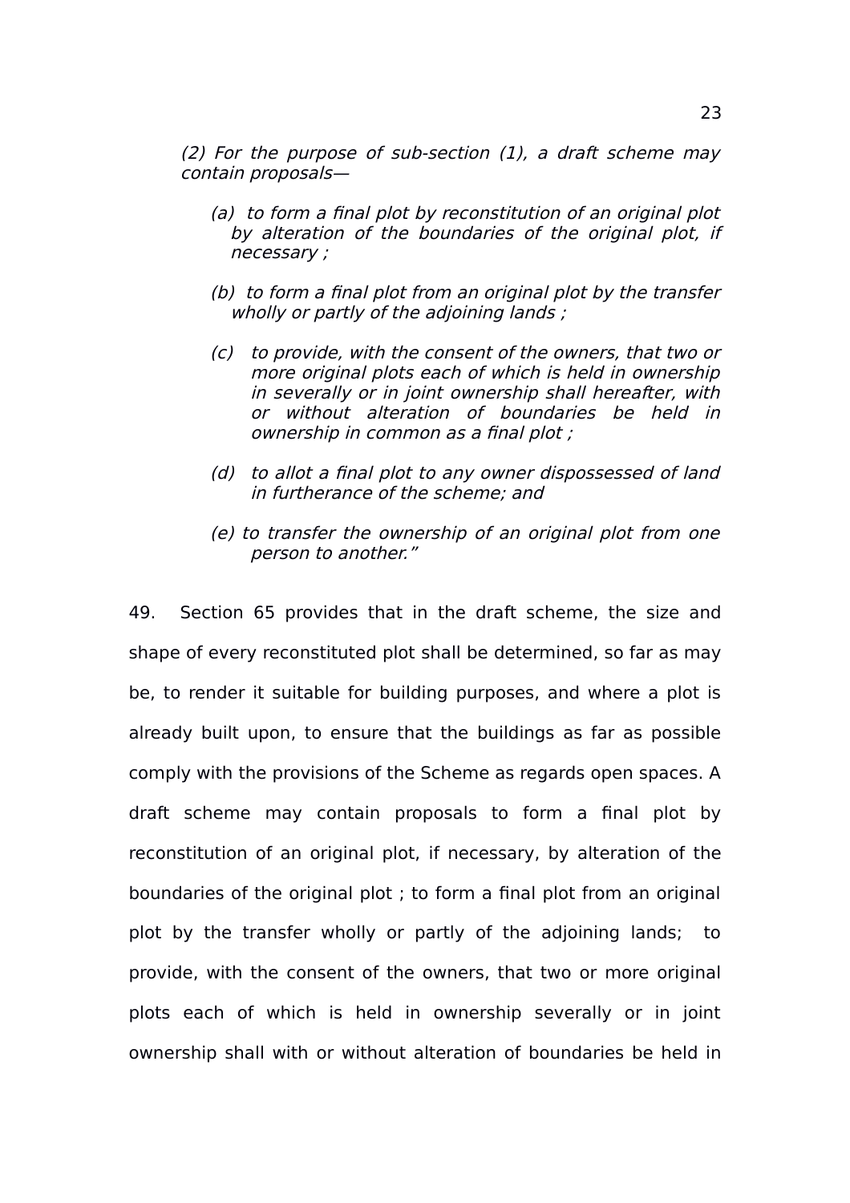*(2) For the purpose of sub-section (1), a draft scheme may contain proposals—*

> *(a) to form a final plot by reconstitution of an original plot by alteration of the boundaries of the original plot, if necessary ;*
>
> *(b) to form a final plot from an original plot by the transfer wholly or partly of the adjoining lands ;*
>
> *(c) to provide, with the consent of the owners, that two or more original plots each of which is held in ownership in severally or in joint ownership shall hereafter, with or without alteration of boundaries be held in ownership in common as a final plot ;*
>
> *(d) to allot a final plot to any owner dispossessed of land in furtherance of the scheme; and*
>
> *(e) to transfer the ownership of an original plot from one person to another."*

49. Section 65 provides that in the draft scheme, the size and shape of every reconstituted plot shall be determined, so far as may be, to render it suitable for building purposes, and where a plot is already built upon, to ensure that the buildings as far as possible comply with the provisions of the Scheme as regards open spaces. A draft scheme may contain proposals to form a final plot by reconstitution of an original plot, if necessary, by alteration of the boundaries of the original plot ; to form a final plot from an original plot by the transfer wholly or partly of the adjoining lands; to provide, with the consent of the owners, that two or more original plots each of which is held in ownership severally or in joint ownership shall with or without alteration of boundaries be held in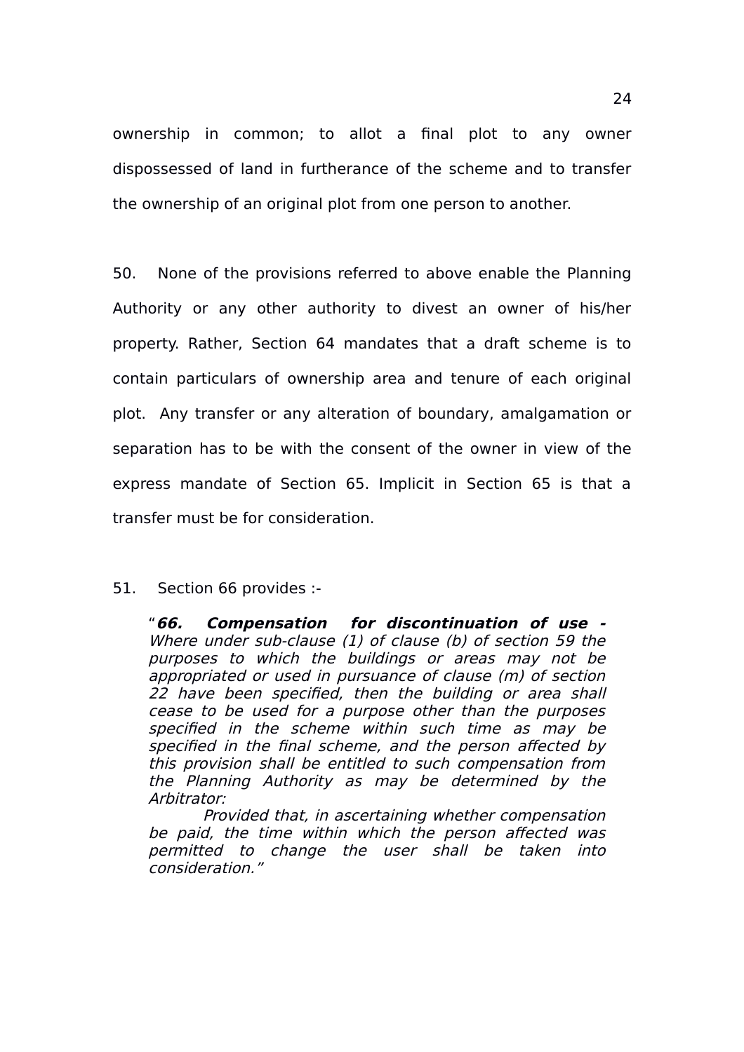ownership in common; to allot a final plot to any owner dispossessed of land in furtherance of the scheme and to transfer the ownership of an original plot from one person to another.

50. None of the provisions referred to above enable the Planning Authority or any other authority to divest an owner of his/her property. Rather, Section 64 mandates that a draft scheme is to contain particulars of ownership area and tenure of each original plot. Any transfer or any alteration of boundary, amalgamation or separation has to be with the consent of the owner in view of the express mandate of Section 65. Implicit in Section 65 is that a transfer must be for consideration.

51. Section 66 provides :-

> "***66. Compensation for discontinuation of use -*** *Where under sub-clause (1) of clause (b) of section 59 the purposes to which the buildings or areas may not be appropriated or used in pursuance of clause (m) of section 22 have been specified, then the building or area shall cease to be used for a purpose other than the purposes specified in the scheme within such time as may be specified in the final scheme, and the person affected by this provision shall be entitled to such compensation from the Planning Authority as may be determined by the Arbitrator:*
>
> *Provided that, in ascertaining whether compensation be paid, the time within which the person affected was permitted to change the user shall be taken into consideration."*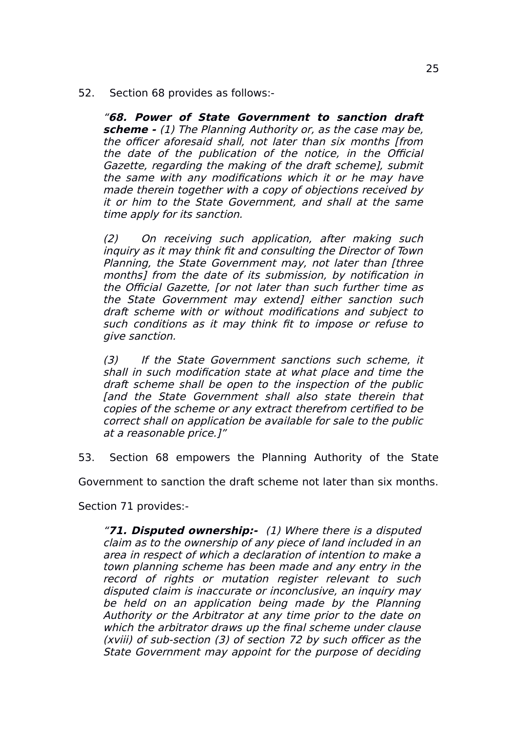52. Section 68 provides as follows:-

> *"**68. Power of State Government to sanction draft scheme -** (1) The Planning Authority or, as the case may be, the officer aforesaid shall, not later than six months [from the date of the publication of the notice, in the Official Gazette, regarding the making of the draft scheme], submit the same with any modifications which it or he may have made therein together with a copy of objections received by it or him to the State Government, and shall at the same time apply for its sanction.*
>
> *(2) On receiving such application, after making such inquiry as it may think fit and consulting the Director of Town Planning, the State Government may, not later than [three months] from the date of its submission, by notification in the Official Gazette, [or not later than such further time as the State Government may extend] either sanction such draft scheme with or without modifications and subject to such conditions as it may think fit to impose or refuse to give sanction.*
>
> *(3) If the State Government sanctions such scheme, it shall in such modification state at what place and time the draft scheme shall be open to the inspection of the public [and the State Government shall also state therein that copies of the scheme or any extract therefrom certified to be correct shall on application be available for sale to the public at a reasonable price.]"*

53. Section 68 empowers the Planning Authority of the State Government to sanction the draft scheme not later than six months. Section 71 provides:-

> *"**71. Disputed ownership:-** (1) Where there is a disputed claim as to the ownership of any piece of land included in an area in respect of which a declaration of intention to make a town planning scheme has been made and any entry in the record of rights or mutation register relevant to such disputed claim is inaccurate or inconclusive, an inquiry may be held on an application being made by the Planning Authority or the Arbitrator at any time prior to the date on which the arbitrator draws up the final scheme under clause (xviii) of sub-section (3) of section 72 by such officer as the State Government may appoint for the purpose of deciding*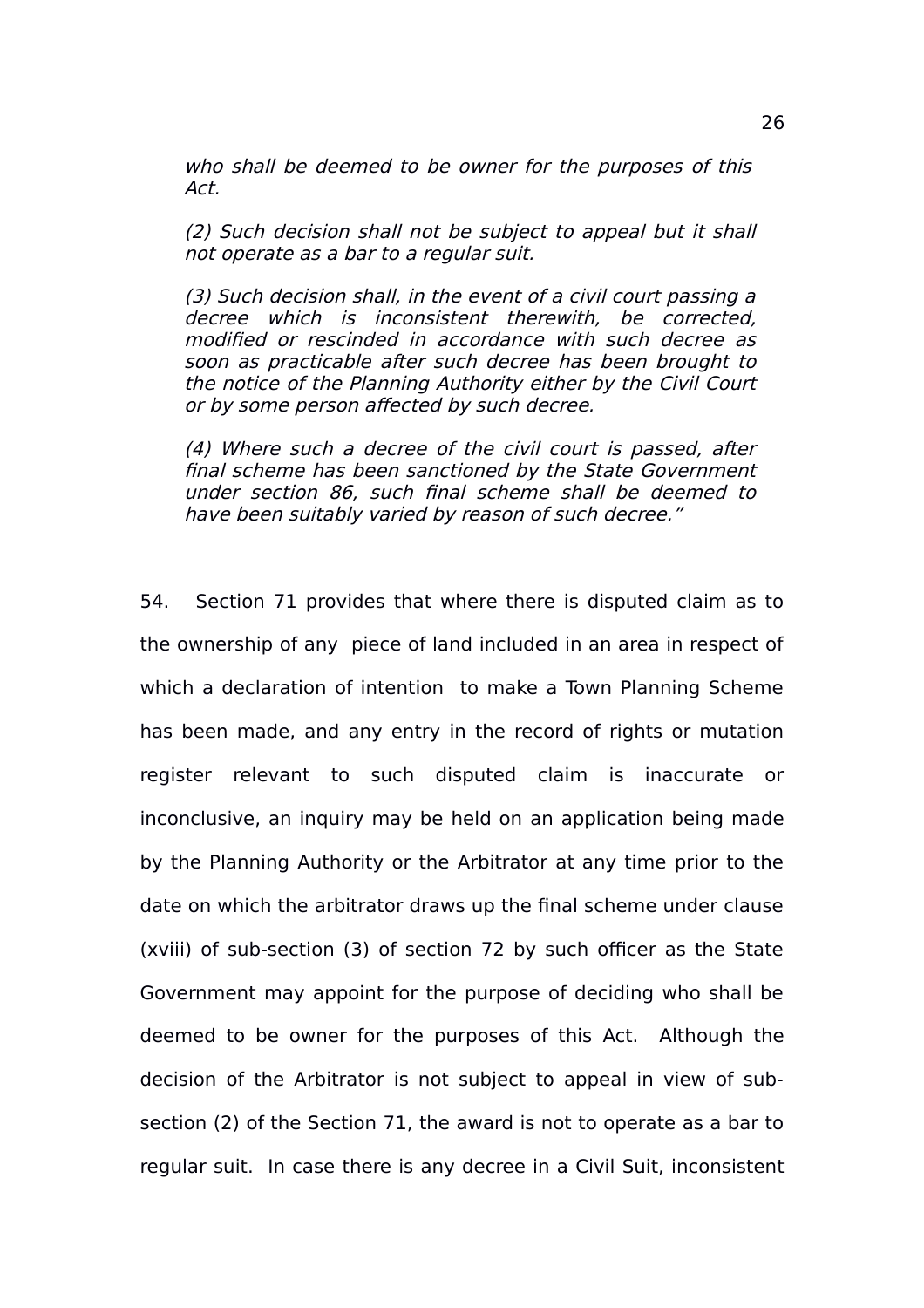*who shall be deemed to be owner for the purposes of this Act.*

*(2) Such decision shall not be subject to appeal but it shall not operate as a bar to a regular suit.*

*(3) Such decision shall, in the event of a civil court passing a decree which is inconsistent therewith, be corrected, modified or rescinded in accordance with such decree as soon as practicable after such decree has been brought to the notice of the Planning Authority either by the Civil Court or by some person affected by such decree.*

*(4) Where such a decree of the civil court is passed, after final scheme has been sanctioned by the State Government under section 86, such final scheme shall be deemed to have been suitably varied by reason of such decree."*

54. Section 71 provides that where there is disputed claim as to the ownership of any piece of land included in an area in respect of which a declaration of intention to make a Town Planning Scheme has been made, and any entry in the record of rights or mutation register relevant to such disputed claim is inaccurate or inconclusive, an inquiry may be held on an application being made by the Planning Authority or the Arbitrator at any time prior to the date on which the arbitrator draws up the final scheme under clause (xviii) of sub-section (3) of section 72 by such officer as the State Government may appoint for the purpose of deciding who shall be deemed to be owner for the purposes of this Act. Although the decision of the Arbitrator is not subject to appeal in view of sub-section (2) of the Section 71, the award is not to operate as a bar to regular suit. In case there is any decree in a Civil Suit, inconsistent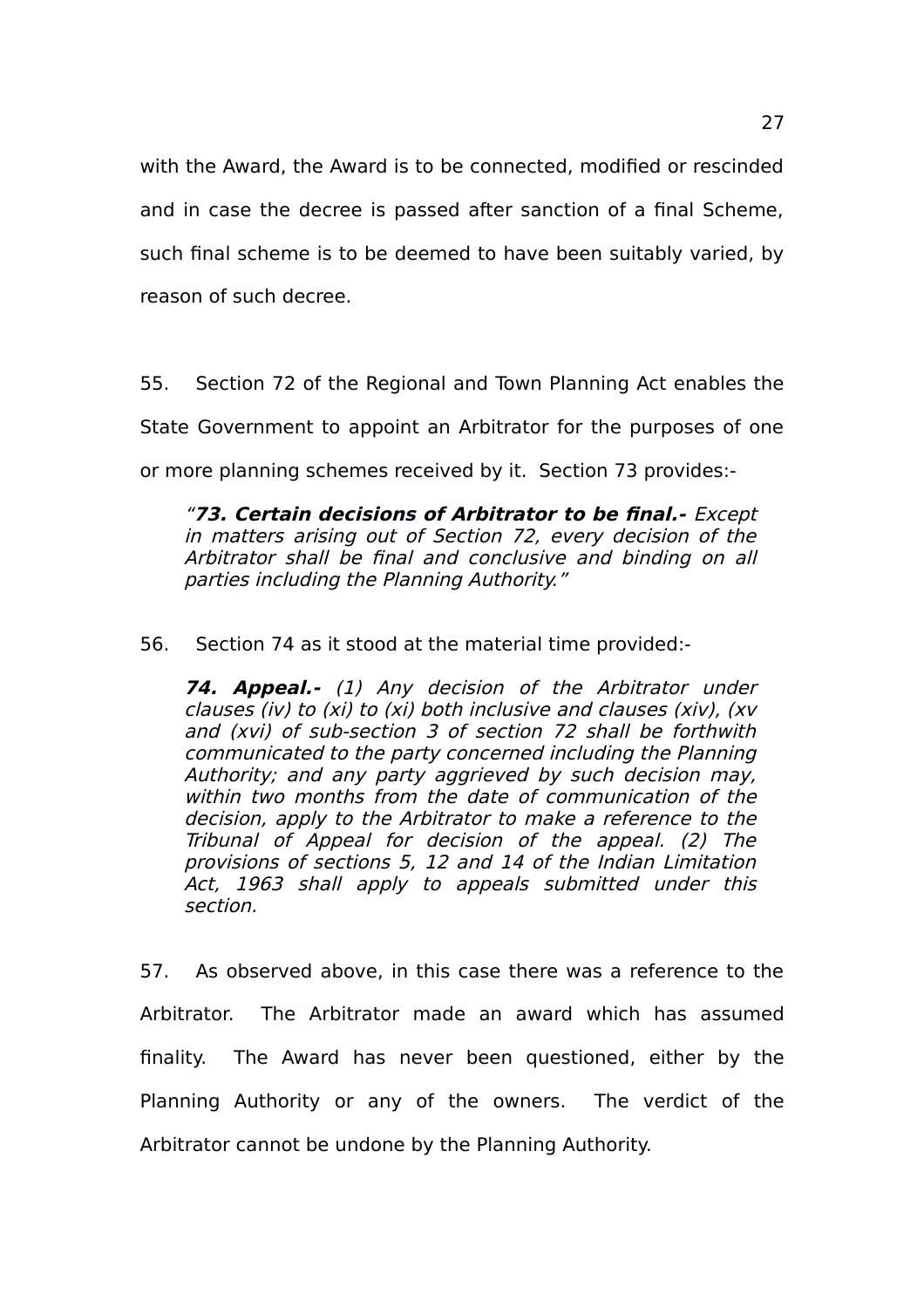with the Award, the Award is to be connected, modified or rescinded and in case the decree is passed after sanction of a final Scheme, such final scheme is to be deemed to have been suitably varied, by reason of such decree.

55. Section 72 of the Regional and Town Planning Act enables the State Government to appoint an Arbitrator for the purposes of one or more planning schemes received by it. Section 73 provides:-

> *"**73. Certain decisions of Arbitrator to be final.-** Except in matters arising out of Section 72, every decision of the Arbitrator shall be final and conclusive and binding on all parties including the Planning Authority."*

56. Section 74 as it stood at the material time provided:-

> ***74. Appeal.-** (1) Any decision of the Arbitrator under clauses (iv) to (xi) to (xi) both inclusive and clauses (xiv), (xv and (xvi) of sub-section 3 of section 72 shall be forthwith communicated to the party concerned including the Planning Authority; and any party aggrieved by such decision may, within two months from the date of communication of the decision, apply to the Arbitrator to make a reference to the Tribunal of Appeal for decision of the appeal. (2) The provisions of sections 5, 12 and 14 of the Indian Limitation Act, 1963 shall apply to appeals submitted under this section.*

57. As observed above, in this case there was a reference to the Arbitrator. The Arbitrator made an award which has assumed finality. The Award has never been questioned, either by the Planning Authority or any of the owners. The verdict of the Arbitrator cannot be undone by the Planning Authority.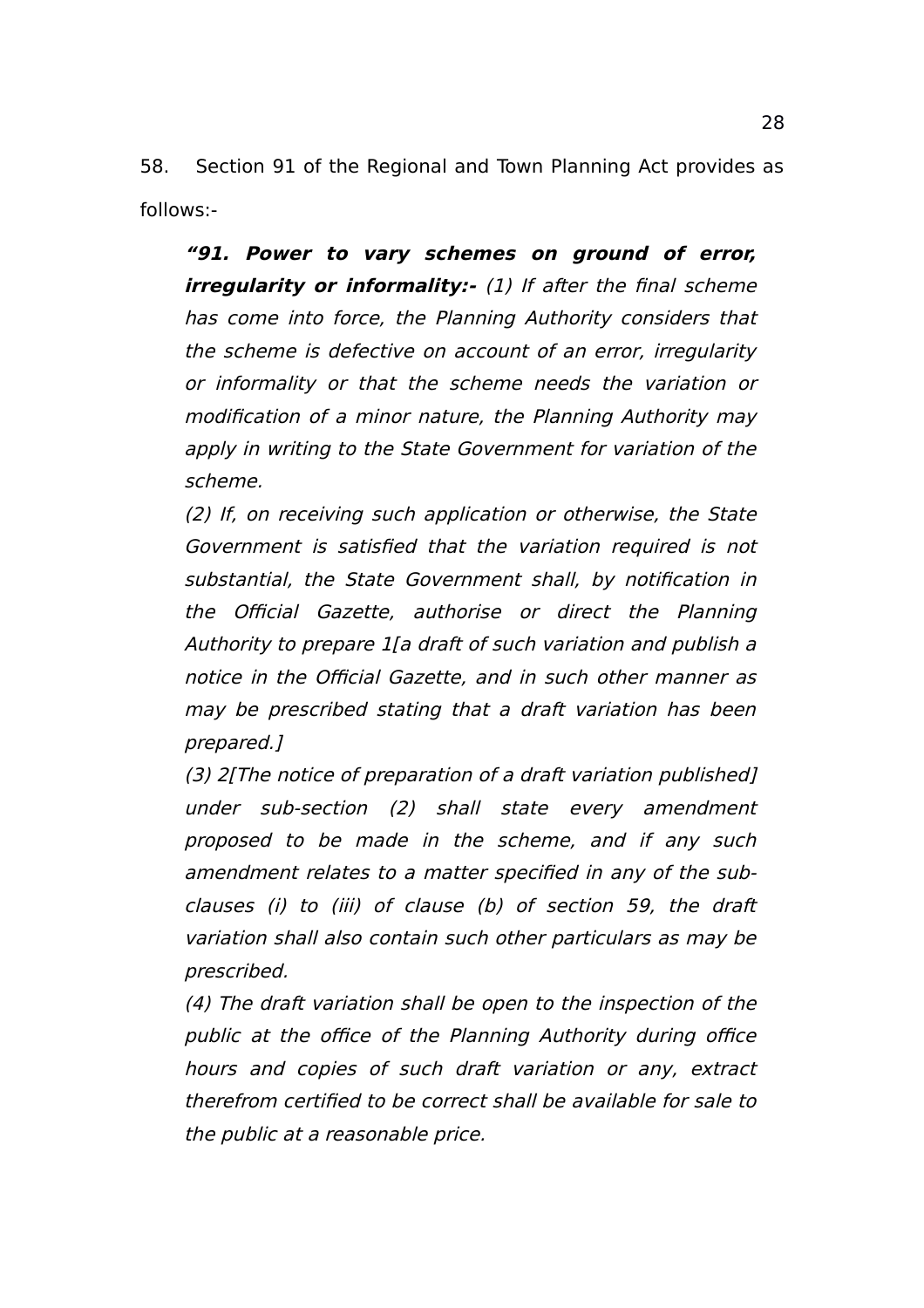58. Section 91 of the Regional and Town Planning Act provides as follows:-

> ***"91. Power to vary schemes on ground of error, irregularity or informality:-*** *(1) If after the final scheme has come into force, the Planning Authority considers that the scheme is defective on account of an error, irregularity or informality or that the scheme needs the variation or modification of a minor nature, the Planning Authority may apply in writing to the State Government for variation of the scheme.*
>
> *(2) If, on receiving such application or otherwise, the State Government is satisfied that the variation required is not substantial, the State Government shall, by notification in the Official Gazette, authorise or direct the Planning Authority to prepare 1[a draft of such variation and publish a notice in the Official Gazette, and in such other manner as may be prescribed stating that a draft variation has been prepared.]*
>
> *(3) 2[The notice of preparation of a draft variation published] under sub-section (2) shall state every amendment proposed to be made in the scheme, and if any such amendment relates to a matter specified in any of the sub-clauses (i) to (iii) of clause (b) of section 59, the draft variation shall also contain such other particulars as may be prescribed.*
>
> *(4) The draft variation shall be open to the inspection of the public at the office of the Planning Authority during office hours and copies of such draft variation or any, extract therefrom certified to be correct shall be available for sale to the public at a reasonable price.*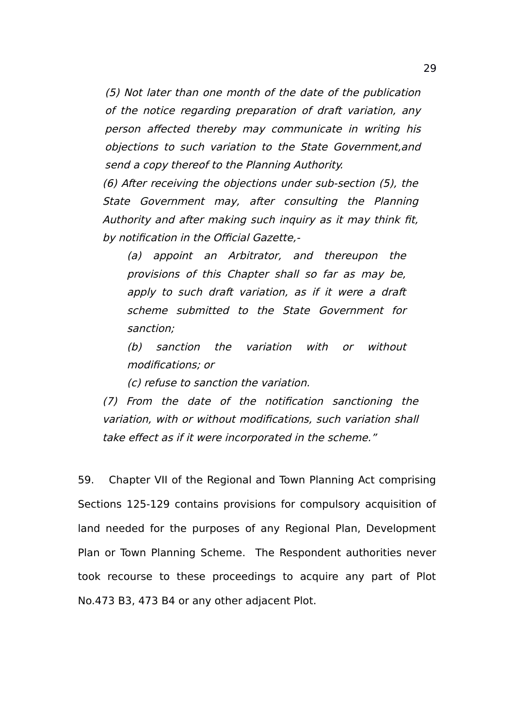*(5) Not later than one month of the date of the publication of the notice regarding preparation of draft variation, any person affected thereby may communicate in writing his objections to such variation to the State Government,and send a copy thereof to the Planning Authority.*

*(6) After receiving the objections under sub-section (5), the State Government may, after consulting the Planning Authority and after making such inquiry as it may think fit, by notification in the Official Gazette,-*

> *(a) appoint an Arbitrator, and thereupon the provisions of this Chapter shall so far as may be, apply to such draft variation, as if it were a draft scheme submitted to the State Government for sanction;*
>
> *(b) sanction the variation with or without modifications; or*
>
> *(c) refuse to sanction the variation.*

*(7) From the date of the notification sanctioning the variation, with or without modifications, such variation shall take effect as if it were incorporated in the scheme."*

59. Chapter VII of the Regional and Town Planning Act comprising Sections 125-129 contains provisions for compulsory acquisition of land needed for the purposes of any Regional Plan, Development Plan or Town Planning Scheme. The Respondent authorities never took recourse to these proceedings to acquire any part of Plot No.473 B3, 473 B4 or any other adjacent Plot.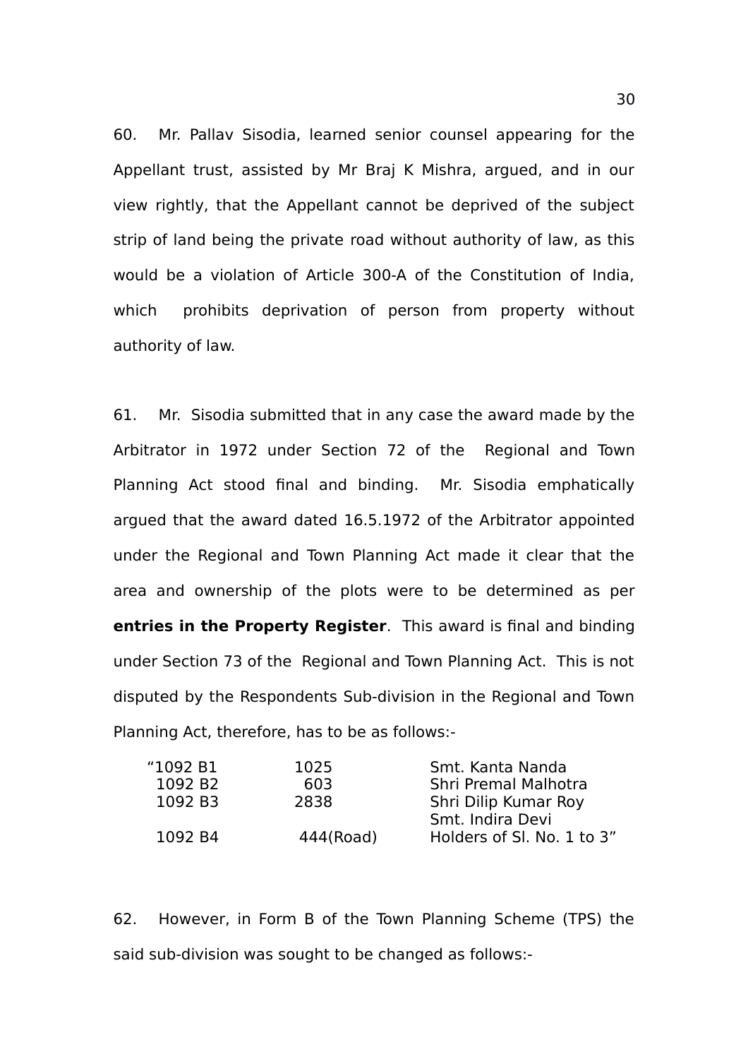60. Mr. Pallav Sisodia, learned senior counsel appearing for the Appellant trust, assisted by Mr Braj K Mishra, argued, and in our view rightly, that the Appellant cannot be deprived of the subject strip of land being the private road without authority of law, as this would be a violation of Article 300-A of the Constitution of India, which prohibits deprivation of person from property without authority of law.

61. Mr. Sisodia submitted that in any case the award made by the Arbitrator in 1972 under Section 72 of the Regional and Town Planning Act stood final and binding. Mr. Sisodia emphatically argued that the award dated 16.5.1972 of the Arbitrator appointed under the Regional and Town Planning Act made it clear that the area and ownership of the plots were to be determined as per **entries in the Property Register**. This award is final and binding under Section 73 of the Regional and Town Planning Act. This is not disputed by the Respondents Sub-division in the Regional and Town Planning Act, therefore, has to be as follows:-

| | | |
|---|---|---|
| "1092 B1 | 1025 | Smt. Kanta Nanda |
| 1092 B2 | 603 | Shri Premal Malhotra |
| 1092 B3 | 2838 | Shri Dilip Kumar Roy<br>Smt. Indira Devi |
| 1092 B4 | 444(Road) | Holders of Sl. No. 1 to 3" |

62. However, in Form B of the Town Planning Scheme (TPS) the said sub-division was sought to be changed as follows:-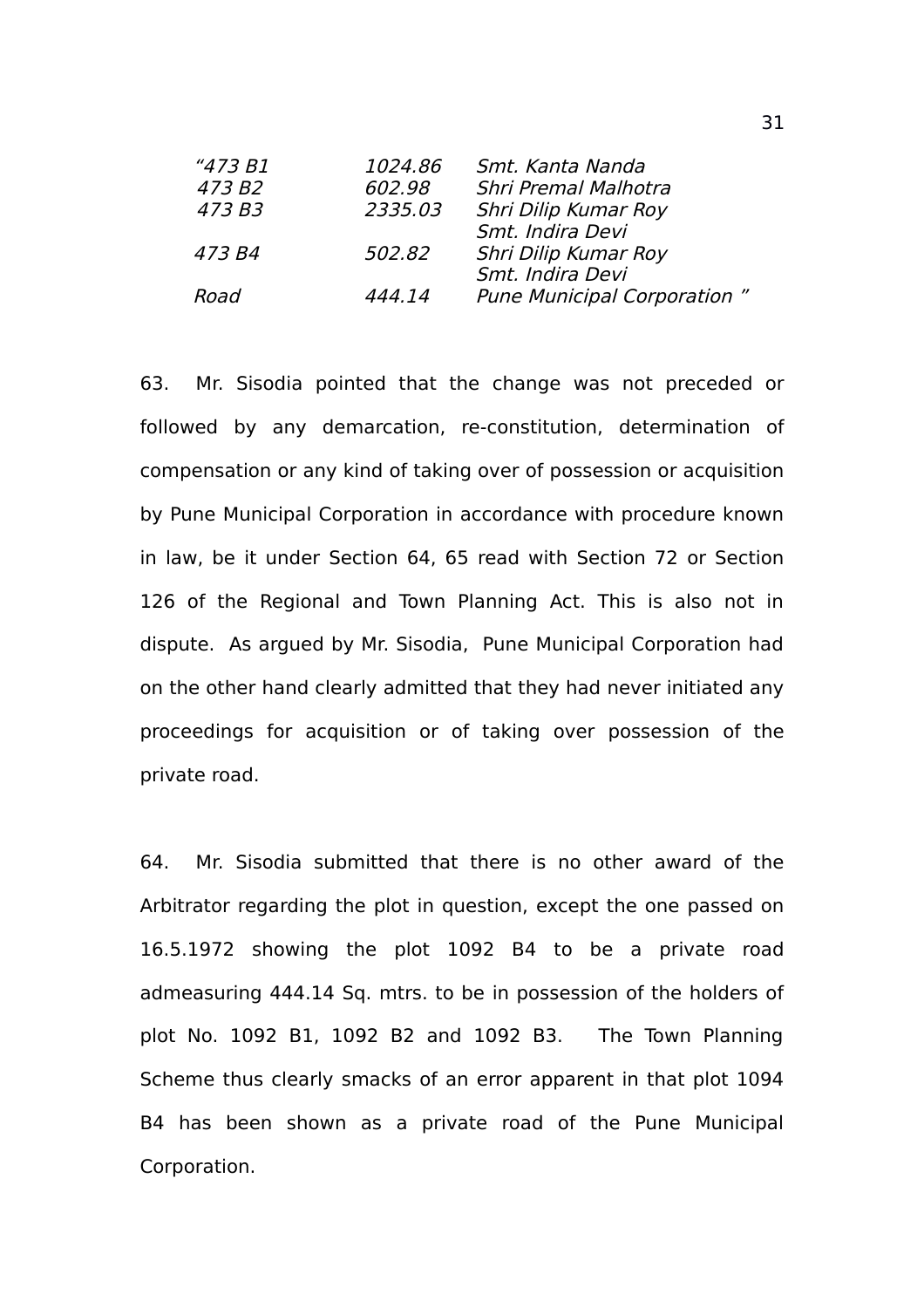| | | |
|---|---|---|
| *"473 B1* | *1024.86* | *Smt. Kanta Nanda* |
| *473 B2* | *602.98* | *Shri Premal Malhotra* |
| *473 B3* | *2335.03* | *Shri Dilip Kumar Roy*<br>*Smt. Indira Devi* |
| *473 B4* | *502.82* | *Shri Dilip Kumar Roy*<br>*Smt. Indira Devi* |
| *Road* | *444.14* | *Pune Municipal Corporation "* |

63. Mr. Sisodia pointed that the change was not preceded or followed by any demarcation, re-constitution, determination of compensation or any kind of taking over of possession or acquisition by Pune Municipal Corporation in accordance with procedure known in law, be it under Section 64, 65 read with Section 72 or Section 126 of the Regional and Town Planning Act. This is also not in dispute. As argued by Mr. Sisodia, Pune Municipal Corporation had on the other hand clearly admitted that they had never initiated any proceedings for acquisition or of taking over possession of the private road.

64. Mr. Sisodia submitted that there is no other award of the Arbitrator regarding the plot in question, except the one passed on 16.5.1972 showing the plot 1092 B4 to be a private road admeasuring 444.14 Sq. mtrs. to be in possession of the holders of plot No. 1092 B1, 1092 B2 and 1092 B3. The Town Planning Scheme thus clearly smacks of an error apparent in that plot 1094 B4 has been shown as a private road of the Pune Municipal Corporation.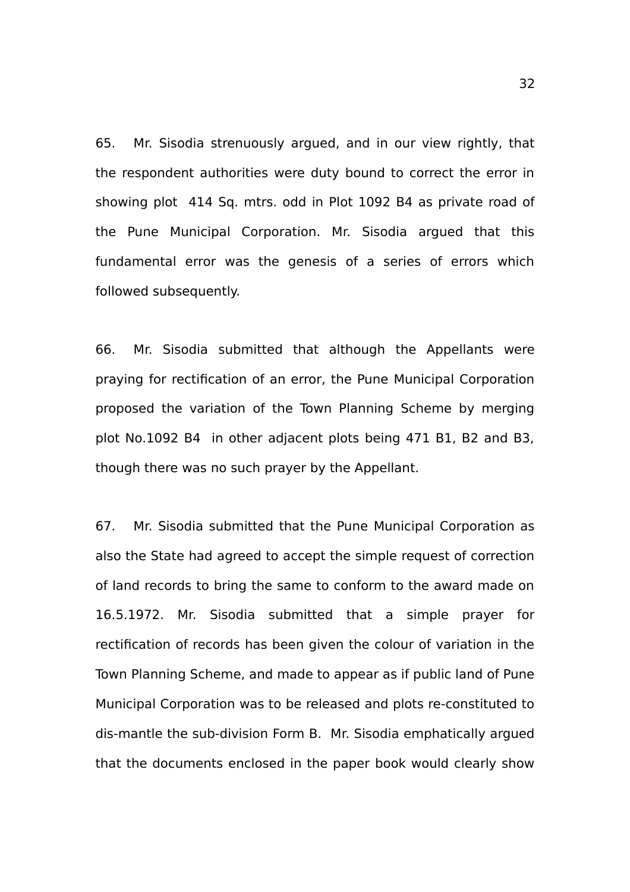65. Mr. Sisodia strenuously argued, and in our view rightly, that the respondent authorities were duty bound to correct the error in showing plot 414 Sq. mtrs. odd in Plot 1092 B4 as private road of the Pune Municipal Corporation. Mr. Sisodia argued that this fundamental error was the genesis of a series of errors which followed subsequently.

66. Mr. Sisodia submitted that although the Appellants were praying for rectification of an error, the Pune Municipal Corporation proposed the variation of the Town Planning Scheme by merging plot No.1092 B4 in other adjacent plots being 471 B1, B2 and B3, though there was no such prayer by the Appellant.

67. Mr. Sisodia submitted that the Pune Municipal Corporation as also the State had agreed to accept the simple request of correction of land records to bring the same to conform to the award made on 16.5.1972. Mr. Sisodia submitted that a simple prayer for rectification of records has been given the colour of variation in the Town Planning Scheme, and made to appear as if public land of Pune Municipal Corporation was to be released and plots re-constituted to dis-mantle the sub-division Form B. Mr. Sisodia emphatically argued that the documents enclosed in the paper book would clearly show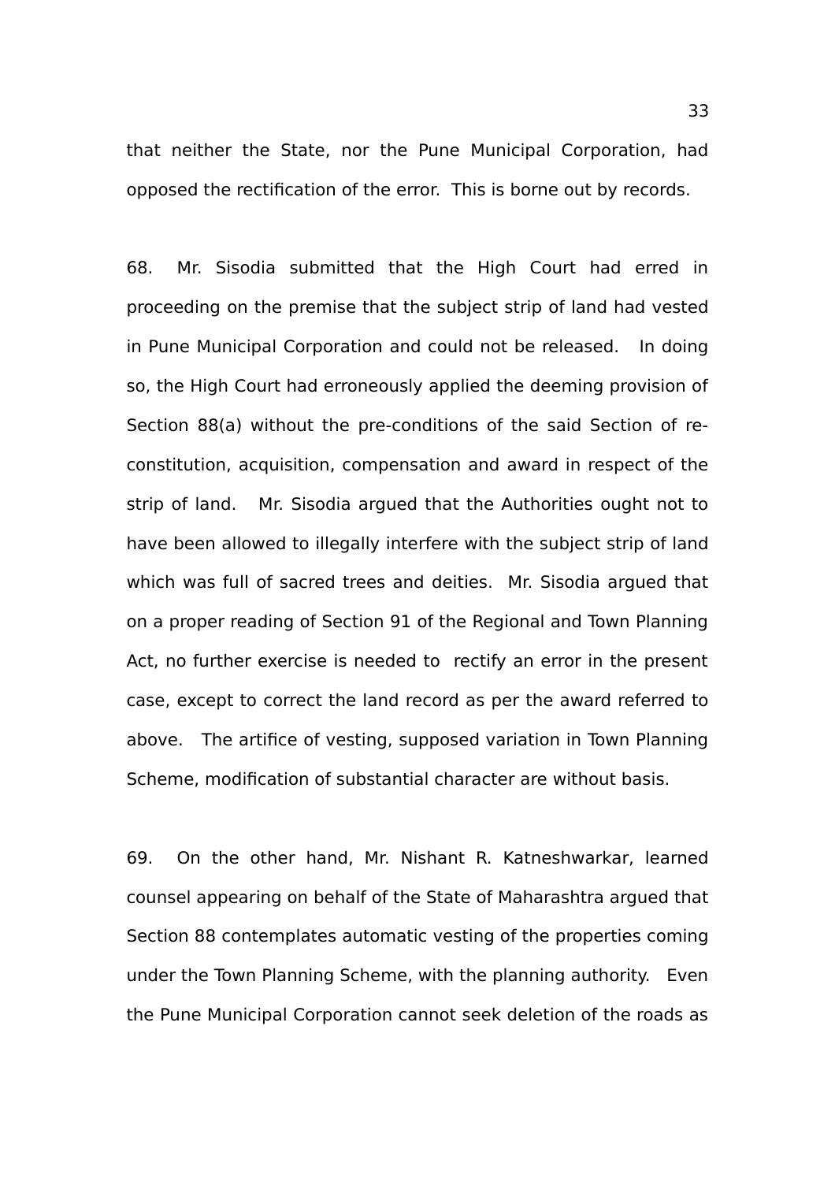that neither the State, nor the Pune Municipal Corporation, had opposed the rectification of the error. This is borne out by records.

68. Mr. Sisodia submitted that the High Court had erred in proceeding on the premise that the subject strip of land had vested in Pune Municipal Corporation and could not be released. In doing so, the High Court had erroneously applied the deeming provision of Section 88(a) without the pre-conditions of the said Section of re-constitution, acquisition, compensation and award in respect of the strip of land. Mr. Sisodia argued that the Authorities ought not to have been allowed to illegally interfere with the subject strip of land which was full of sacred trees and deities. Mr. Sisodia argued that on a proper reading of Section 91 of the Regional and Town Planning Act, no further exercise is needed to rectify an error in the present case, except to correct the land record as per the award referred to above. The artifice of vesting, supposed variation in Town Planning Scheme, modification of substantial character are without basis.

69. On the other hand, Mr. Nishant R. Katneshwarkar, learned counsel appearing on behalf of the State of Maharashtra argued that Section 88 contemplates automatic vesting of the properties coming under the Town Planning Scheme, with the planning authority. Even the Pune Municipal Corporation cannot seek deletion of the roads as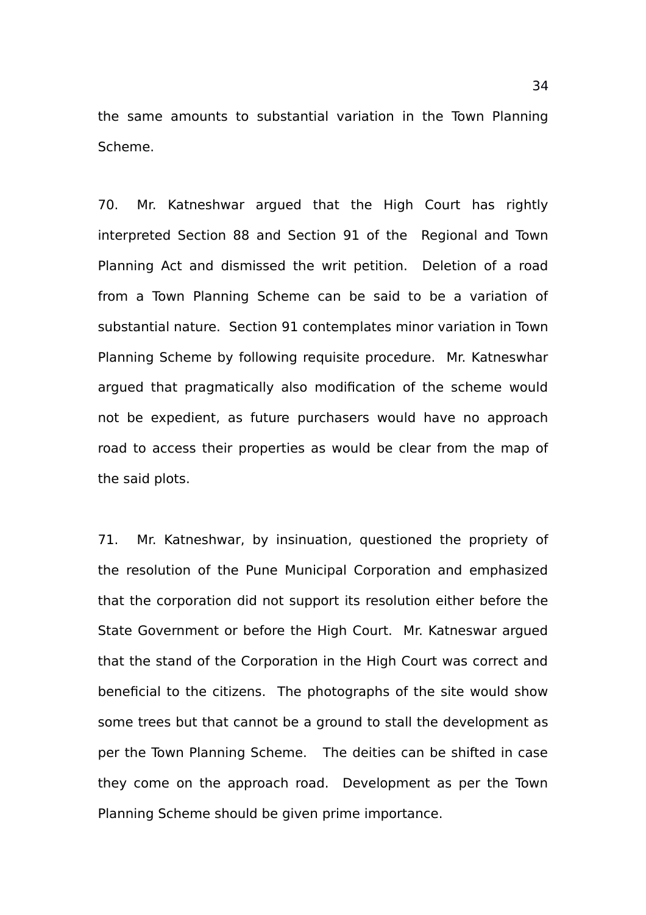the same amounts to substantial variation in the Town Planning Scheme.

70. Mr. Katneshwar argued that the High Court has rightly interpreted Section 88 and Section 91 of the Regional and Town Planning Act and dismissed the writ petition. Deletion of a road from a Town Planning Scheme can be said to be a variation of substantial nature. Section 91 contemplates minor variation in Town Planning Scheme by following requisite procedure. Mr. Katneswhar argued that pragmatically also modification of the scheme would not be expedient, as future purchasers would have no approach road to access their properties as would be clear from the map of the said plots.

71. Mr. Katneshwar, by insinuation, questioned the propriety of the resolution of the Pune Municipal Corporation and emphasized that the corporation did not support its resolution either before the State Government or before the High Court. Mr. Katneswar argued that the stand of the Corporation in the High Court was correct and beneficial to the citizens. The photographs of the site would show some trees but that cannot be a ground to stall the development as per the Town Planning Scheme. The deities can be shifted in case they come on the approach road. Development as per the Town Planning Scheme should be given prime importance.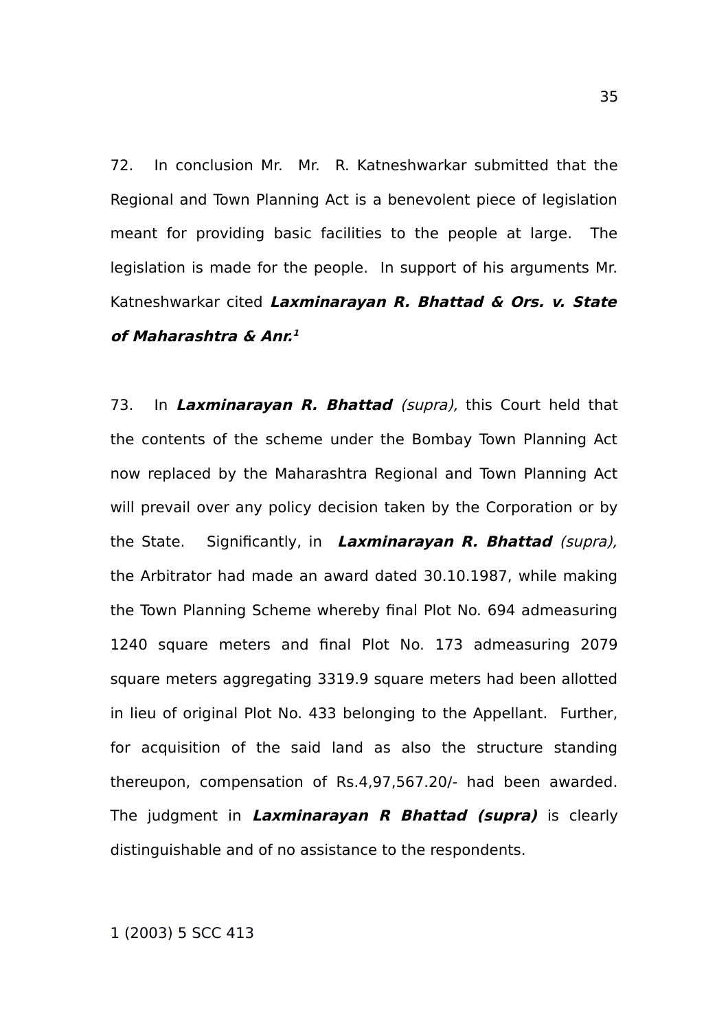72. In conclusion Mr. Mr. R. Katneshwarkar submitted that the Regional and Town Planning Act is a benevolent piece of legislation meant for providing basic facilities to the people at large. The legislation is made for the people. In support of his arguments Mr. Katneshwarkar cited ***Laxminarayan R. Bhattad & Ors. v. State of Maharashtra & Anr.***[1]

73. In ***Laxminarayan R. Bhattad*** *(supra),* this Court held that the contents of the scheme under the Bombay Town Planning Act now replaced by the Maharashtra Regional and Town Planning Act will prevail over any policy decision taken by the Corporation or by the State. Significantly, in ***Laxminarayan R. Bhattad*** *(supra),* the Arbitrator had made an award dated 30.10.1987, while making the Town Planning Scheme whereby final Plot No. 694 admeasuring 1240 square meters and final Plot No. 173 admeasuring 2079 square meters aggregating 3319.9 square meters had been allotted in lieu of original Plot No. 433 belonging to the Appellant. Further, for acquisition of the said land as also the structure standing thereupon, compensation of Rs.4,97,567.20/- had been awarded. The judgment in ***Laxminarayan R Bhattad (supra)*** is clearly distinguishable and of no assistance to the respondents.

1 (2003) 5 SCC 413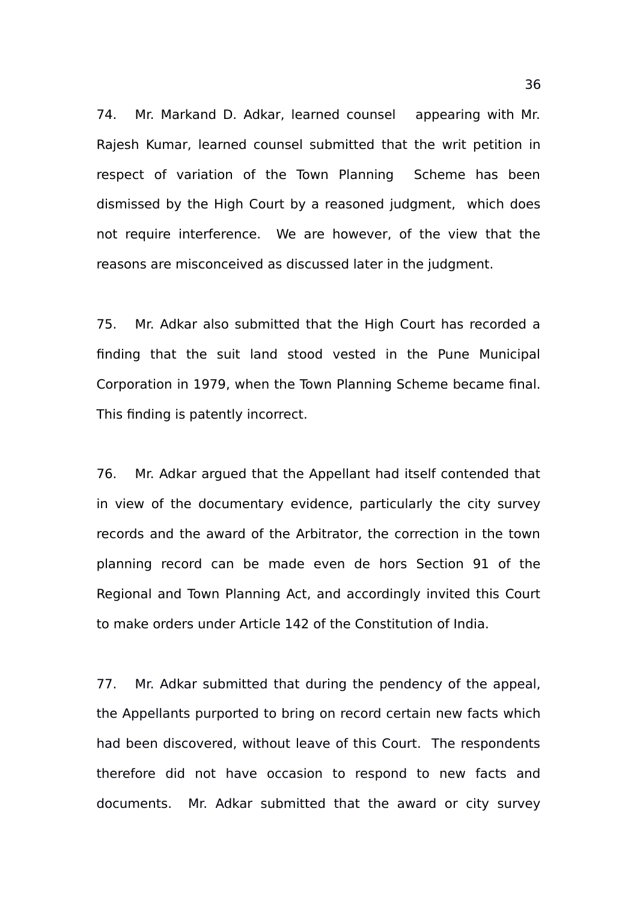74. Mr. Markand D. Adkar, learned counsel appearing with Mr. Rajesh Kumar, learned counsel submitted that the writ petition in respect of variation of the Town Planning Scheme has been dismissed by the High Court by a reasoned judgment, which does not require interference. We are however, of the view that the reasons are misconceived as discussed later in the judgment.

75. Mr. Adkar also submitted that the High Court has recorded a finding that the suit land stood vested in the Pune Municipal Corporation in 1979, when the Town Planning Scheme became final. This finding is patently incorrect.

76. Mr. Adkar argued that the Appellant had itself contended that in view of the documentary evidence, particularly the city survey records and the award of the Arbitrator, the correction in the town planning record can be made even de hors Section 91 of the Regional and Town Planning Act, and accordingly invited this Court to make orders under Article 142 of the Constitution of India.

77. Mr. Adkar submitted that during the pendency of the appeal, the Appellants purported to bring on record certain new facts which had been discovered, without leave of this Court. The respondents therefore did not have occasion to respond to new facts and documents. Mr. Adkar submitted that the award or city survey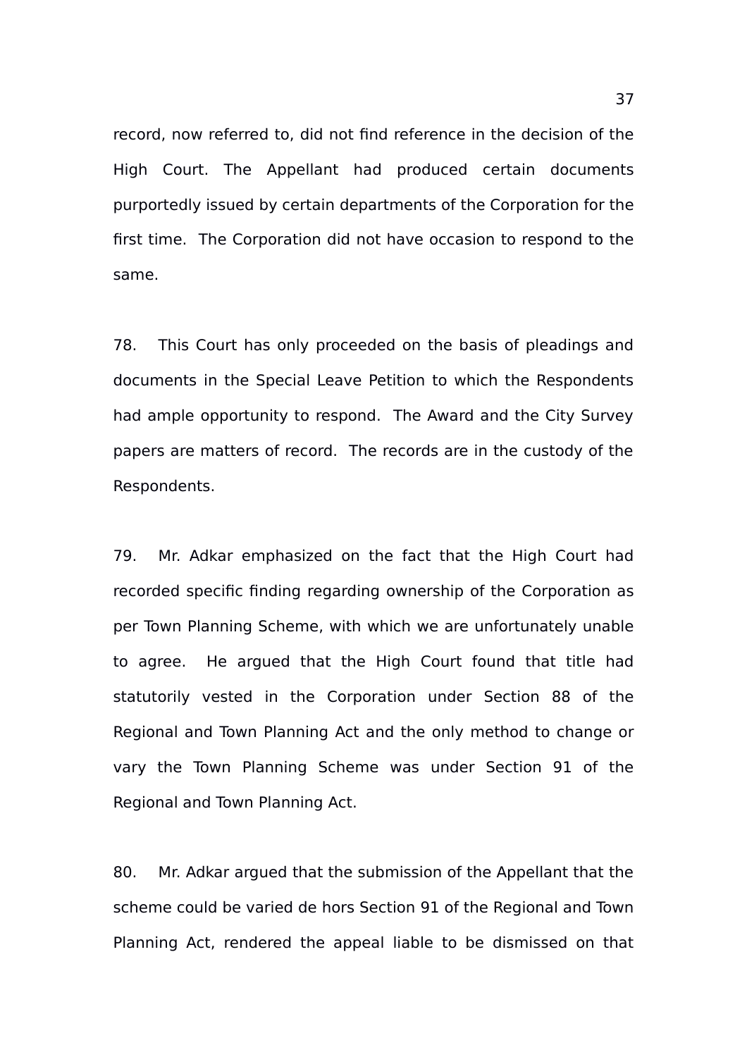record, now referred to, did not find reference in the decision of the High Court. The Appellant had produced certain documents purportedly issued by certain departments of the Corporation for the first time. The Corporation did not have occasion to respond to the same.

78. This Court has only proceeded on the basis of pleadings and documents in the Special Leave Petition to which the Respondents had ample opportunity to respond. The Award and the City Survey papers are matters of record. The records are in the custody of the Respondents.

79. Mr. Adkar emphasized on the fact that the High Court had recorded specific finding regarding ownership of the Corporation as per Town Planning Scheme, with which we are unfortunately unable to agree. He argued that the High Court found that title had statutorily vested in the Corporation under Section 88 of the Regional and Town Planning Act and the only method to change or vary the Town Planning Scheme was under Section 91 of the Regional and Town Planning Act.

80. Mr. Adkar argued that the submission of the Appellant that the scheme could be varied de hors Section 91 of the Regional and Town Planning Act, rendered the appeal liable to be dismissed on that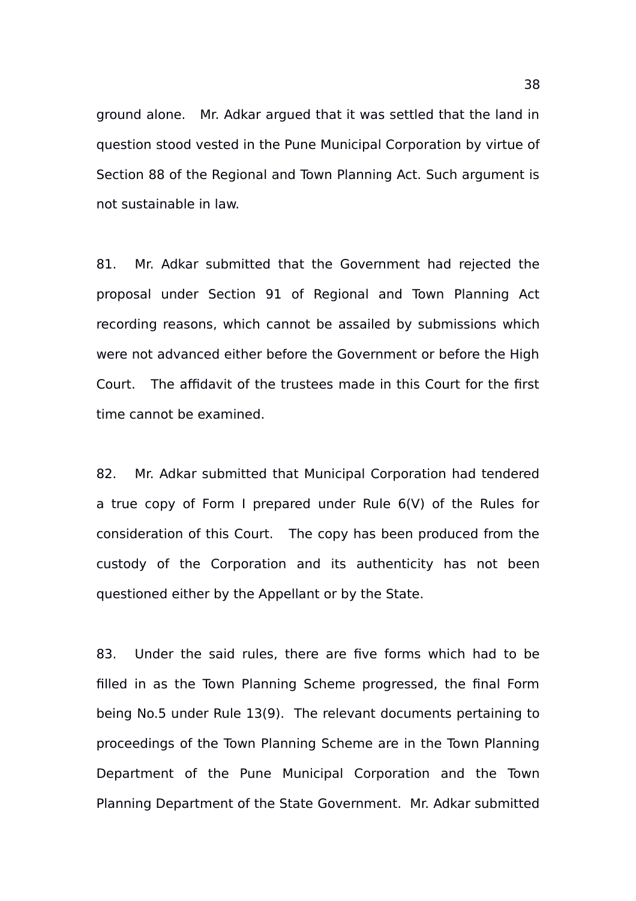ground alone. Mr. Adkar argued that it was settled that the land in question stood vested in the Pune Municipal Corporation by virtue of Section 88 of the Regional and Town Planning Act. Such argument is not sustainable in law.

81. Mr. Adkar submitted that the Government had rejected the proposal under Section 91 of Regional and Town Planning Act recording reasons, which cannot be assailed by submissions which were not advanced either before the Government or before the High Court. The affidavit of the trustees made in this Court for the first time cannot be examined.

82. Mr. Adkar submitted that Municipal Corporation had tendered a true copy of Form I prepared under Rule 6(V) of the Rules for consideration of this Court. The copy has been produced from the custody of the Corporation and its authenticity has not been questioned either by the Appellant or by the State.

83. Under the said rules, there are five forms which had to be filled in as the Town Planning Scheme progressed, the final Form being No.5 under Rule 13(9). The relevant documents pertaining to proceedings of the Town Planning Scheme are in the Town Planning Department of the Pune Municipal Corporation and the Town Planning Department of the State Government. Mr. Adkar submitted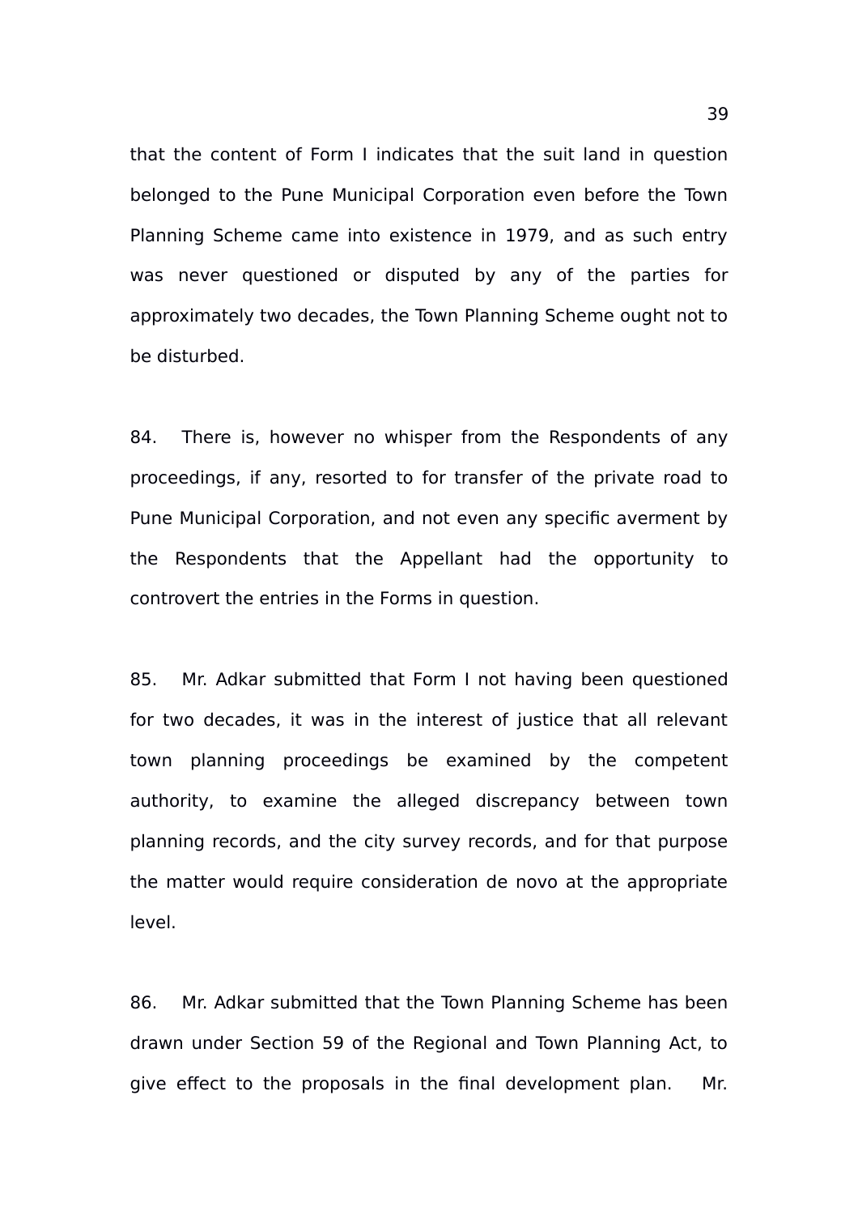that the content of Form I indicates that the suit land in question belonged to the Pune Municipal Corporation even before the Town Planning Scheme came into existence in 1979, and as such entry was never questioned or disputed by any of the parties for approximately two decades, the Town Planning Scheme ought not to be disturbed.

84. There is, however no whisper from the Respondents of any proceedings, if any, resorted to for transfer of the private road to Pune Municipal Corporation, and not even any specific averment by the Respondents that the Appellant had the opportunity to controvert the entries in the Forms in question.

85. Mr. Adkar submitted that Form I not having been questioned for two decades, it was in the interest of justice that all relevant town planning proceedings be examined by the competent authority, to examine the alleged discrepancy between town planning records, and the city survey records, and for that purpose the matter would require consideration de novo at the appropriate level.

86. Mr. Adkar submitted that the Town Planning Scheme has been drawn under Section 59 of the Regional and Town Planning Act, to give effect to the proposals in the final development plan. Mr.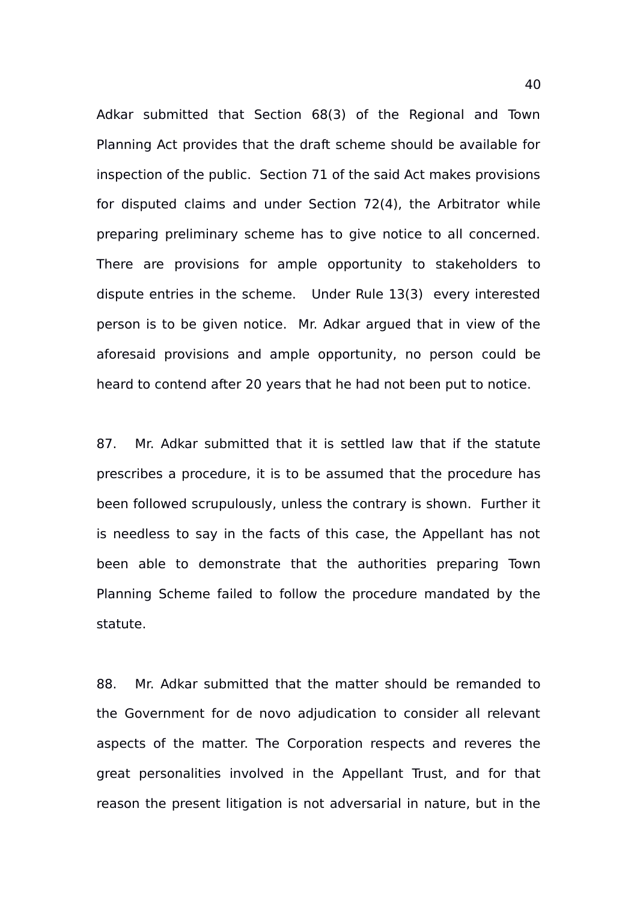Adkar submitted that Section 68(3) of the Regional and Town Planning Act provides that the draft scheme should be available for inspection of the public. Section 71 of the said Act makes provisions for disputed claims and under Section 72(4), the Arbitrator while preparing preliminary scheme has to give notice to all concerned. There are provisions for ample opportunity to stakeholders to dispute entries in the scheme. Under Rule 13(3) every interested person is to be given notice. Mr. Adkar argued that in view of the aforesaid provisions and ample opportunity, no person could be heard to contend after 20 years that he had not been put to notice.

87. Mr. Adkar submitted that it is settled law that if the statute prescribes a procedure, it is to be assumed that the procedure has been followed scrupulously, unless the contrary is shown. Further it is needless to say in the facts of this case, the Appellant has not been able to demonstrate that the authorities preparing Town Planning Scheme failed to follow the procedure mandated by the statute.

88. Mr. Adkar submitted that the matter should be remanded to the Government for de novo adjudication to consider all relevant aspects of the matter. The Corporation respects and reveres the great personalities involved in the Appellant Trust, and for that reason the present litigation is not adversarial in nature, but in the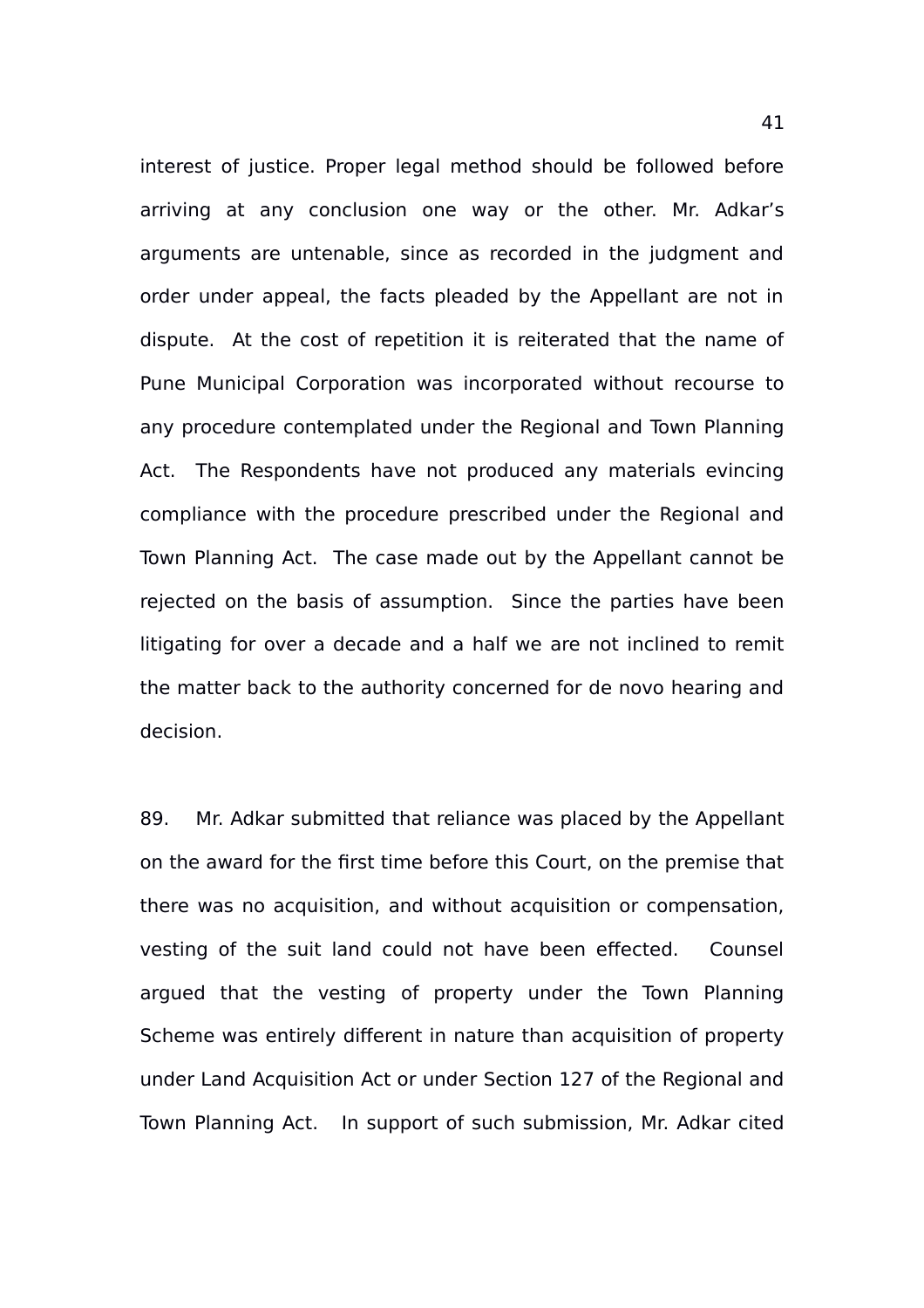interest of justice. Proper legal method should be followed before arriving at any conclusion one way or the other. Mr. Adkar's arguments are untenable, since as recorded in the judgment and order under appeal, the facts pleaded by the Appellant are not in dispute. At the cost of repetition it is reiterated that the name of Pune Municipal Corporation was incorporated without recourse to any procedure contemplated under the Regional and Town Planning Act. The Respondents have not produced any materials evincing compliance with the procedure prescribed under the Regional and Town Planning Act. The case made out by the Appellant cannot be rejected on the basis of assumption. Since the parties have been litigating for over a decade and a half we are not inclined to remit the matter back to the authority concerned for de novo hearing and decision.

89. Mr. Adkar submitted that reliance was placed by the Appellant on the award for the first time before this Court, on the premise that there was no acquisition, and without acquisition or compensation, vesting of the suit land could not have been effected. Counsel argued that the vesting of property under the Town Planning Scheme was entirely different in nature than acquisition of property under Land Acquisition Act or under Section 127 of the Regional and Town Planning Act. In support of such submission, Mr. Adkar cited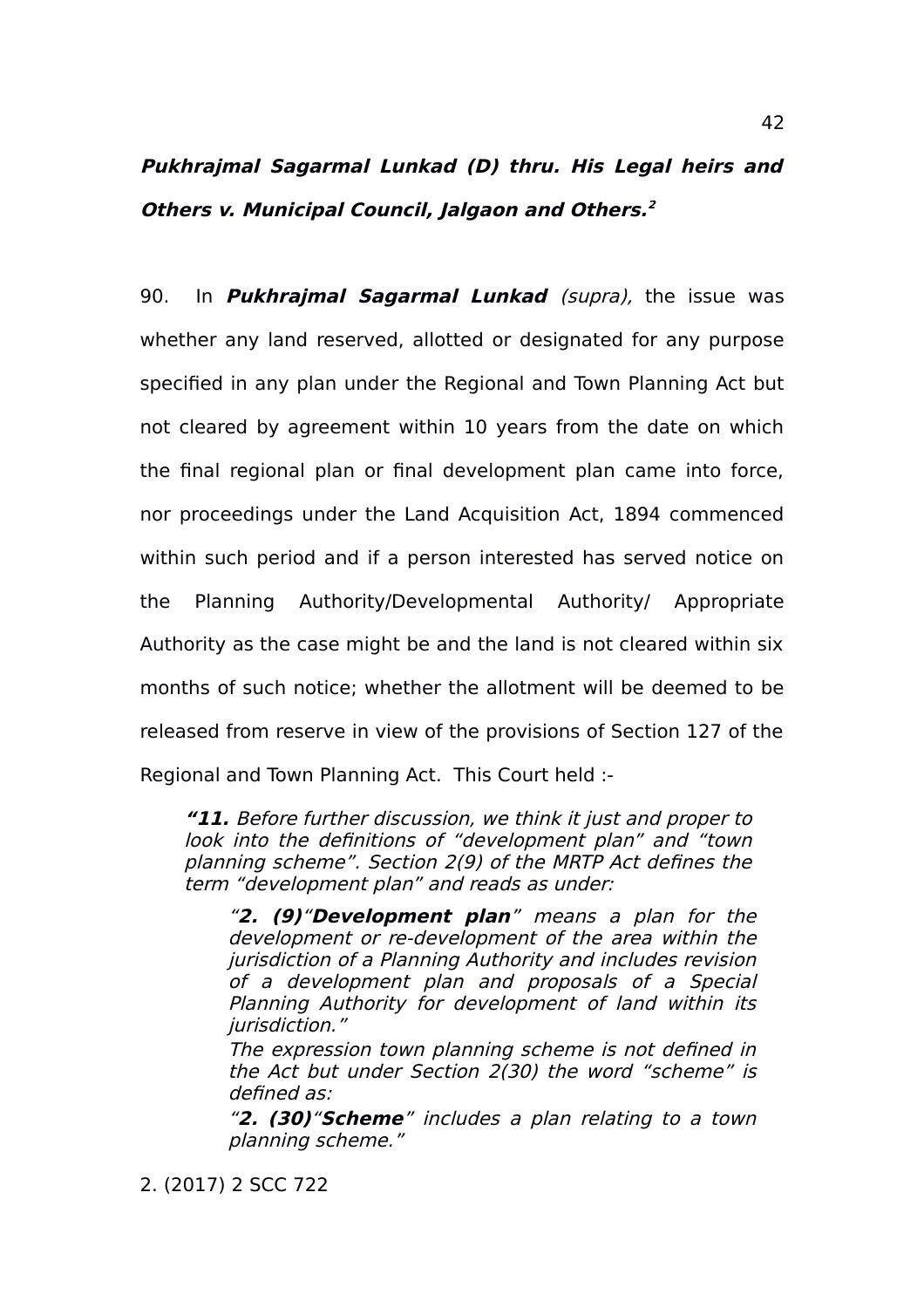***Pukhrajmal Sagarmal Lunkad (D) thru. His Legal heirs and Others v. Municipal Council, Jalgaon and Others.***[2]

90. In ***Pukhrajmal Sagarmal Lunkad*** *(supra),* the issue was whether any land reserved, allotted or designated for any purpose specified in any plan under the Regional and Town Planning Act but not cleared by agreement within 10 years from the date on which the final regional plan or final development plan came into force, nor proceedings under the Land Acquisition Act, 1894 commenced within such period and if a person interested has served notice on the Planning Authority/Developmental Authority/ Appropriate Authority as the case might be and the land is not cleared within six months of such notice; whether the allotment will be deemed to be released from reserve in view of the provisions of Section 127 of the Regional and Town Planning Act. This Court held :-

> ***"11.*** *Before further discussion, we think it just and proper to look into the definitions of "development plan" and "town planning scheme". Section 2(9) of the MRTP Act defines the term "development plan" and reads as under:*
>
> > *"**2. (9)**"**Development plan**" means a plan for the development or re-development of the area within the jurisdiction of a Planning Authority and includes revision of a development plan and proposals of a Special Planning Authority for development of land within its jurisdiction."*
> >
> > *The expression town planning scheme is not defined in the Act but under Section 2(30) the word "scheme" is defined as:*
> >
> > *"**2. (30)**"**Scheme**" includes a plan relating to a town planning scheme."*

2. (2017) 2 SCC 722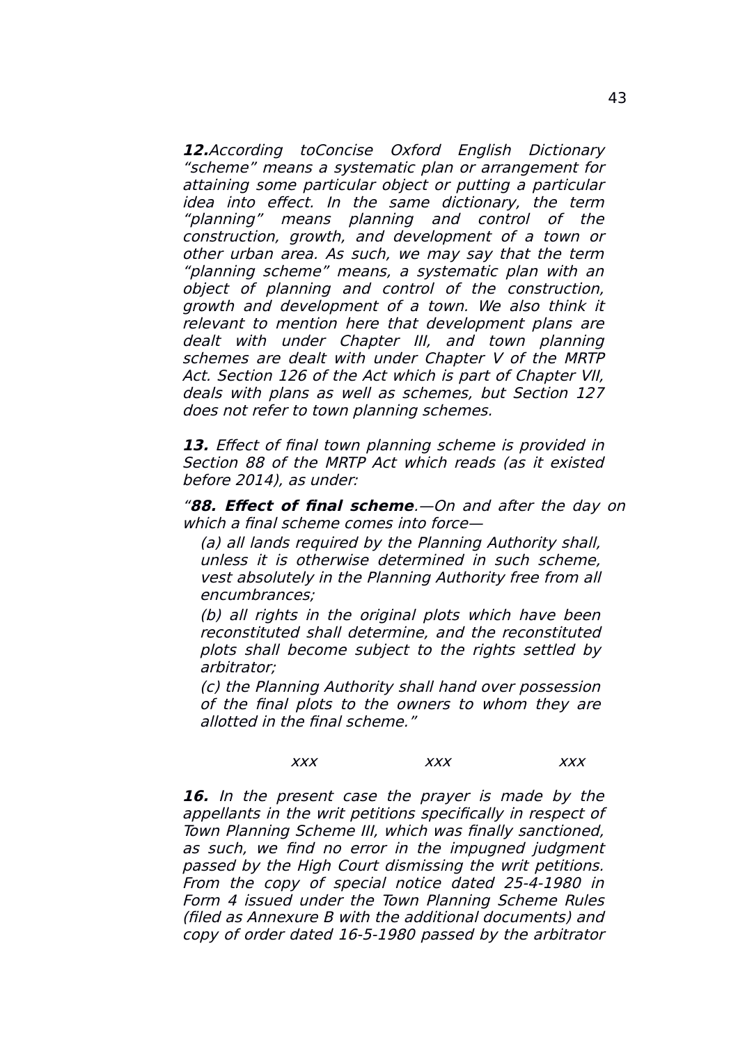***12.*** *According toConcise Oxford English Dictionary "scheme" means a systematic plan or arrangement for attaining some particular object or putting a particular idea into effect. In the same dictionary, the term "planning" means planning and control of the construction, growth, and development of a town or other urban area. As such, we may say that the term "planning scheme" means, a systematic plan with an object of planning and control of the construction, growth and development of a town. We also think it relevant to mention here that development plans are dealt with under Chapter III, and town planning schemes are dealt with under Chapter V of the MRTP Act. Section 126 of the Act which is part of Chapter VII, deals with plans as well as schemes, but Section 127 does not refer to town planning schemes.*

***13.*** *Effect of final town planning scheme is provided in Section 88 of the MRTP Act which reads (as it existed before 2014), as under:*

*"**88. Effect of final scheme**.—On and after the day on which a final scheme comes into force—*

> *(a) all lands required by the Planning Authority shall, unless it is otherwise determined in such scheme, vest absolutely in the Planning Authority free from all encumbrances;*
>
> *(b) all rights in the original plots which have been reconstituted shall determine, and the reconstituted plots shall become subject to the rights settled by arbitrator;*
>
> *(c) the Planning Authority shall hand over possession of the final plots to the owners to whom they are allotted in the final scheme."*

*xxx xxx xxx*

***16.*** *In the present case the prayer is made by the appellants in the writ petitions specifically in respect of Town Planning Scheme III, which was finally sanctioned, as such, we find no error in the impugned judgment passed by the High Court dismissing the writ petitions. From the copy of special notice dated 25-4-1980 in Form 4 issued under the Town Planning Scheme Rules (filed as Annexure B with the additional documents) and copy of order dated 16-5-1980 passed by the arbitrator*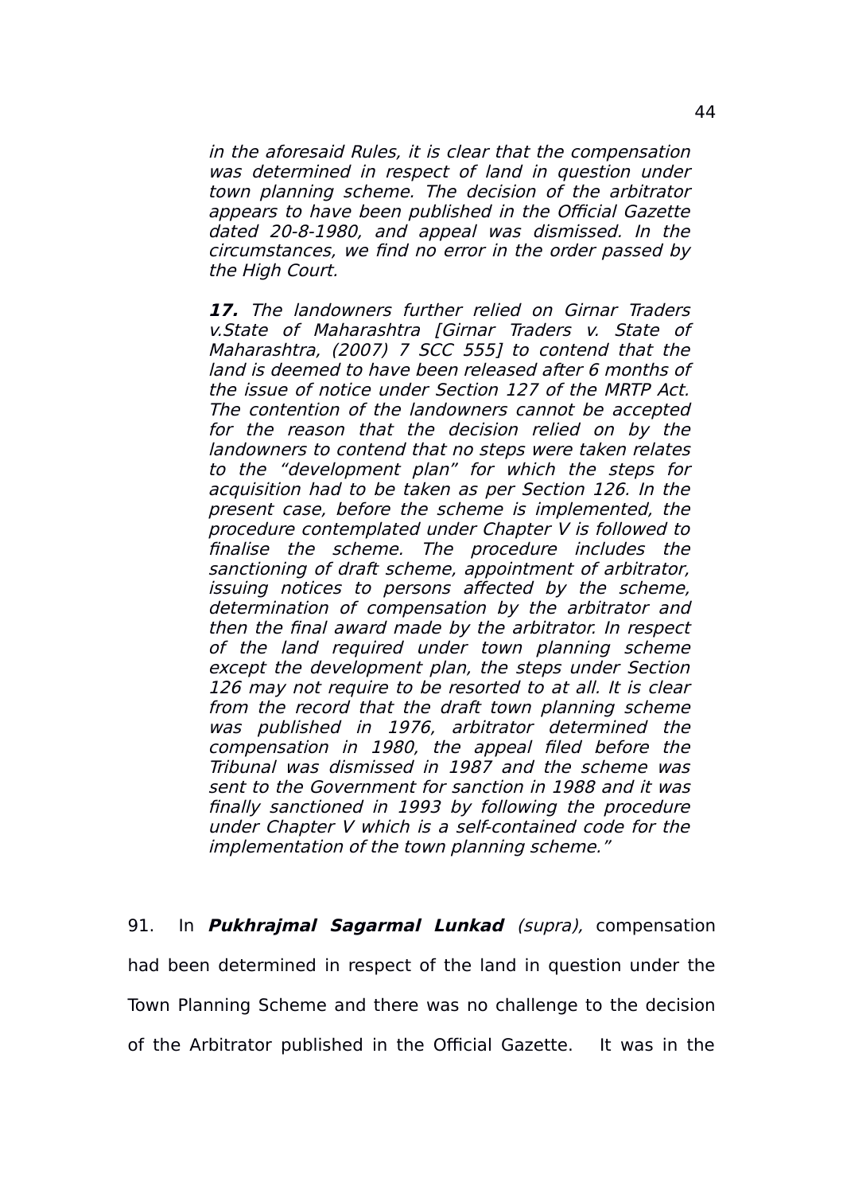*in the aforesaid Rules, it is clear that the compensation was determined in respect of land in question under town planning scheme. The decision of the arbitrator appears to have been published in the Official Gazette dated 20-8-1980, and appeal was dismissed. In the circumstances, we find no error in the order passed by the High Court.*

***17.** The landowners further relied on Girnar Traders v.State of Maharashtra [Girnar Traders v. State of Maharashtra, (2007) 7 SCC 555] to contend that the land is deemed to have been released after 6 months of the issue of notice under Section 127 of the MRTP Act. The contention of the landowners cannot be accepted for the reason that the decision relied on by the landowners to contend that no steps were taken relates to the "development plan" for which the steps for acquisition had to be taken as per Section 126. In the present case, before the scheme is implemented, the procedure contemplated under Chapter V is followed to finalise the scheme. The procedure includes the sanctioning of draft scheme, appointment of arbitrator, issuing notices to persons affected by the scheme, determination of compensation by the arbitrator and then the final award made by the arbitrator. In respect of the land required under town planning scheme except the development plan, the steps under Section 126 may not require to be resorted to at all. It is clear from the record that the draft town planning scheme was published in 1976, arbitrator determined the compensation in 1980, the appeal filed before the Tribunal was dismissed in 1987 and the scheme was sent to the Government for sanction in 1988 and it was finally sanctioned in 1993 by following the procedure under Chapter V which is a self-contained code for the implementation of the town planning scheme."*

91. In ***Pukhrajmal Sagarmal Lunkad*** *(supra),* compensation had been determined in respect of the land in question under the Town Planning Scheme and there was no challenge to the decision of the Arbitrator published in the Official Gazette. It was in the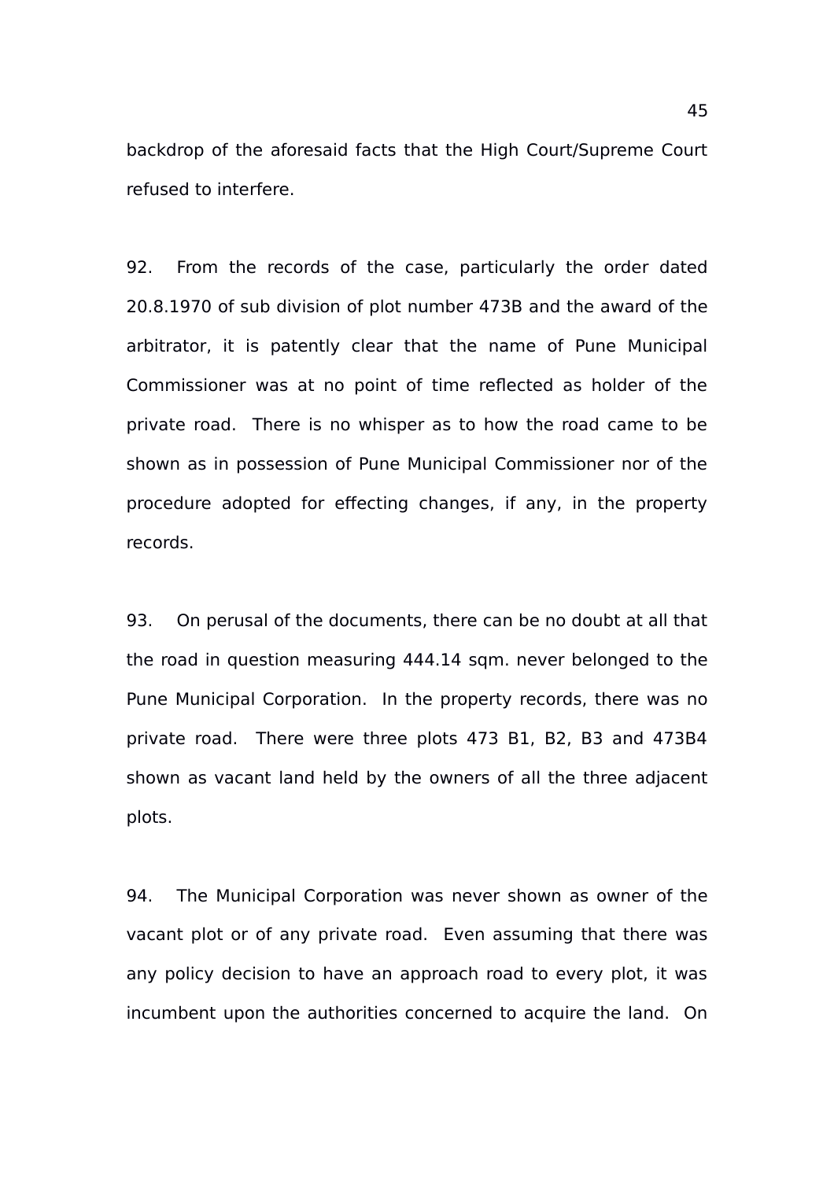backdrop of the aforesaid facts that the High Court/Supreme Court refused to interfere.

92. From the records of the case, particularly the order dated 20.8.1970 of sub division of plot number 473B and the award of the arbitrator, it is patently clear that the name of Pune Municipal Commissioner was at no point of time reflected as holder of the private road. There is no whisper as to how the road came to be shown as in possession of Pune Municipal Commissioner nor of the procedure adopted for effecting changes, if any, in the property records.

93. On perusal of the documents, there can be no doubt at all that the road in question measuring 444.14 sqm. never belonged to the Pune Municipal Corporation. In the property records, there was no private road. There were three plots 473 B1, B2, B3 and 473B4 shown as vacant land held by the owners of all the three adjacent plots.

94. The Municipal Corporation was never shown as owner of the vacant plot or of any private road. Even assuming that there was any policy decision to have an approach road to every plot, it was incumbent upon the authorities concerned to acquire the land. On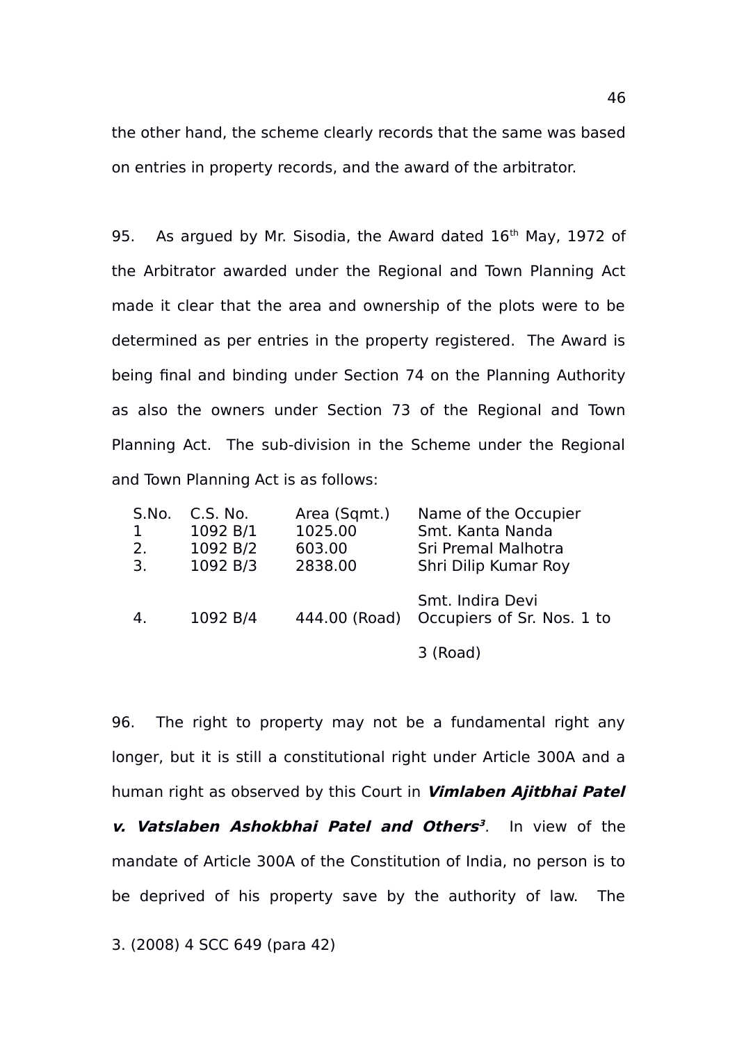the other hand, the scheme clearly records that the same was based on entries in property records, and the award of the arbitrator.

95. As argued by Mr. Sisodia, the Award dated 16th May, 1972 of the Arbitrator awarded under the Regional and Town Planning Act made it clear that the area and ownership of the plots were to be determined as per entries in the property registered. The Award is being final and binding under Section 74 on the Planning Authority as also the owners under Section 73 of the Regional and Town Planning Act. The sub-division in the Scheme under the Regional and Town Planning Act is as follows:

| S.No. | C.S. No. | Area (Sqmt.) | Name of the Occupier |
|---|---|---|---|
| 1 | 1092 B/1 | 1025.00 | Smt. Kanta Nanda |
| 2. | 1092 B/2 | 603.00 | Sri Premal Malhotra |
| 3. | 1092 B/3 | 2838.00 | Shri Dilip Kumar Roy<br>Smt. Indira Devi |
| 4. | 1092 B/4 | 444.00 (Road) | Occupiers of Sr. Nos. 1 to 3 (Road) |

96. The right to property may not be a fundamental right any longer, but it is still a constitutional right under Article 300A and a human right as observed by this Court in ***Vimlaben Ajitbhai Patel v. Vatslaben Ashokbhai Patel and Others***[3]. In view of the mandate of Article 300A of the Constitution of India, no person is to be deprived of his property save by the authority of law. The

3. (2008) 4 SCC 649 (para 42)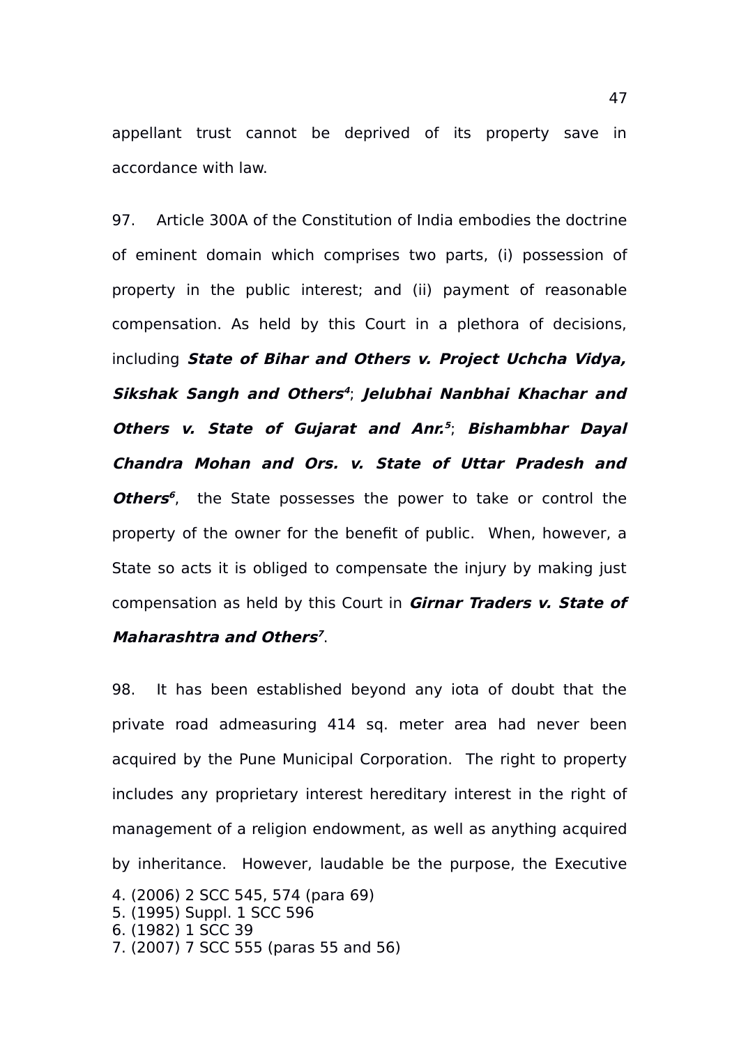appellant trust cannot be deprived of its property save in accordance with law.

97. Article 300A of the Constitution of India embodies the doctrine of eminent domain which comprises two parts, (i) possession of property in the public interest; and (ii) payment of reasonable compensation. As held by this Court in a plethora of decisions, including ***State of Bihar and Others v. Project Uchcha Vidya, Sikshak Sangh and Others***[4]; ***Jelubhai Nanbhai Khachar and Others v. State of Gujarat and Anr.***[5]; ***Bishambhar Dayal Chandra Mohan and Ors. v. State of Uttar Pradesh and Others***[6], the State possesses the power to take or control the property of the owner for the benefit of public. When, however, a State so acts it is obliged to compensate the injury by making just compensation as held by this Court in ***Girnar Traders v. State of Maharashtra and Others***[7].

98. It has been established beyond any iota of doubt that the private road admeasuring 414 sq. meter area had never been acquired by the Pune Municipal Corporation. The right to property includes any proprietary interest hereditary interest in the right of management of a religion endowment, as well as anything acquired by inheritance. However, laudable be the purpose, the Executive

4. (2006) 2 SCC 545, 574 (para 69)
5. (1995) Suppl. 1 SCC 596
6. (1982) 1 SCC 39
7. (2007) 7 SCC 555 (paras 55 and 56)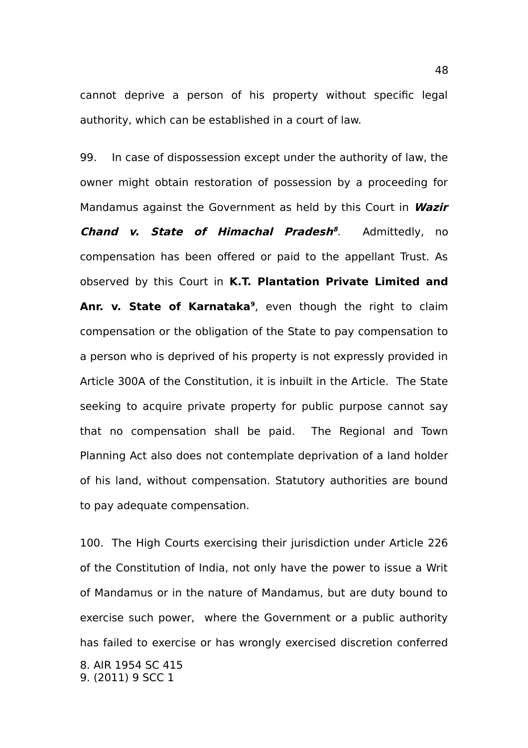cannot deprive a person of his property without specific legal authority, which can be established in a court of law.

99. In case of dispossession except under the authority of law, the owner might obtain restoration of possession by a proceeding for Mandamus against the Government as held by this Court in ***Wazir Chand v. State of Himachal Pradesh***[8]. Admittedly, no compensation has been offered or paid to the appellant Trust. As observed by this Court in **K.T. Plantation Private Limited and Anr. v. State of Karnataka**[9], even though the right to claim compensation or the obligation of the State to pay compensation to a person who is deprived of his property is not expressly provided in Article 300A of the Constitution, it is inbuilt in the Article. The State seeking to acquire private property for public purpose cannot say that no compensation shall be paid. The Regional and Town Planning Act also does not contemplate deprivation of a land holder of his land, without compensation. Statutory authorities are bound to pay adequate compensation.

100. The High Courts exercising their jurisdiction under Article 226 of the Constitution of India, not only have the power to issue a Writ of Mandamus or in the nature of Mandamus, but are duty bound to exercise such power, where the Government or a public authority has failed to exercise or has wrongly exercised discretion conferred

8. AIR 1954 SC 415
9. (2011) 9 SCC 1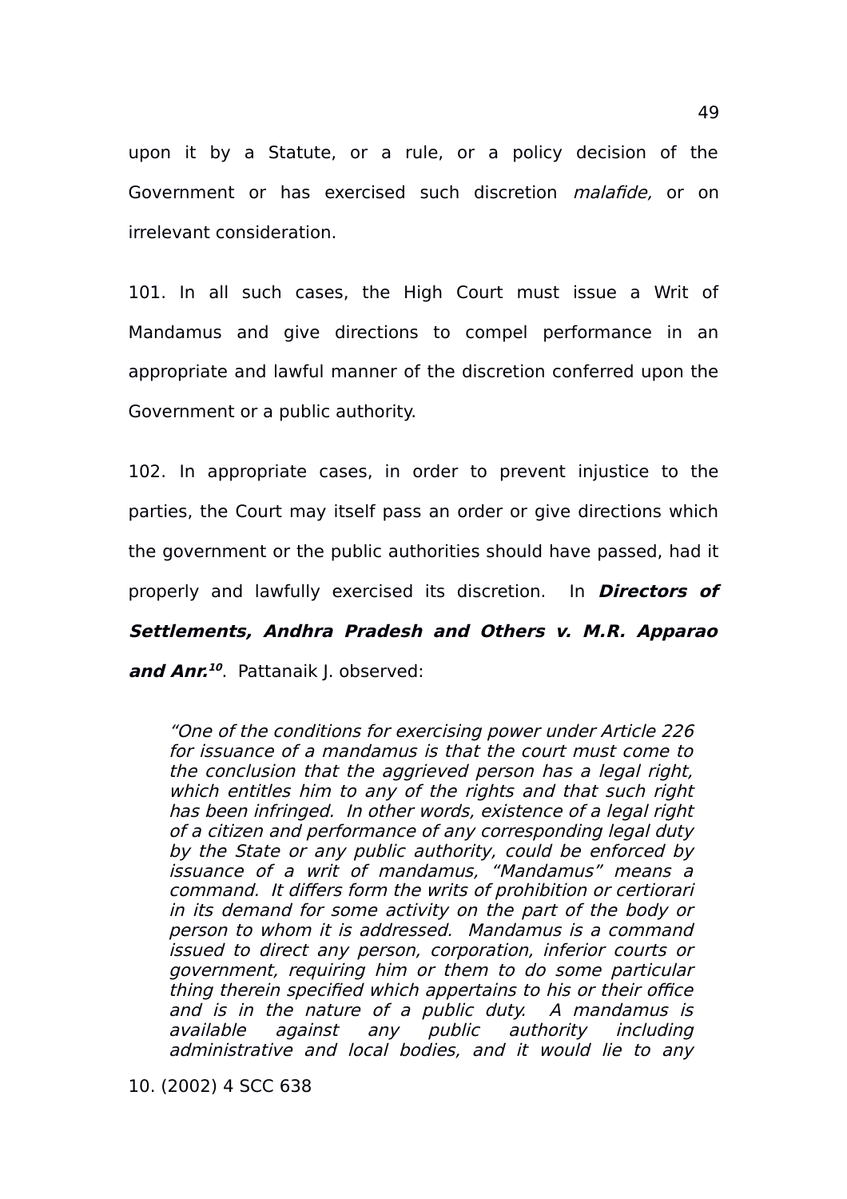upon it by a Statute, or a rule, or a policy decision of the Government or has exercised such discretion *malafide,* or on irrelevant consideration.

101. In all such cases, the High Court must issue a Writ of Mandamus and give directions to compel performance in an appropriate and lawful manner of the discretion conferred upon the Government or a public authority.

102. In appropriate cases, in order to prevent injustice to the parties, the Court may itself pass an order or give directions which the government or the public authorities should have passed, had it properly and lawfully exercised its discretion. In ***Directors of Settlements, Andhra Pradesh and Others v. M.R. Apparao and Anr.***[10]. Pattanaik J. observed:

> *"One of the conditions for exercising power under Article 226 for issuance of a mandamus is that the court must come to the conclusion that the aggrieved person has a legal right, which entitles him to any of the rights and that such right has been infringed. In other words, existence of a legal right of a citizen and performance of any corresponding legal duty by the State or any public authority, could be enforced by issuance of a writ of mandamus, "Mandamus" means a command. It differs form the writs of prohibition or certiorari in its demand for some activity on the part of the body or person to whom it is addressed. Mandamus is a command issued to direct any person, corporation, inferior courts or government, requiring him or them to do some particular thing therein specified which appertains to his or their office and is in the nature of a public duty. A mandamus is available against any public authority including administrative and local bodies, and it would lie to any*

10. (2002) 4 SCC 638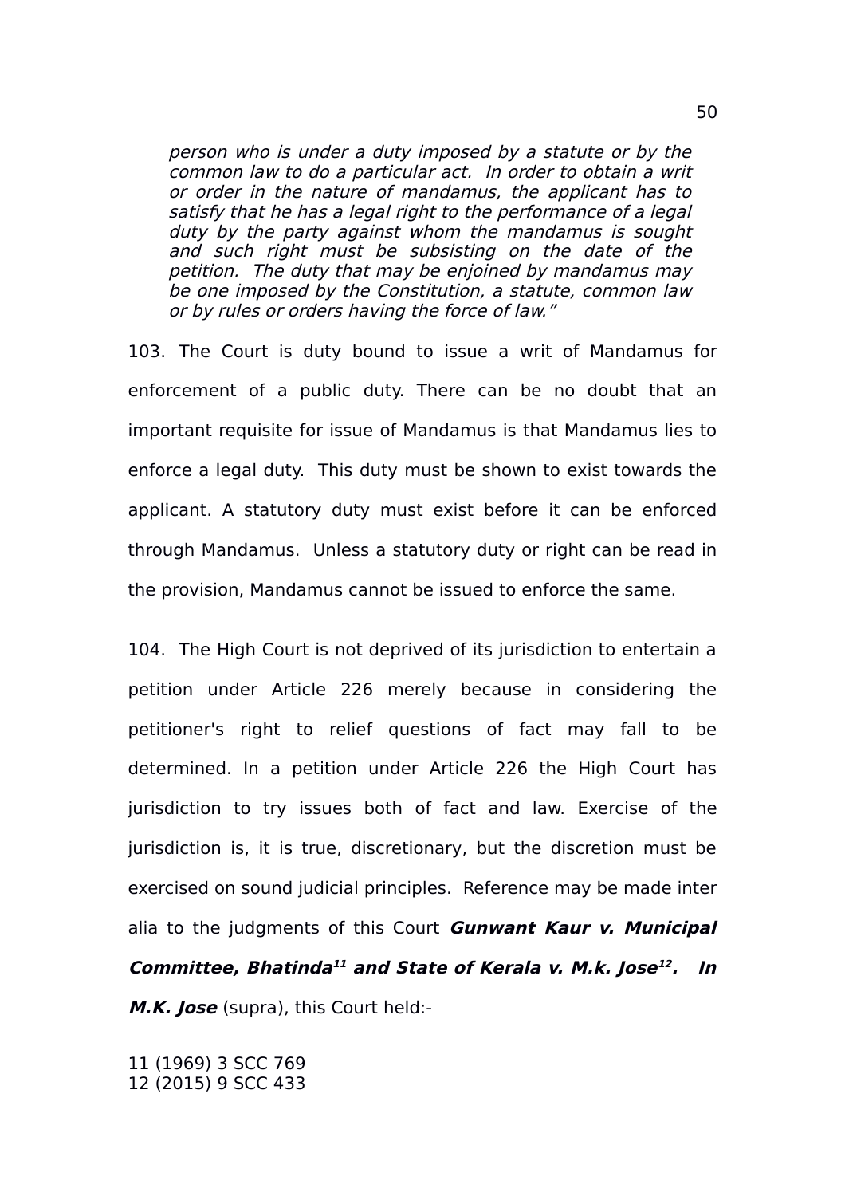*person who is under a duty imposed by a statute or by the common law to do a particular act. In order to obtain a writ or order in the nature of mandamus, the applicant has to satisfy that he has a legal right to the performance of a legal duty by the party against whom the mandamus is sought and such right must be subsisting on the date of the petition. The duty that may be enjoined by mandamus may be one imposed by the Constitution, a statute, common law or by rules or orders having the force of law."*

103. The Court is duty bound to issue a writ of Mandamus for enforcement of a public duty. There can be no doubt that an important requisite for issue of Mandamus is that Mandamus lies to enforce a legal duty. This duty must be shown to exist towards the applicant. A statutory duty must exist before it can be enforced through Mandamus. Unless a statutory duty or right can be read in the provision, Mandamus cannot be issued to enforce the same.

104. The High Court is not deprived of its jurisdiction to entertain a petition under Article 226 merely because in considering the petitioner's right to relief questions of fact may fall to be determined. In a petition under Article 226 the High Court has jurisdiction to try issues both of fact and law. Exercise of the jurisdiction is, it is true, discretionary, but the discretion must be exercised on sound judicial principles. Reference may be made inter alia to the judgments of this Court ***Gunwant Kaur v. Municipal Committee, Bhatinda***[11] ***and State of Kerala v. M.k. Jose***[12]***. In M.K. Jose*** (supra), this Court held:-

11 (1969) 3 SCC 769
12 (2015) 9 SCC 433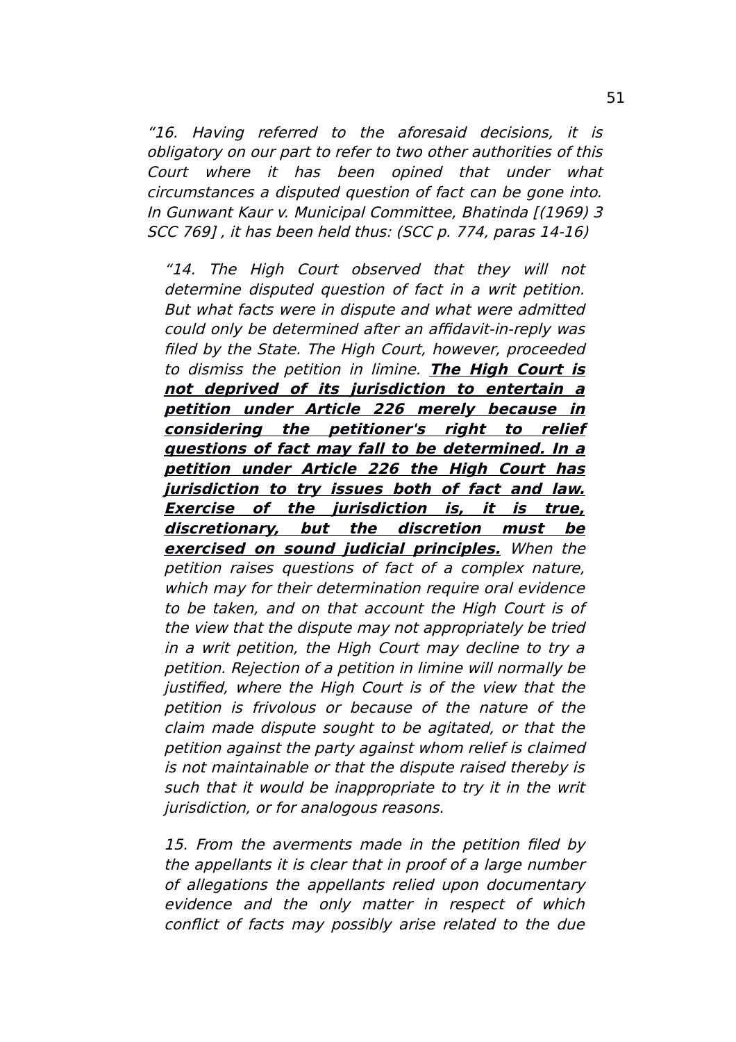*"16. Having referred to the aforesaid decisions, it is obligatory on our part to refer to two other authorities of this Court where it has been opined that under what circumstances a disputed question of fact can be gone into. In Gunwant Kaur v. Municipal Committee, Bhatinda [(1969) 3 SCC 769] , it has been held thus: (SCC p. 774, paras 14-16)*

> *"14. The High Court observed that they will not determine disputed question of fact in a writ petition. But what facts were in dispute and what were admitted could only be determined after an affidavit-in-reply was filed by the State. The High Court, however, proceeded to dismiss the petition in limine.* ***<u>The High Court is not deprived of its jurisdiction to entertain a petition under Article 226 merely because in considering the petitioner's right to relief questions of fact may fall to be determined. In a petition under Article 226 the High Court has jurisdiction to try issues both of fact and law. Exercise of the jurisdiction is, it is true, discretionary, but the discretion must be exercised on sound judicial principles.</u>*** *When the petition raises questions of fact of a complex nature, which may for their determination require oral evidence to be taken, and on that account the High Court is of the view that the dispute may not appropriately be tried in a writ petition, the High Court may decline to try a petition. Rejection of a petition in limine will normally be justified, where the High Court is of the view that the petition is frivolous or because of the nature of the claim made dispute sought to be agitated, or that the petition against the party against whom relief is claimed is not maintainable or that the dispute raised thereby is such that it would be inappropriate to try it in the writ jurisdiction, or for analogous reasons.*
>
> *15. From the averments made in the petition filed by the appellants it is clear that in proof of a large number of allegations the appellants relied upon documentary evidence and the only matter in respect of which conflict of facts may possibly arise related to the due*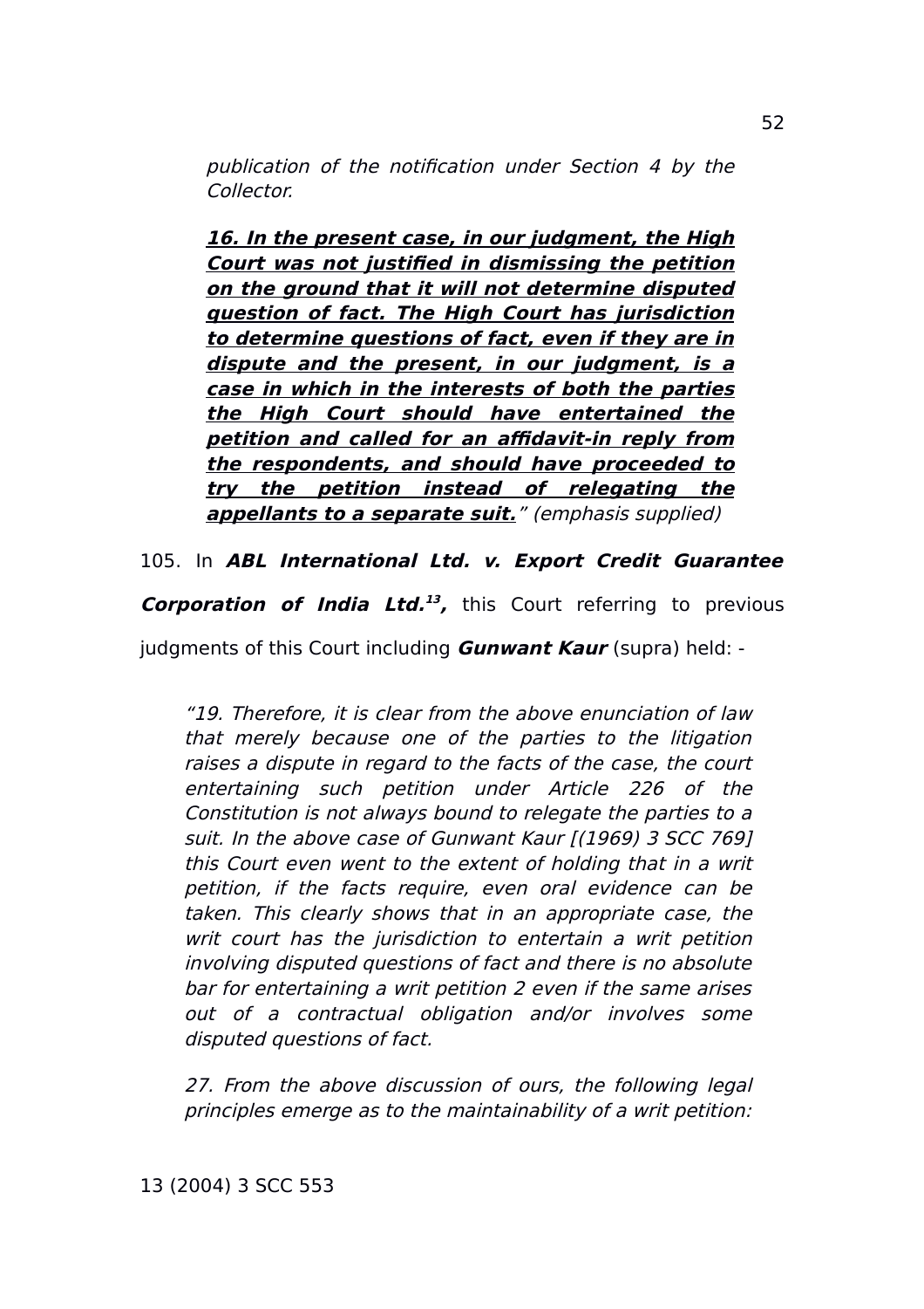> *publication of the notification under Section 4 by the Collector.*
>
> ***16. In the present case, in our judgment, the High Court was not justified in dismissing the petition on the ground that it will not determine disputed question of fact. The High Court has jurisdiction to determine questions of fact, even if they are in dispute and the present, in our judgment, is a case in which in the interests of both the parties the High Court should have entertained the petition and called for an affidavit-in reply from the respondents, and should have proceeded to try the petition instead of relegating the appellants to a separate suit.***" *(emphasis supplied)*

105. In ***ABL International Ltd. v. Export Credit Guarantee Corporation of India Ltd.***[13]**,** this Court referring to previous judgments of this Court including ***Gunwant Kaur*** (supra) held: -

> *"19. Therefore, it is clear from the above enunciation of law that merely because one of the parties to the litigation raises a dispute in regard to the facts of the case, the court entertaining such petition under Article 226 of the Constitution is not always bound to relegate the parties to a suit. In the above case of Gunwant Kaur [(1969) 3 SCC 769] this Court even went to the extent of holding that in a writ petition, if the facts require, even oral evidence can be taken. This clearly shows that in an appropriate case, the writ court has the jurisdiction to entertain a writ petition involving disputed questions of fact and there is no absolute bar for entertaining a writ petition 2 even if the same arises out of a contractual obligation and/or involves some disputed questions of fact.*
>
> *27. From the above discussion of ours, the following legal principles emerge as to the maintainability of a writ petition:*

13 (2004) 3 SCC 553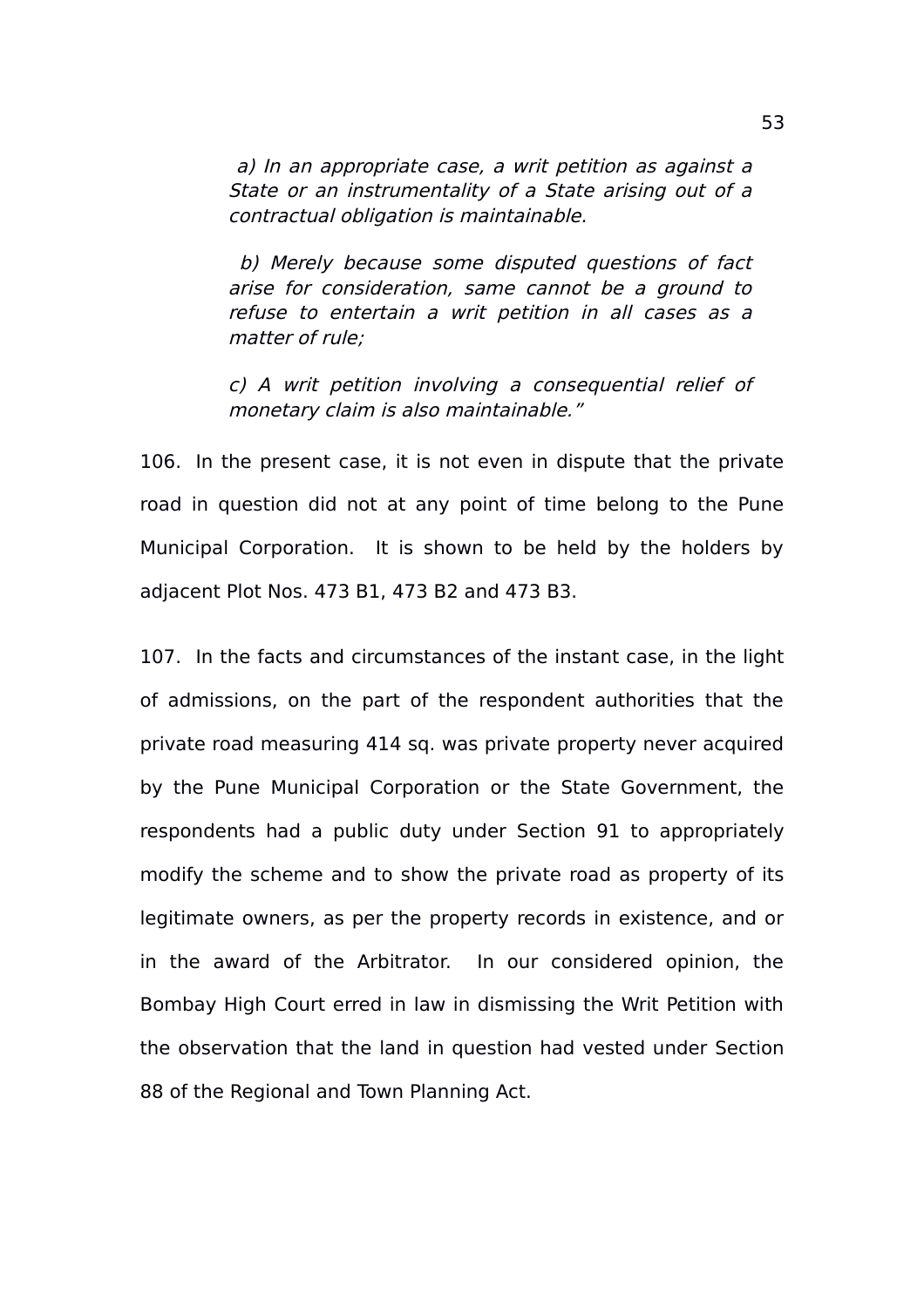*a) In an appropriate case, a writ petition as against a State or an instrumentality of a State arising out of a contractual obligation is maintainable.*

*b) Merely because some disputed questions of fact arise for consideration, same cannot be a ground to refuse to entertain a writ petition in all cases as a matter of rule;*

*c) A writ petition involving a consequential relief of monetary claim is also maintainable."*

106. In the present case, it is not even in dispute that the private road in question did not at any point of time belong to the Pune Municipal Corporation. It is shown to be held by the holders by adjacent Plot Nos. 473 B1, 473 B2 and 473 B3.

107. In the facts and circumstances of the instant case, in the light of admissions, on the part of the respondent authorities that the private road measuring 414 sq. was private property never acquired by the Pune Municipal Corporation or the State Government, the respondents had a public duty under Section 91 to appropriately modify the scheme and to show the private road as property of its legitimate owners, as per the property records in existence, and or in the award of the Arbitrator. In our considered opinion, the Bombay High Court erred in law in dismissing the Writ Petition with the observation that the land in question had vested under Section 88 of the Regional and Town Planning Act.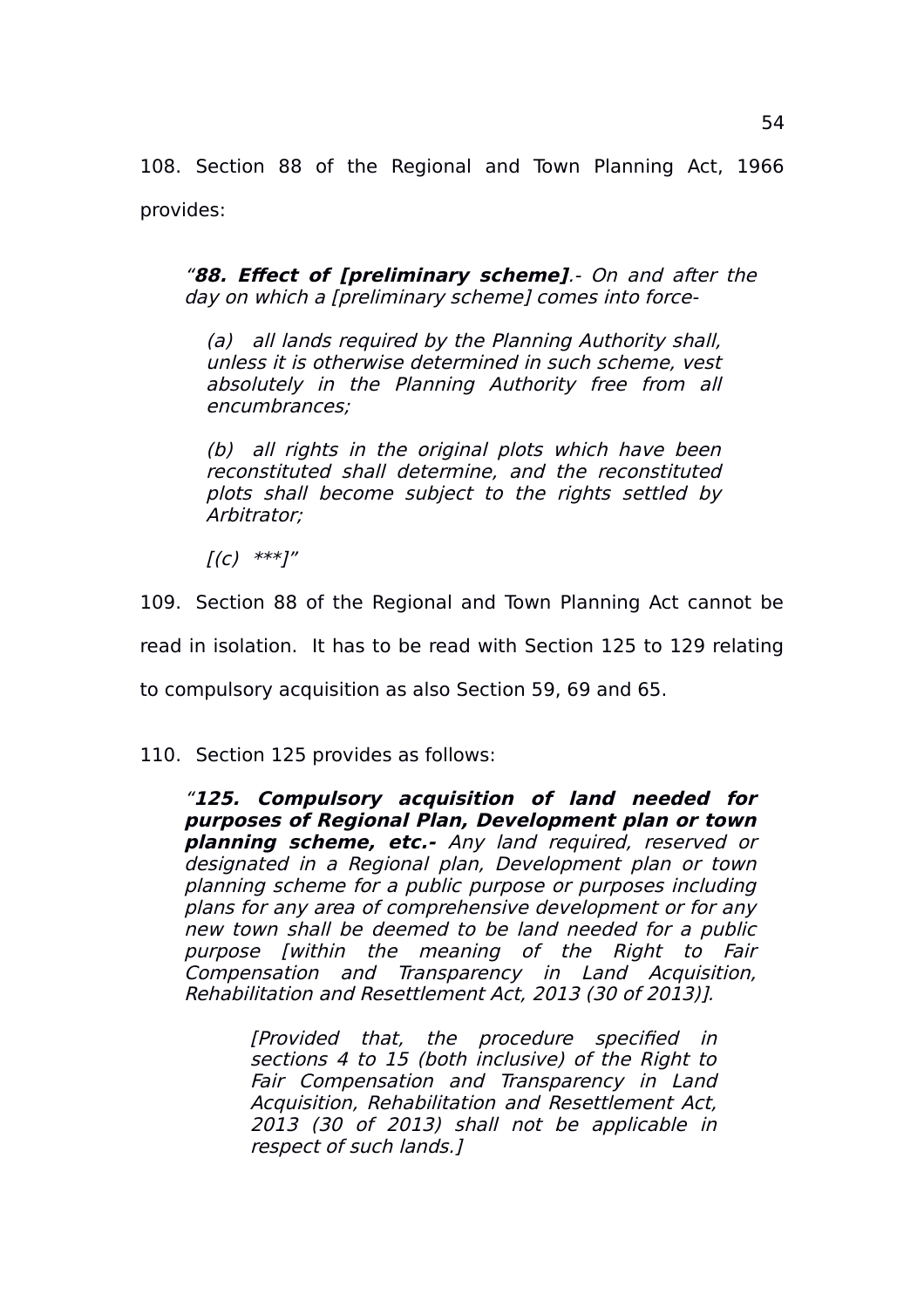108. Section 88 of the Regional and Town Planning Act, 1966 provides:

> *"**88. Effect of [preliminary scheme]**.- On and after the day on which a [preliminary scheme] comes into force-*
>
> > *(a) all lands required by the Planning Authority shall, unless it is otherwise determined in such scheme, vest absolutely in the Planning Authority free from all encumbrances;*
> >
> > *(b) all rights in the original plots which have been reconstituted shall determine, and the reconstituted plots shall become subject to the rights settled by Arbitrator;*
> >
> > *[(c) \*\*\*]"*

109. Section 88 of the Regional and Town Planning Act cannot be read in isolation. It has to be read with Section 125 to 129 relating to compulsory acquisition as also Section 59, 69 and 65.

110. Section 125 provides as follows:

> *"**125. Compulsory acquisition of land needed for purposes of Regional Plan, Development plan or town planning scheme, etc.-** Any land required, reserved or designated in a Regional plan, Development plan or town planning scheme for a public purpose or purposes including plans for any area of comprehensive development or for any new town shall be deemed to be land needed for a public purpose [within the meaning of the Right to Fair Compensation and Transparency in Land Acquisition, Rehabilitation and Resettlement Act, 2013 (30 of 2013)].*
>
> > *[Provided that, the procedure specified in sections 4 to 15 (both inclusive) of the Right to Fair Compensation and Transparency in Land Acquisition, Rehabilitation and Resettlement Act, 2013 (30 of 2013) shall not be applicable in respect of such lands.]*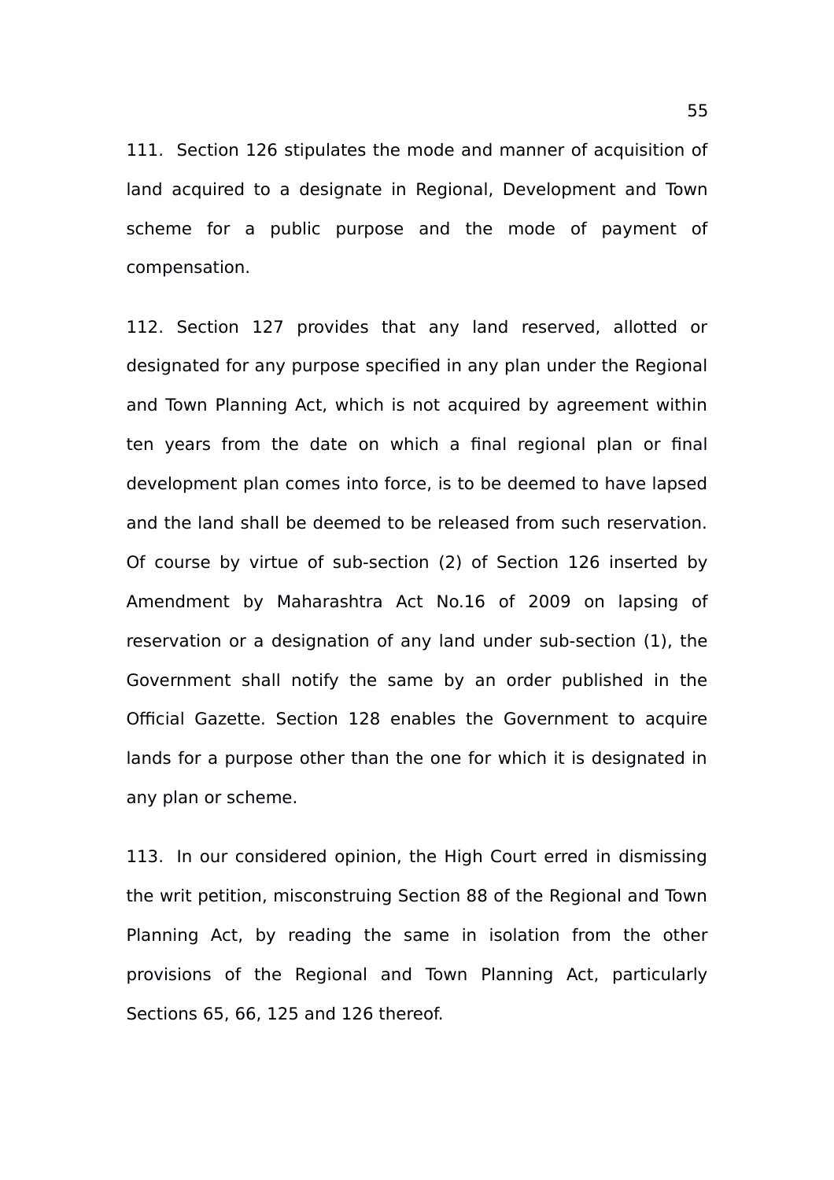111. Section 126 stipulates the mode and manner of acquisition of land acquired to a designate in Regional, Development and Town scheme for a public purpose and the mode of payment of compensation.

112. Section 127 provides that any land reserved, allotted or designated for any purpose specified in any plan under the Regional and Town Planning Act, which is not acquired by agreement within ten years from the date on which a final regional plan or final development plan comes into force, is to be deemed to have lapsed and the land shall be deemed to be released from such reservation. Of course by virtue of sub-section (2) of Section 126 inserted by Amendment by Maharashtra Act No.16 of 2009 on lapsing of reservation or a designation of any land under sub-section (1), the Government shall notify the same by an order published in the Official Gazette. Section 128 enables the Government to acquire lands for a purpose other than the one for which it is designated in any plan or scheme.

113. In our considered opinion, the High Court erred in dismissing the writ petition, misconstruing Section 88 of the Regional and Town Planning Act, by reading the same in isolation from the other provisions of the Regional and Town Planning Act, particularly Sections 65, 66, 125 and 126 thereof.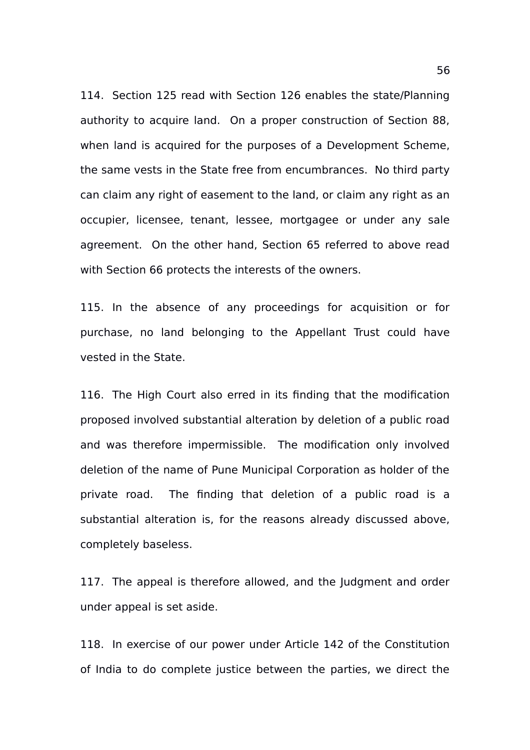114. Section 125 read with Section 126 enables the state/Planning authority to acquire land. On a proper construction of Section 88, when land is acquired for the purposes of a Development Scheme, the same vests in the State free from encumbrances. No third party can claim any right of easement to the land, or claim any right as an occupier, licensee, tenant, lessee, mortgagee or under any sale agreement. On the other hand, Section 65 referred to above read with Section 66 protects the interests of the owners.

115. In the absence of any proceedings for acquisition or for purchase, no land belonging to the Appellant Trust could have vested in the State.

116. The High Court also erred in its finding that the modification proposed involved substantial alteration by deletion of a public road and was therefore impermissible. The modification only involved deletion of the name of Pune Municipal Corporation as holder of the private road. The finding that deletion of a public road is a substantial alteration is, for the reasons already discussed above, completely baseless.

117. The appeal is therefore allowed, and the Judgment and order under appeal is set aside.

118. In exercise of our power under Article 142 of the Constitution of India to do complete justice between the parties, we direct the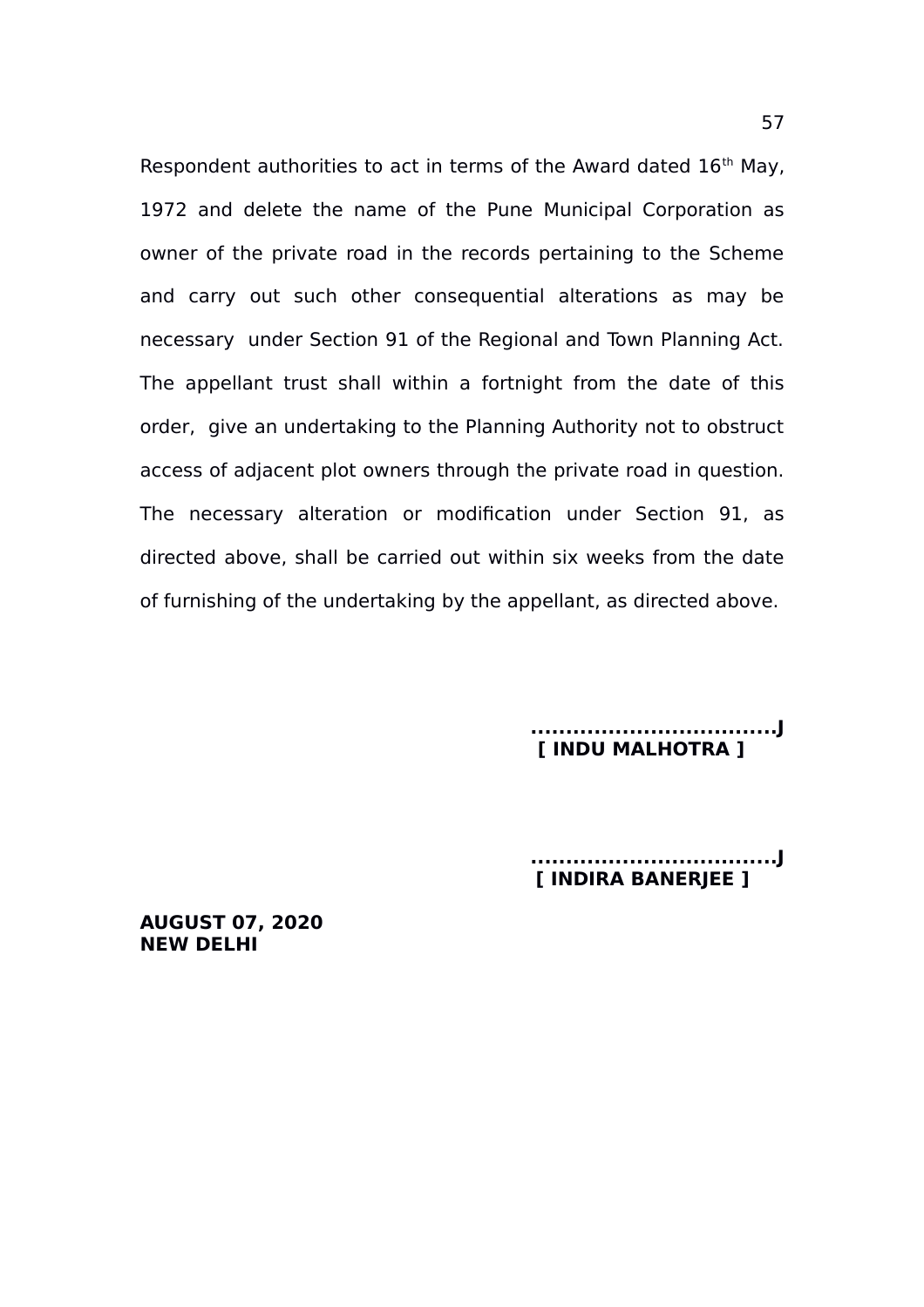Respondent authorities to act in terms of the Award dated 16th May, 1972 and delete the name of the Pune Municipal Corporation as owner of the private road in the records pertaining to the Scheme and carry out such other consequential alterations as may be necessary under Section 91 of the Regional and Town Planning Act. The appellant trust shall within a fortnight from the date of this order, give an undertaking to the Planning Authority not to obstruct access of adjacent plot owners through the private road in question. The necessary alteration or modification under Section 91, as directed above, shall be carried out within six weeks from the date of furnishing of the undertaking by the appellant, as directed above.

**..................................J**
**[ INDU MALHOTRA ]**

**..................................J**
**[ INDIRA BANERJEE ]**

**AUGUST 07, 2020**
**NEW DELHI**